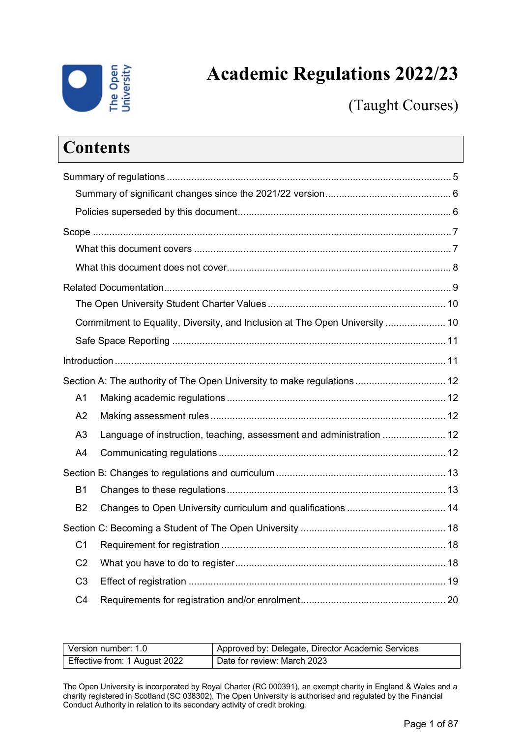# Academic Regulations 2022/23

(Taught Courses)

## Contents

Summary of regulations .......... 5

- Summary of significant changes since the 2021/22 version .......... 6
- Policies superseded by this document .......... 6

Scope .......... 7

- What this document covers .......... 7
- What this document does not cover .......... 8

Related Documentation .......... 9

- The Open University Student Charter Values .......... 10
- Commitment to Equality, Diversity, and Inclusion at The Open University .......... 10
- Safe Space Reporting .......... 11

Introduction .......... 11

Section A: The authority of The Open University to make regulations .......... 12

- A1 Making academic regulations .......... 12
- A2 Making assessment rules .......... 12
- A3 Language of instruction, teaching, assessment and administration .......... 12
- A4 Communicating regulations .......... 12

Section B: Changes to regulations and curriculum .......... 13

- B1 Changes to these regulations .......... 13
- B2 Changes to Open University curriculum and qualifications .......... 14

Section C: Becoming a Student of The Open University .......... 18

- C1 Requirement for registration .......... 18
- C2 What you have to do to register .......... 18
- C3 Effect of registration .......... 19
- C4 Requirements for registration and/or enrolment .......... 20

| Version number: 1.0 | Approved by: Delegate, Director Academic Services |
|---|---|
| Effective from: 1 August 2022 | Date for review: March 2023 |

The Open University is incorporated by Royal Charter (RC 000391), an exempt charity in England & Wales and a charity registered in Scotland (SC 038302). The Open University is authorised and regulated by the Financial Conduct Authority in relation to its secondary activity of credit broking.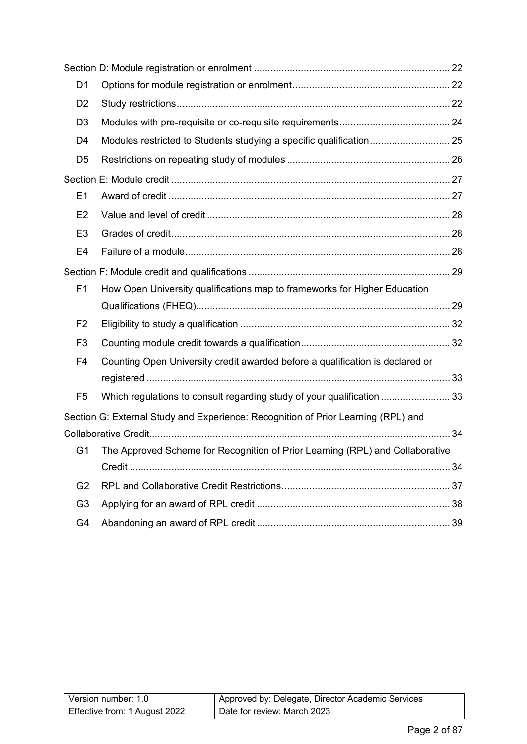Section D: Module registration or enrolment ........ 22

- D1 Options for module registration or enrolment ........ 22
- D2 Study restrictions ........ 22
- D3 Modules with pre-requisite or co-requisite requirements ........ 24
- D4 Modules restricted to Students studying a specific qualification ........ 25
- D5 Restrictions on repeating study of modules ........ 26

Section E: Module credit ........ 27

- E1 Award of credit ........ 27
- E2 Value and level of credit ........ 28
- E3 Grades of credit ........ 28
- E4 Failure of a module ........ 28

Section F: Module credit and qualifications ........ 29

- F1 How Open University qualifications map to frameworks for Higher Education Qualifications (FHEQ) ........ 29
- F2 Eligibility to study a qualification ........ 32
- F3 Counting module credit towards a qualification ........ 32
- F4 Counting Open University credit awarded before a qualification is declared or registered ........ 33
- F5 Which regulations to consult regarding study of your qualification ........ 33

Section G: External Study and Experience: Recognition of Prior Learning (RPL) and Collaborative Credit ........ 34

- G1 The Approved Scheme for Recognition of Prior Learning (RPL) and Collaborative Credit ........ 34
- G2 RPL and Collaborative Credit Restrictions ........ 37
- G3 Applying for an award of RPL credit ........ 38
- G4 Abandoning an award of RPL credit ........ 39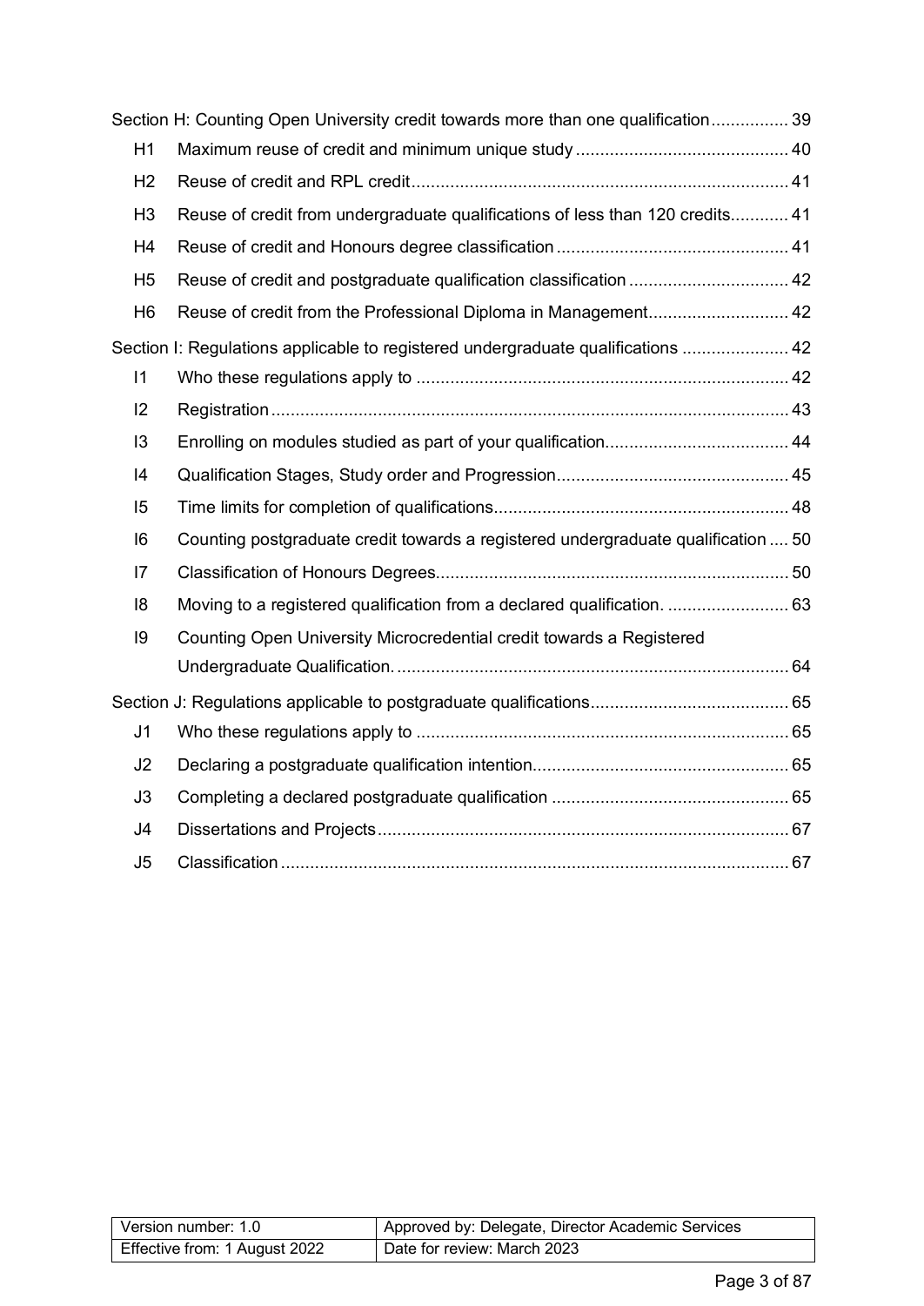Section H: Counting Open University credit towards more than one qualification ................ 39

- H1 Maximum reuse of credit and minimum unique study ............................................ 40
- H2 Reuse of credit and RPL credit .............................................................................. 41
- H3 Reuse of credit from undergraduate qualifications of less than 120 credits............ 41
- H4 Reuse of credit and Honours degree classification ................................................ 41
- H5 Reuse of credit and postgraduate qualification classification ................................. 42
- H6 Reuse of credit from the Professional Diploma in Management............................. 42

Section I: Regulations applicable to registered undergraduate qualifications ...................... 42

- I1 Who these regulations apply to ............................................................................. 42
- I2 Registration ........................................................................................................... 43
- I3 Enrolling on modules studied as part of your qualification...................................... 44
- I4 Qualification Stages, Study order and Progression................................................ 45
- I5 Time limits for completion of qualifications............................................................. 48
- I6 Counting postgraduate credit towards a registered undergraduate qualification .... 50
- I7 Classification of Honours Degrees......................................................................... 50
- I8 Moving to a registered qualification from a declared qualification. ......................... 63
- I9 Counting Open University Microcredential credit towards a Registered Undergraduate Qualification. ................................................................................ 64

Section J: Regulations applicable to postgraduate qualifications......................................... 65

- J1 Who these regulations apply to ............................................................................. 65
- J2 Declaring a postgraduate qualification intention..................................................... 65
- J3 Completing a declared postgraduate qualification ................................................. 65
- J4 Dissertations and Projects ..................................................................................... 67
- J5 Classification ......................................................................................................... 67

| Version number: 1.0 | Approved by: Delegate, Director Academic Services |
|---|---|
| Effective from: 1 August 2022 | Date for review: March 2023 |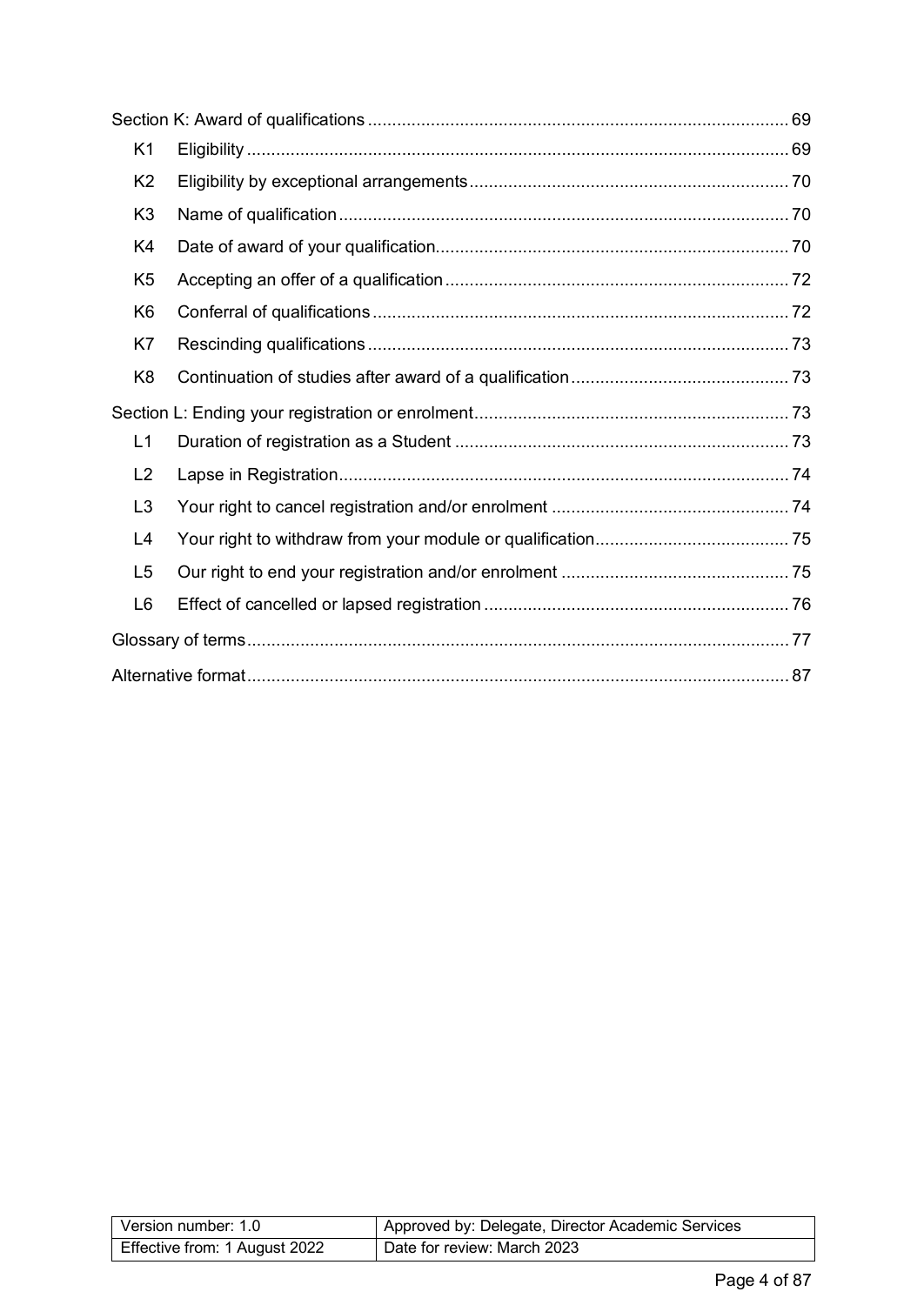Section K: Award of qualifications ........ 69

- K1 Eligibility ........ 69
- K2 Eligibility by exceptional arrangements ........ 70
- K3 Name of qualification ........ 70
- K4 Date of award of your qualification ........ 70
- K5 Accepting an offer of a qualification ........ 72
- K6 Conferral of qualifications ........ 72
- K7 Rescinding qualifications ........ 73
- K8 Continuation of studies after award of a qualification ........ 73

Section L: Ending your registration or enrolment ........ 73

- L1 Duration of registration as a Student ........ 73
- L2 Lapse in Registration ........ 74
- L3 Your right to cancel registration and/or enrolment ........ 74
- L4 Your right to withdraw from your module or qualification ........ 75
- L5 Our right to end your registration and/or enrolment ........ 75
- L6 Effect of cancelled or lapsed registration ........ 76

Glossary of terms ........ 77

Alternative format ........ 87

| Version number: 1.0 | Approved by: Delegate, Director Academic Services |
|---|---|
| Effective from: 1 August 2022 | Date for review: March 2023 |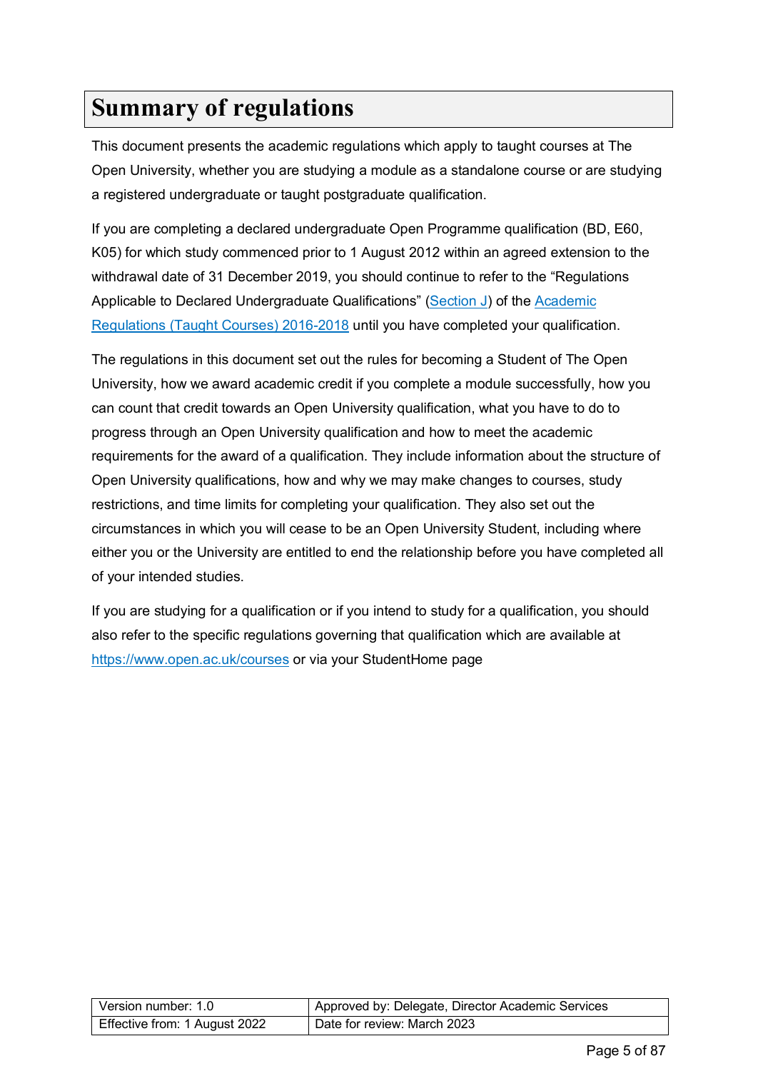# Summary of regulations

This document presents the academic regulations which apply to taught courses at The Open University, whether you are studying a module as a standalone course or are studying a registered undergraduate or taught postgraduate qualification.

If you are completing a declared undergraduate Open Programme qualification (BD, E60, K05) for which study commenced prior to 1 August 2012 within an agreed extension to the withdrawal date of 31 December 2019, you should continue to refer to the "Regulations Applicable to Declared Undergraduate Qualifications" (Section J) of the Academic Regulations (Taught Courses) 2016-2018 until you have completed your qualification.

The regulations in this document set out the rules for becoming a Student of The Open University, how we award academic credit if you complete a module successfully, how you can count that credit towards an Open University qualification, what you have to do to progress through an Open University qualification and how to meet the academic requirements for the award of a qualification. They include information about the structure of Open University qualifications, how and why we may make changes to courses, study restrictions, and time limits for completing your qualification. They also set out the circumstances in which you will cease to be an Open University Student, including where either you or the University are entitled to end the relationship before you have completed all of your intended studies.

If you are studying for a qualification or if you intend to study for a qualification, you should also refer to the specific regulations governing that qualification which are available at https://www.open.ac.uk/courses or via your StudentHome page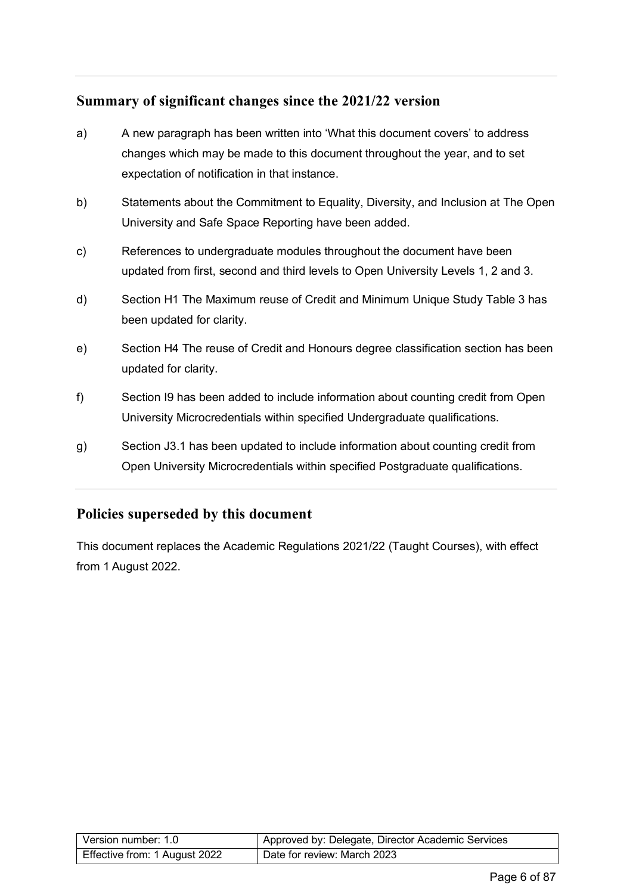## Summary of significant changes since the 2021/22 version

a) A new paragraph has been written into 'What this document covers' to address changes which may be made to this document throughout the year, and to set expectation of notification in that instance.

b) Statements about the Commitment to Equality, Diversity, and Inclusion at The Open University and Safe Space Reporting have been added.

c) References to undergraduate modules throughout the document have been updated from first, second and third levels to Open University Levels 1, 2 and 3.

d) Section H1 The Maximum reuse of Credit and Minimum Unique Study Table 3 has been updated for clarity.

e) Section H4 The reuse of Credit and Honours degree classification section has been updated for clarity.

f) Section I9 has been added to include information about counting credit from Open University Microcredentials within specified Undergraduate qualifications.

g) Section J3.1 has been updated to include information about counting credit from Open University Microcredentials within specified Postgraduate qualifications.

## Policies superseded by this document

This document replaces the Academic Regulations 2021/22 (Taught Courses), with effect from 1 August 2022.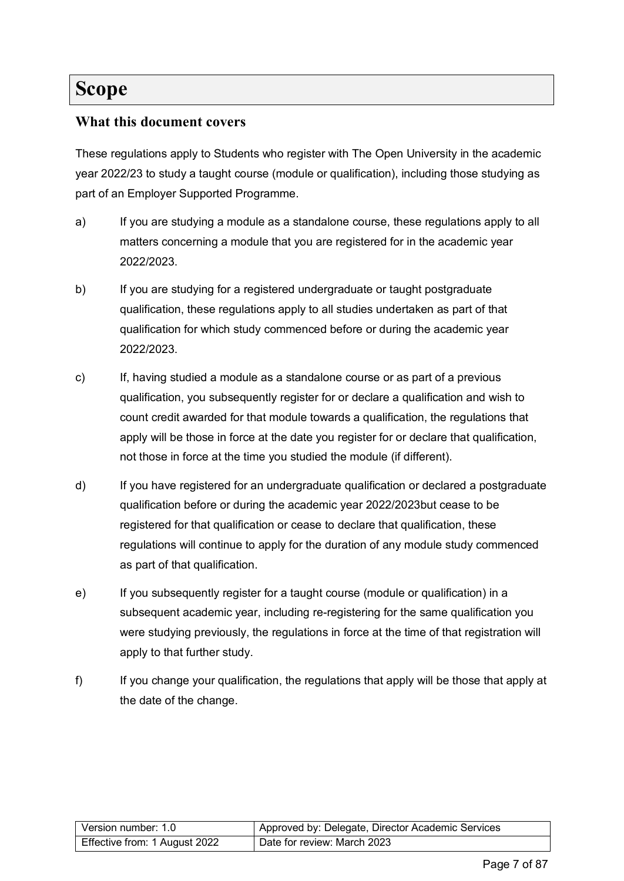# Scope

## What this document covers

These regulations apply to Students who register with The Open University in the academic year 2022/23 to study a taught course (module or qualification), including those studying as part of an Employer Supported Programme.

a) If you are studying a module as a standalone course, these regulations apply to all matters concerning a module that you are registered for in the academic year 2022/2023.

b) If you are studying for a registered undergraduate or taught postgraduate qualification, these regulations apply to all studies undertaken as part of that qualification for which study commenced before or during the academic year 2022/2023.

c) If, having studied a module as a standalone course or as part of a previous qualification, you subsequently register for or declare a qualification and wish to count credit awarded for that module towards a qualification, the regulations that apply will be those in force at the date you register for or declare that qualification, not those in force at the time you studied the module (if different).

d) If you have registered for an undergraduate qualification or declared a postgraduate qualification before or during the academic year 2022/2023but cease to be registered for that qualification or cease to declare that qualification, these regulations will continue to apply for the duration of any module study commenced as part of that qualification.

e) If you subsequently register for a taught course (module or qualification) in a subsequent academic year, including re-registering for the same qualification you were studying previously, the regulations in force at the time of that registration will apply to that further study.

f) If you change your qualification, the regulations that apply will be those that apply at the date of the change.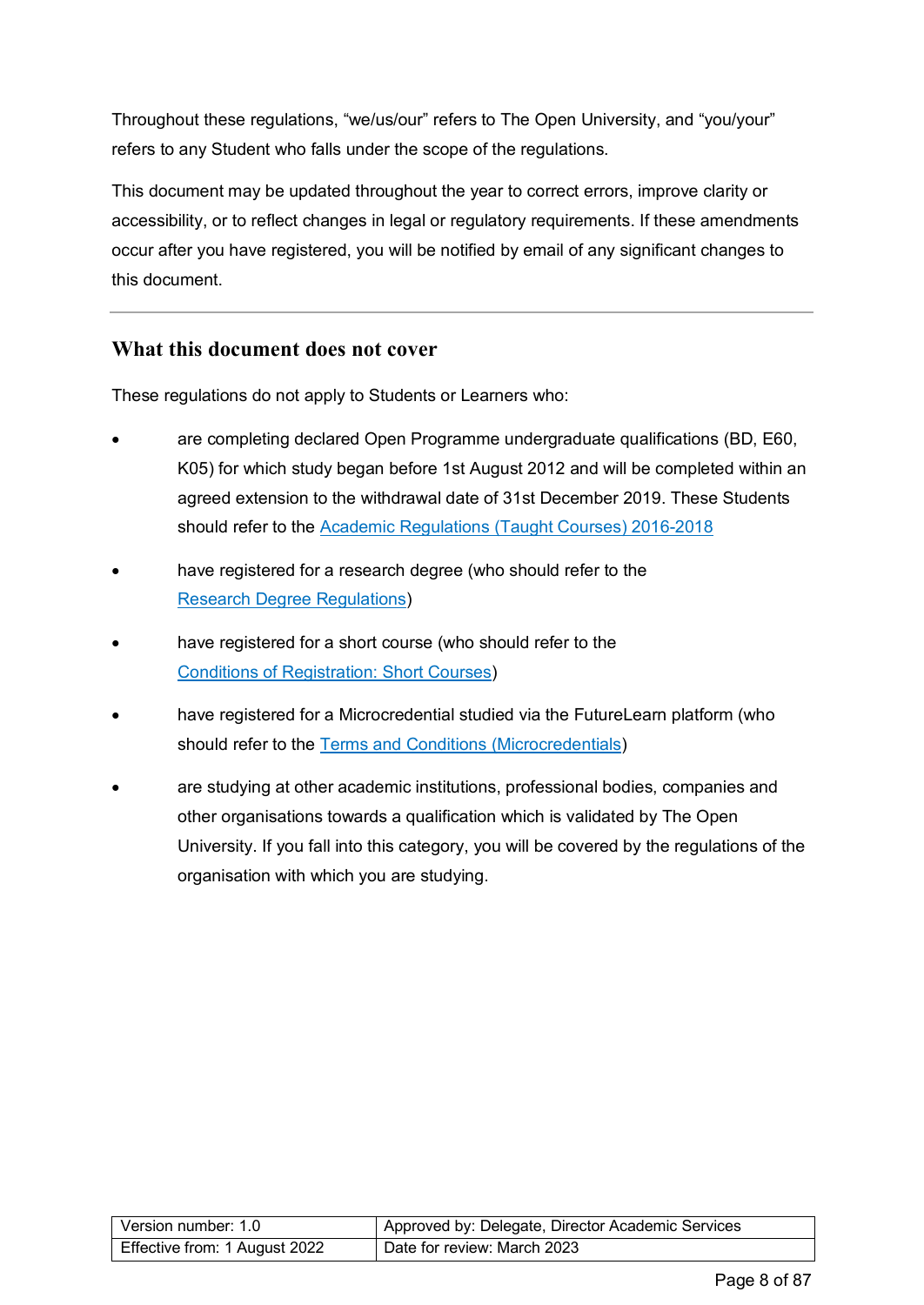Throughout these regulations, “we/us/our” refers to The Open University, and “you/your” refers to any Student who falls under the scope of the regulations.

This document may be updated throughout the year to correct errors, improve clarity or accessibility, or to reflect changes in legal or regulatory requirements. If these amendments occur after you have registered, you will be notified by email of any significant changes to this document.

---

## What this document does not cover

These regulations do not apply to Students or Learners who:

- are completing declared Open Programme undergraduate qualifications (BD, E60, K05) for which study began before 1st August 2012 and will be completed within an agreed extension to the withdrawal date of 31st December 2019. These Students should refer to the Academic Regulations (Taught Courses) 2016-2018
- have registered for a research degree (who should refer to the Research Degree Regulations)
- have registered for a short course (who should refer to the Conditions of Registration: Short Courses)
- have registered for a Microcredential studied via the FutureLearn platform (who should refer to the Terms and Conditions (Microcredentials))
- are studying at other academic institutions, professional bodies, companies and other organisations towards a qualification which is validated by The Open University. If you fall into this category, you will be covered by the regulations of the organisation with which you are studying.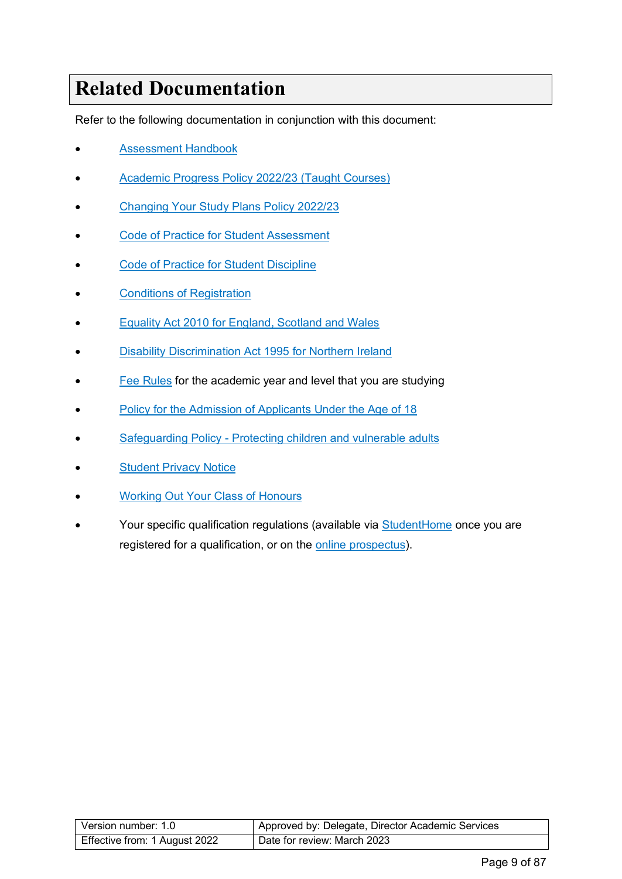# Related Documentation

Refer to the following documentation in conjunction with this document:

- Assessment Handbook
- Academic Progress Policy 2022/23 (Taught Courses)
- Changing Your Study Plans Policy 2022/23
- Code of Practice for Student Assessment
- Code of Practice for Student Discipline
- Conditions of Registration
- Equality Act 2010 for England, Scotland and Wales
- Disability Discrimination Act 1995 for Northern Ireland
- Fee Rules for the academic year and level that you are studying
- Policy for the Admission of Applicants Under the Age of 18
- Safeguarding Policy - Protecting children and vulnerable adults
- Student Privacy Notice
- Working Out Your Class of Honours
- Your specific qualification regulations (available via StudentHome once you are registered for a qualification, or on the online prospectus).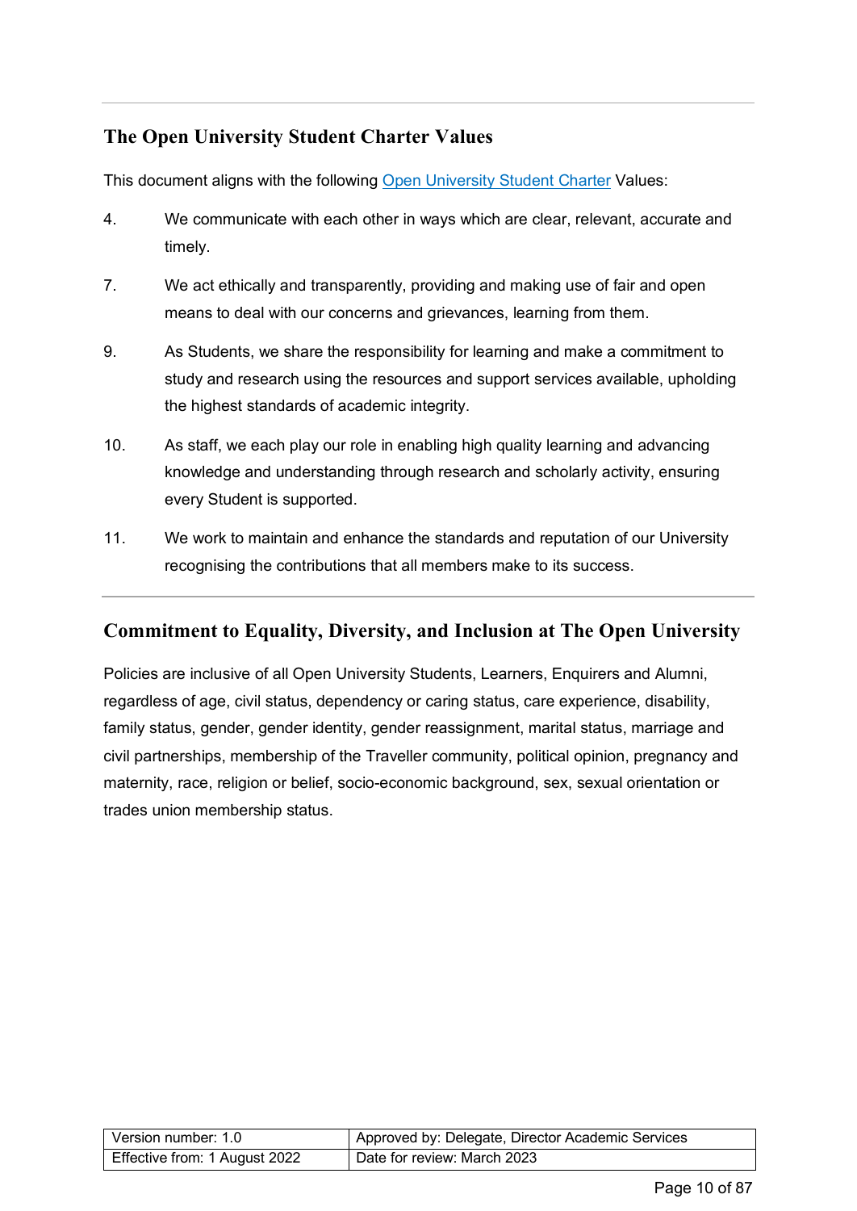## The Open University Student Charter Values

This document aligns with the following Open University Student Charter Values:

4. We communicate with each other in ways which are clear, relevant, accurate and timely.

7. We act ethically and transparently, providing and making use of fair and open means to deal with our concerns and grievances, learning from them.

9. As Students, we share the responsibility for learning and make a commitment to study and research using the resources and support services available, upholding the highest standards of academic integrity.

10. As staff, we each play our role in enabling high quality learning and advancing knowledge and understanding through research and scholarly activity, ensuring every Student is supported.

11. We work to maintain and enhance the standards and reputation of our University recognising the contributions that all members make to its success.

## Commitment to Equality, Diversity, and Inclusion at The Open University

Policies are inclusive of all Open University Students, Learners, Enquirers and Alumni, regardless of age, civil status, dependency or caring status, care experience, disability, family status, gender, gender identity, gender reassignment, marital status, marriage and civil partnerships, membership of the Traveller community, political opinion, pregnancy and maternity, race, religion or belief, socio-economic background, sex, sexual orientation or trades union membership status.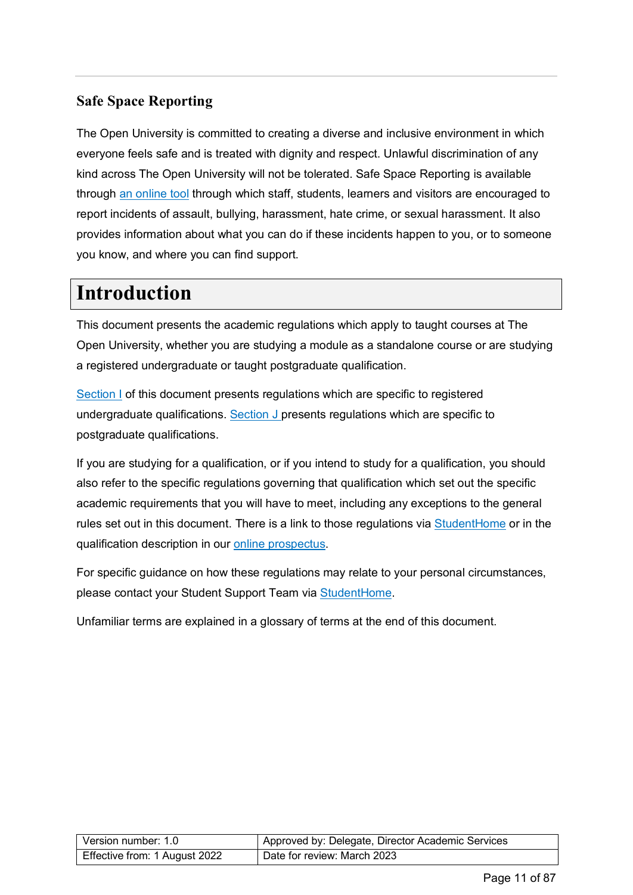## Safe Space Reporting

The Open University is committed to creating a diverse and inclusive environment in which everyone feels safe and is treated with dignity and respect. Unlawful discrimination of any kind across The Open University will not be tolerated. Safe Space Reporting is available through an online tool through which staff, students, learners and visitors are encouraged to report incidents of assault, bullying, harassment, hate crime, or sexual harassment. It also provides information about what you can do if these incidents happen to you, or to someone you know, and where you can find support.

# Introduction

This document presents the academic regulations which apply to taught courses at The Open University, whether you are studying a module as a standalone course or are studying a registered undergraduate or taught postgraduate qualification.

Section I of this document presents regulations which are specific to registered undergraduate qualifications. Section J presents regulations which are specific to postgraduate qualifications.

If you are studying for a qualification, or if you intend to study for a qualification, you should also refer to the specific regulations governing that qualification which set out the specific academic requirements that you will have to meet, including any exceptions to the general rules set out in this document. There is a link to those regulations via StudentHome or in the qualification description in our online prospectus.

For specific guidance on how these regulations may relate to your personal circumstances, please contact your Student Support Team via StudentHome.

Unfamiliar terms are explained in a glossary of terms at the end of this document.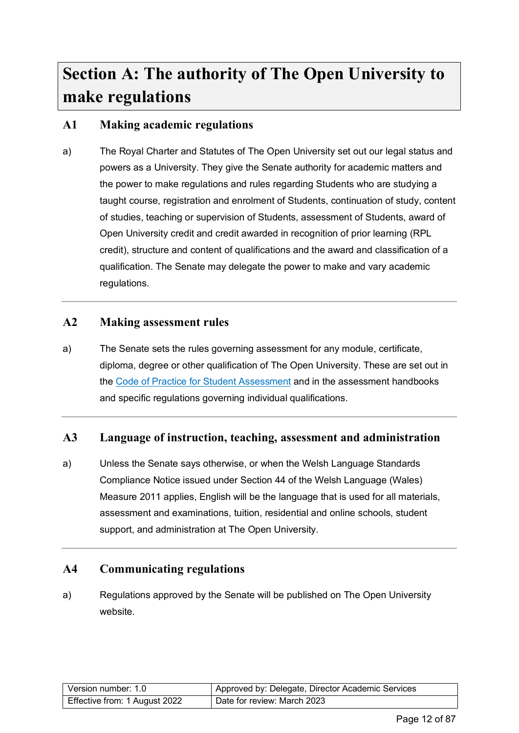# Section A: The authority of The Open University to make regulations

## A1 Making academic regulations

a) The Royal Charter and Statutes of The Open University set out our legal status and powers as a University. They give the Senate authority for academic matters and the power to make regulations and rules regarding Students who are studying a taught course, registration and enrolment of Students, continuation of study, content of studies, teaching or supervision of Students, assessment of Students, award of Open University credit and credit awarded in recognition of prior learning (RPL credit), structure and content of qualifications and the award and classification of a qualification. The Senate may delegate the power to make and vary academic regulations.

## A2 Making assessment rules

a) The Senate sets the rules governing assessment for any module, certificate, diploma, degree or other qualification of The Open University. These are set out in the Code of Practice for Student Assessment and in the assessment handbooks and specific regulations governing individual qualifications.

## A3 Language of instruction, teaching, assessment and administration

a) Unless the Senate says otherwise, or when the Welsh Language Standards Compliance Notice issued under Section 44 of the Welsh Language (Wales) Measure 2011 applies, English will be the language that is used for all materials, assessment and examinations, tuition, residential and online schools, student support, and administration at The Open University.

## A4 Communicating regulations

a) Regulations approved by the Senate will be published on The Open University website.

| Version number: 1.0 | Approved by: Delegate, Director Academic Services |
|---|---|
| Effective from: 1 August 2022 | Date for review: March 2023 |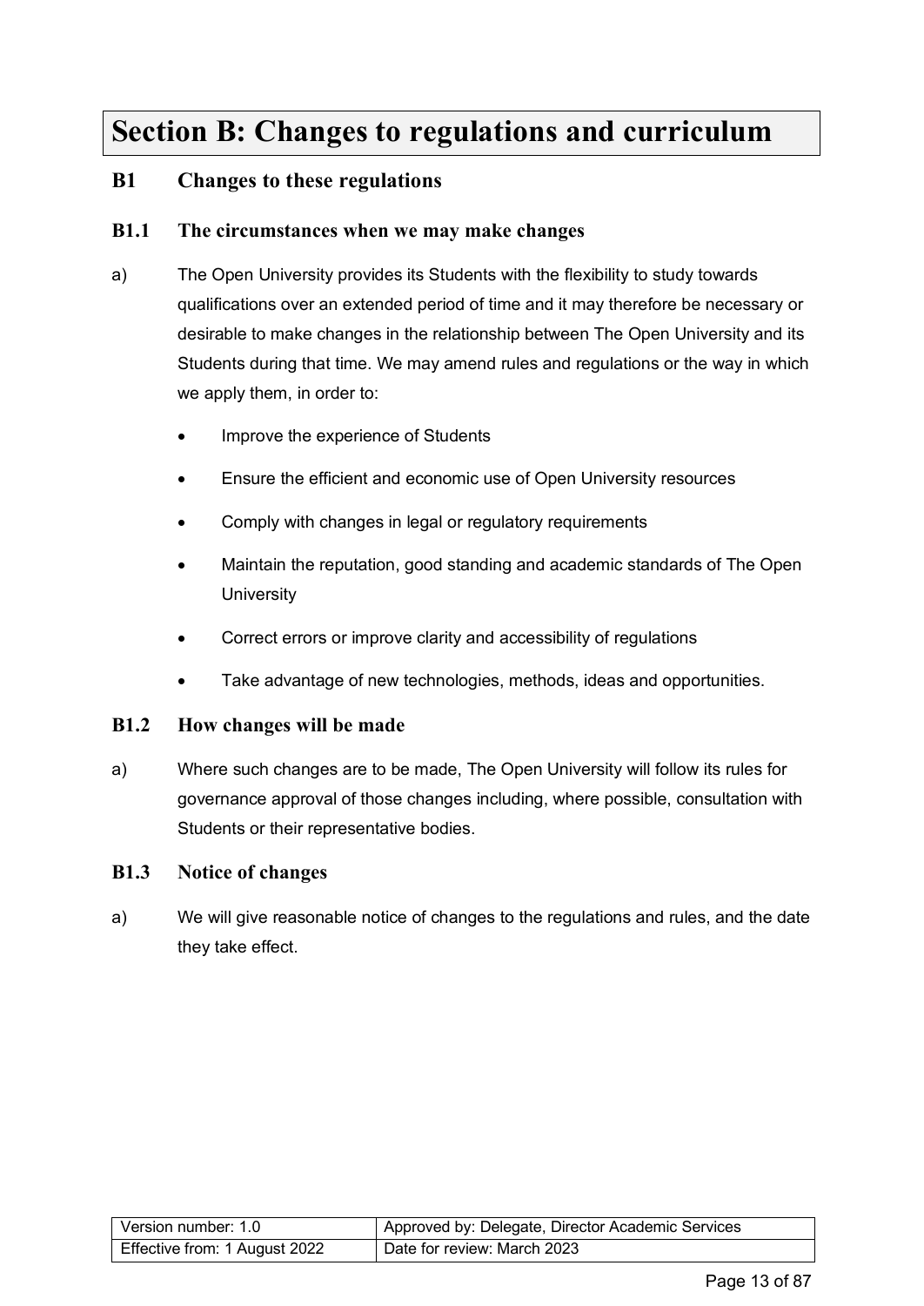# Section B: Changes to regulations and curriculum

## B1 Changes to these regulations

### B1.1 The circumstances when we may make changes

a) The Open University provides its Students with the flexibility to study towards qualifications over an extended period of time and it may therefore be necessary or desirable to make changes in the relationship between The Open University and its Students during that time. We may amend rules and regulations or the way in which we apply them, in order to:

- Improve the experience of Students
- Ensure the efficient and economic use of Open University resources
- Comply with changes in legal or regulatory requirements
- Maintain the reputation, good standing and academic standards of The Open University
- Correct errors or improve clarity and accessibility of regulations
- Take advantage of new technologies, methods, ideas and opportunities.

### B1.2 How changes will be made

a) Where such changes are to be made, The Open University will follow its rules for governance approval of those changes including, where possible, consultation with Students or their representative bodies.

### B1.3 Notice of changes

a) We will give reasonable notice of changes to the regulations and rules, and the date they take effect.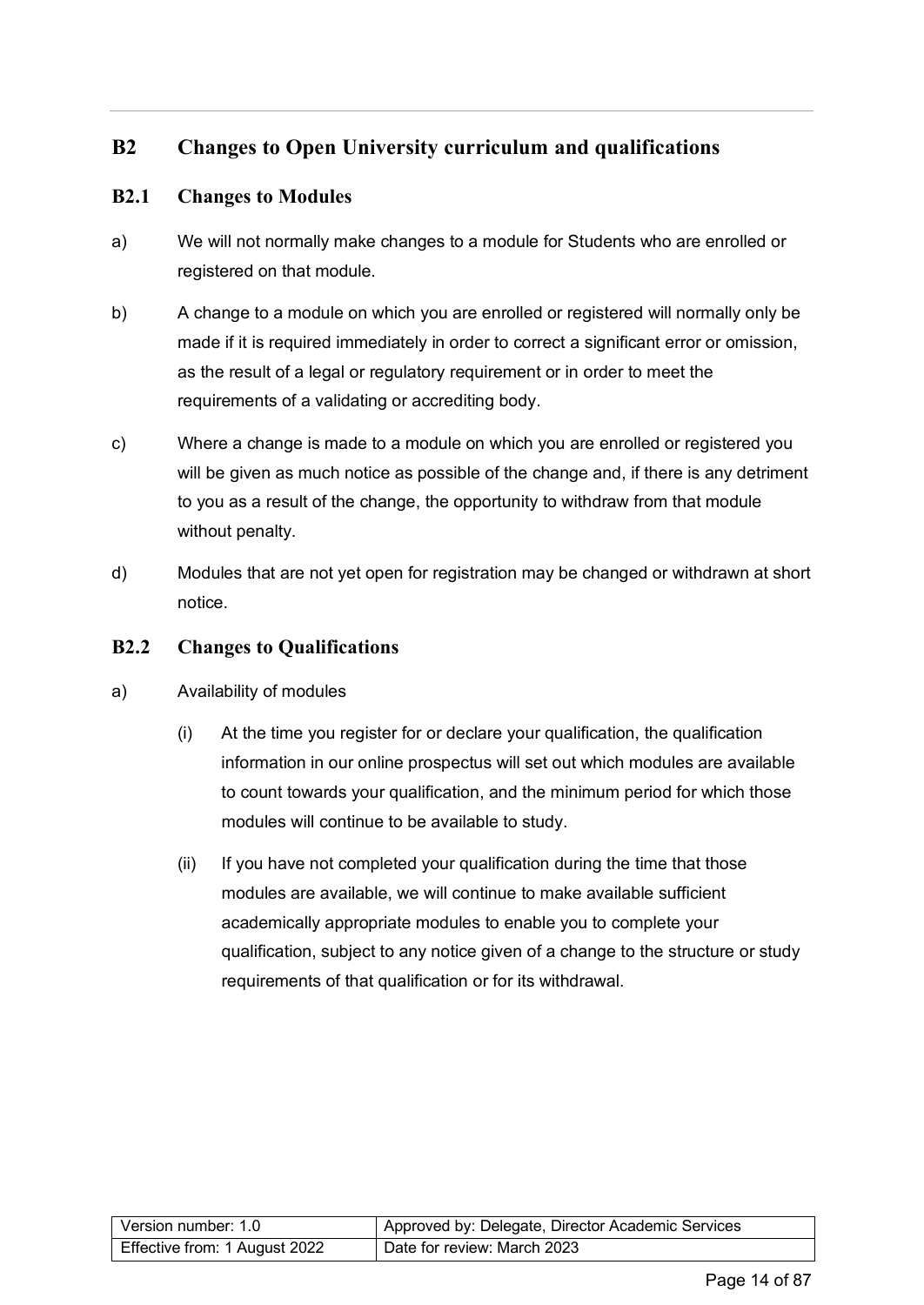## B2 Changes to Open University curriculum and qualifications

### B2.1 Changes to Modules

a) We will not normally make changes to a module for Students who are enrolled or registered on that module.

b) A change to a module on which you are enrolled or registered will normally only be made if it is required immediately in order to correct a significant error or omission, as the result of a legal or regulatory requirement or in order to meet the requirements of a validating or accrediting body.

c) Where a change is made to a module on which you are enrolled or registered you will be given as much notice as possible of the change and, if there is any detriment to you as a result of the change, the opportunity to withdraw from that module without penalty.

d) Modules that are not yet open for registration may be changed or withdrawn at short notice.

### B2.2 Changes to Qualifications

a) Availability of modules

(i) At the time you register for or declare your qualification, the qualification information in our online prospectus will set out which modules are available to count towards your qualification, and the minimum period for which those modules will continue to be available to study.

(ii) If you have not completed your qualification during the time that those modules are available, we will continue to make available sufficient academically appropriate modules to enable you to complete your qualification, subject to any notice given of a change to the structure or study requirements of that qualification or for its withdrawal.

| Version number: 1.0 | Approved by: Delegate, Director Academic Services |
|---|---|
| Effective from: 1 August 2022 | Date for review: March 2023 |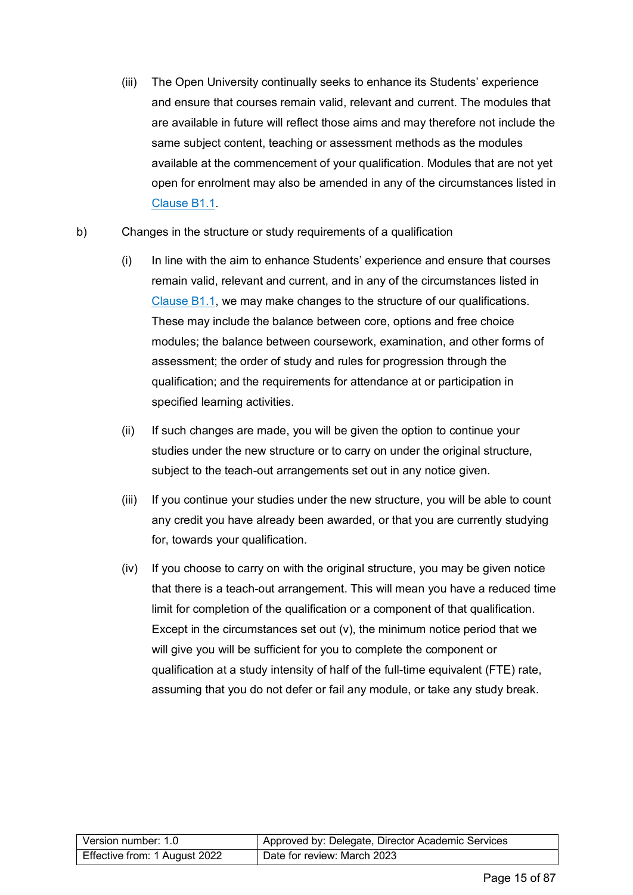(iii) The Open University continually seeks to enhance its Students' experience and ensure that courses remain valid, relevant and current. The modules that are available in future will reflect those aims and may therefore not include the same subject content, teaching or assessment methods as the modules available at the commencement of your qualification. Modules that are not yet open for enrolment may also be amended in any of the circumstances listed in Clause B1.1.

b) Changes in the structure or study requirements of a qualification

(i) In line with the aim to enhance Students' experience and ensure that courses remain valid, relevant and current, and in any of the circumstances listed in Clause B1.1, we may make changes to the structure of our qualifications. These may include the balance between core, options and free choice modules; the balance between coursework, examination, and other forms of assessment; the order of study and rules for progression through the qualification; and the requirements for attendance at or participation in specified learning activities.

(ii) If such changes are made, you will be given the option to continue your studies under the new structure or to carry on under the original structure, subject to the teach-out arrangements set out in any notice given.

(iii) If you continue your studies under the new structure, you will be able to count any credit you have already been awarded, or that you are currently studying for, towards your qualification.

(iv) If you choose to carry on with the original structure, you may be given notice that there is a teach-out arrangement. This will mean you have a reduced time limit for completion of the qualification or a component of that qualification. Except in the circumstances set out (v), the minimum notice period that we will give you will be sufficient for you to complete the component or qualification at a study intensity of half of the full-time equivalent (FTE) rate, assuming that you do not defer or fail any module, or take any study break.

| Version number: 1.0 | Approved by: Delegate, Director Academic Services |
| --- | --- |
| Effective from: 1 August 2022 | Date for review: March 2023 |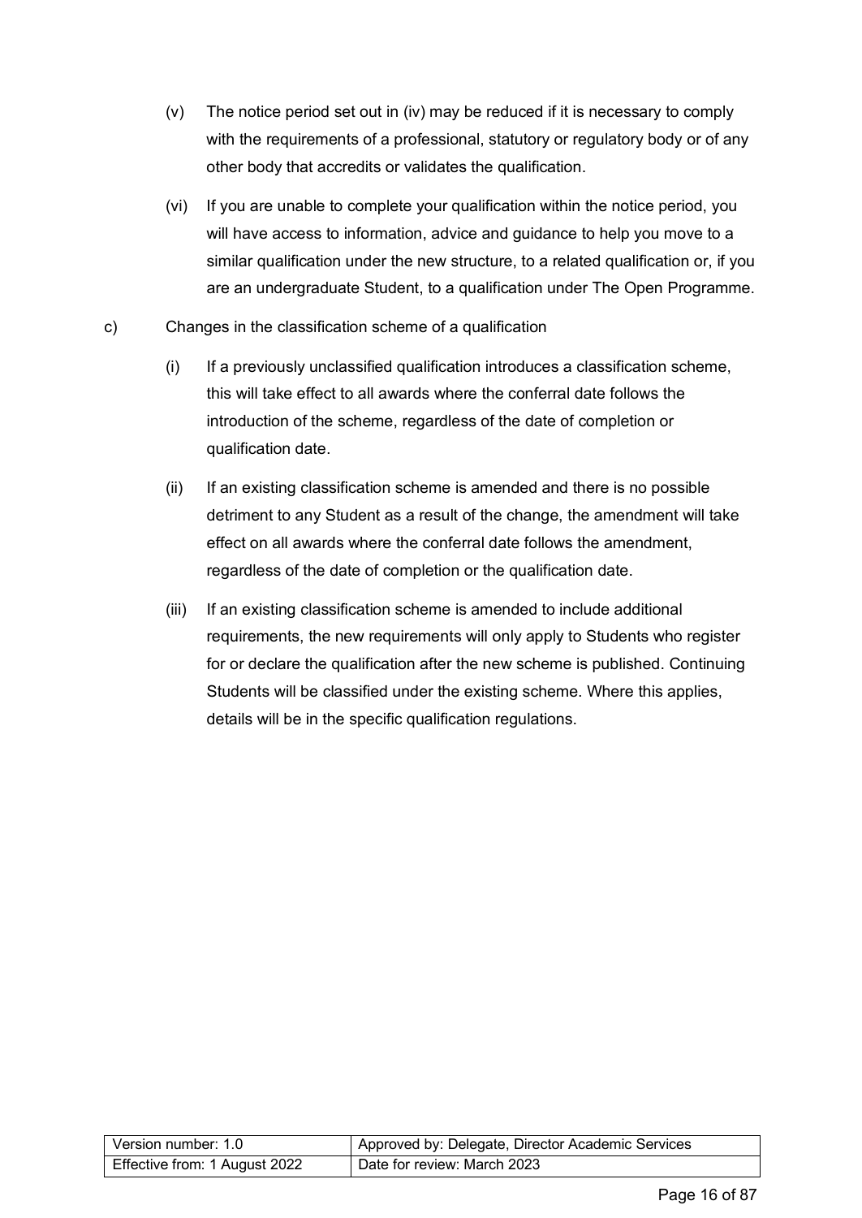(v) The notice period set out in (iv) may be reduced if it is necessary to comply with the requirements of a professional, statutory or regulatory body or of any other body that accredits or validates the qualification.

(vi) If you are unable to complete your qualification within the notice period, you will have access to information, advice and guidance to help you move to a similar qualification under the new structure, to a related qualification or, if you are an undergraduate Student, to a qualification under The Open Programme.

c) Changes in the classification scheme of a qualification

(i) If a previously unclassified qualification introduces a classification scheme, this will take effect to all awards where the conferral date follows the introduction of the scheme, regardless of the date of completion or qualification date.

(ii) If an existing classification scheme is amended and there is no possible detriment to any Student as a result of the change, the amendment will take effect on all awards where the conferral date follows the amendment, regardless of the date of completion or the qualification date.

(iii) If an existing classification scheme is amended to include additional requirements, the new requirements will only apply to Students who register for or declare the qualification after the new scheme is published. Continuing Students will be classified under the existing scheme. Where this applies, details will be in the specific qualification regulations.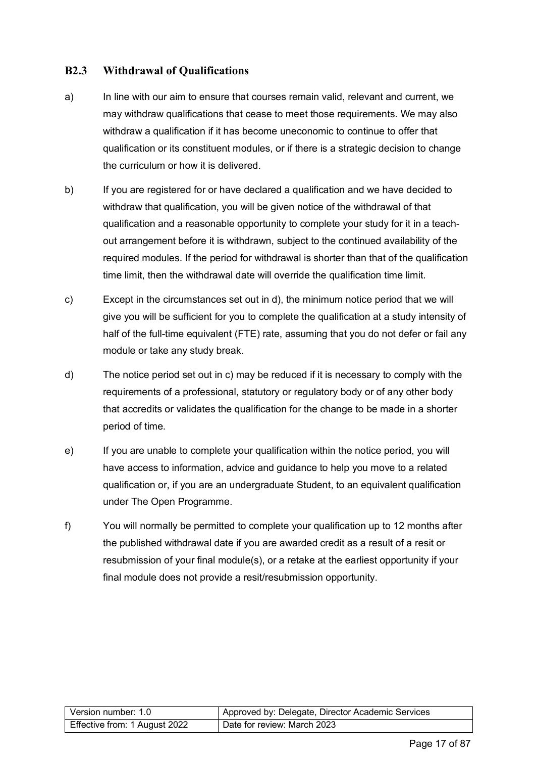### B2.3 Withdrawal of Qualifications

a) In line with our aim to ensure that courses remain valid, relevant and current, we may withdraw qualifications that cease to meet those requirements. We may also withdraw a qualification if it has become uneconomic to continue to offer that qualification or its constituent modules, or if there is a strategic decision to change the curriculum or how it is delivered.

b) If you are registered for or have declared a qualification and we have decided to withdraw that qualification, you will be given notice of the withdrawal of that qualification and a reasonable opportunity to complete your study for it in a teach-out arrangement before it is withdrawn, subject to the continued availability of the required modules. If the period for withdrawal is shorter than that of the qualification time limit, then the withdrawal date will override the qualification time limit.

c) Except in the circumstances set out in d), the minimum notice period that we will give you will be sufficient for you to complete the qualification at a study intensity of half of the full-time equivalent (FTE) rate, assuming that you do not defer or fail any module or take any study break.

d) The notice period set out in c) may be reduced if it is necessary to comply with the requirements of a professional, statutory or regulatory body or of any other body that accredits or validates the qualification for the change to be made in a shorter period of time.

e) If you are unable to complete your qualification within the notice period, you will have access to information, advice and guidance to help you move to a related qualification or, if you are an undergraduate Student, to an equivalent qualification under The Open Programme.

f) You will normally be permitted to complete your qualification up to 12 months after the published withdrawal date if you are awarded credit as a result of a resit or resubmission of your final module(s), or a retake at the earliest opportunity if your final module does not provide a resit/resubmission opportunity.

| Version number: 1.0 | Approved by: Delegate, Director Academic Services |
|---|---|
| Effective from: 1 August 2022 | Date for review: March 2023 |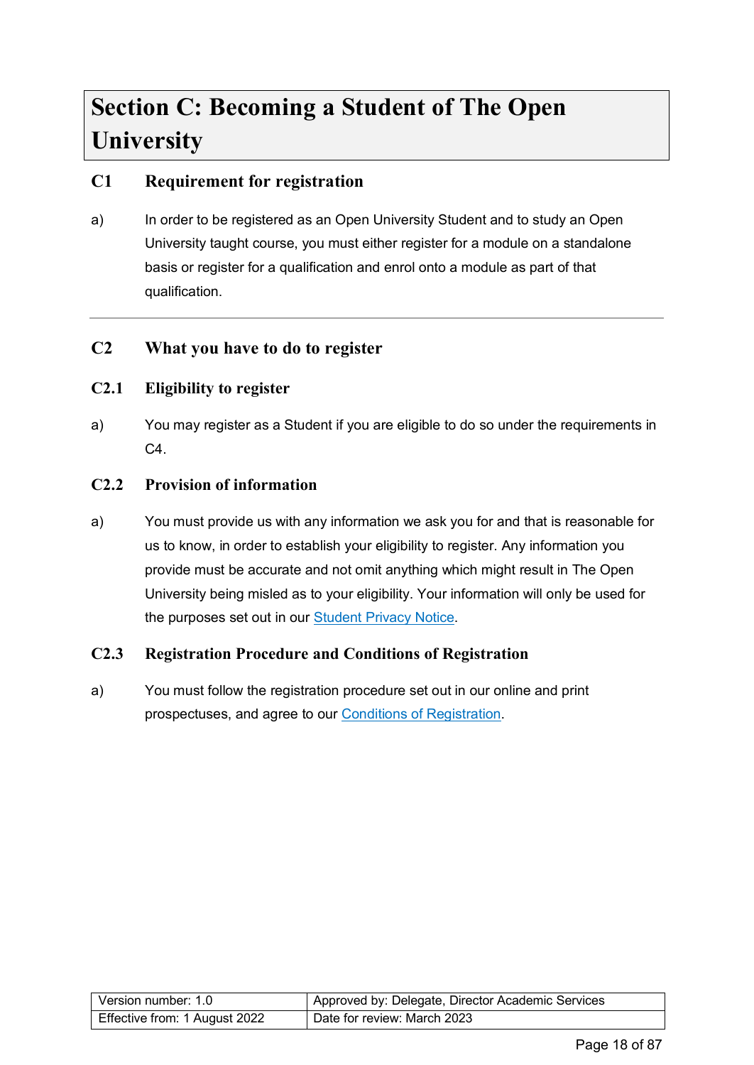# Section C: Becoming a Student of The Open University

## C1 Requirement for registration

a) In order to be registered as an Open University Student and to study an Open University taught course, you must either register for a module on a standalone basis or register for a qualification and enrol onto a module as part of that qualification.

---

## C2 What you have to do to register

### C2.1 Eligibility to register

a) You may register as a Student if you are eligible to do so under the requirements in C4.

### C2.2 Provision of information

a) You must provide us with any information we ask you for and that is reasonable for us to know, in order to establish your eligibility to register. Any information you provide must be accurate and not omit anything which might result in The Open University being misled as to your eligibility. Your information will only be used for the purposes set out in our Student Privacy Notice.

### C2.3 Registration Procedure and Conditions of Registration

a) You must follow the registration procedure set out in our online and print prospectuses, and agree to our Conditions of Registration.

| Version number: 1.0 | Approved by: Delegate, Director Academic Services |
|---|---|
| Effective from: 1 August 2022 | Date for review: March 2023 |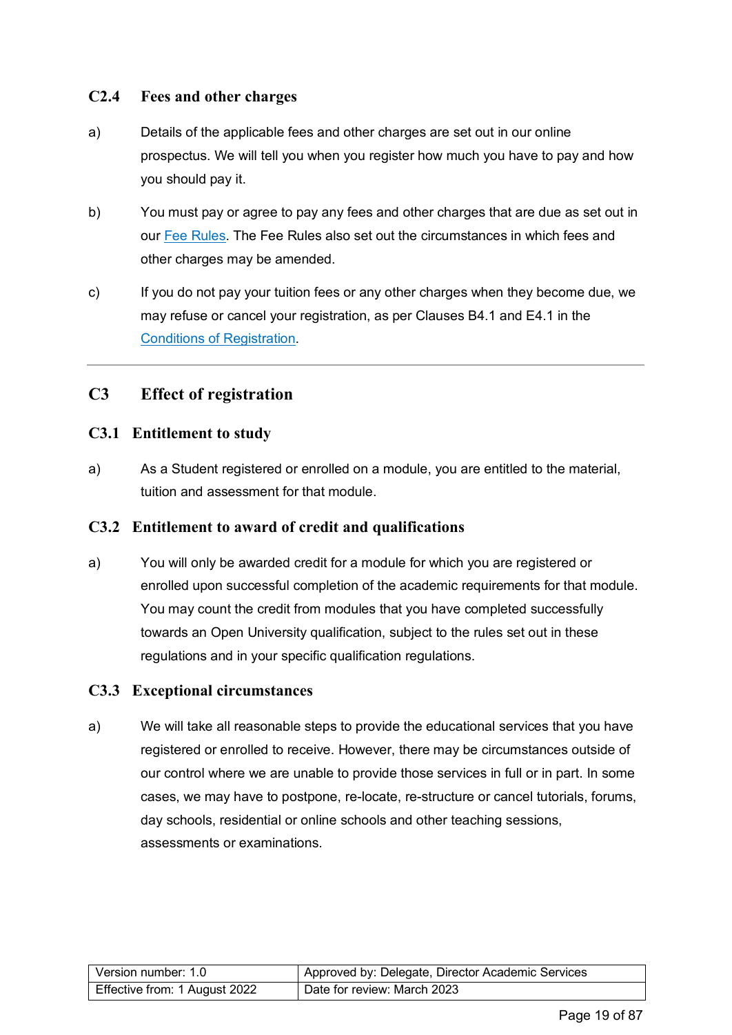### C2.4 Fees and other charges

a) Details of the applicable fees and other charges are set out in our online prospectus. We will tell you when you register how much you have to pay and how you should pay it.

b) You must pay or agree to pay any fees and other charges that are due as set out in our Fee Rules. The Fee Rules also set out the circumstances in which fees and other charges may be amended.

c) If you do not pay your tuition fees or any other charges when they become due, we may refuse or cancel your registration, as per Clauses B4.1 and E4.1 in the Conditions of Registration.

---

## C3 Effect of registration

### C3.1 Entitlement to study

a) As a Student registered or enrolled on a module, you are entitled to the material, tuition and assessment for that module.

### C3.2 Entitlement to award of credit and qualifications

a) You will only be awarded credit for a module for which you are registered or enrolled upon successful completion of the academic requirements for that module. You may count the credit from modules that you have completed successfully towards an Open University qualification, subject to the rules set out in these regulations and in your specific qualification regulations.

### C3.3 Exceptional circumstances

a) We will take all reasonable steps to provide the educational services that you have registered or enrolled to receive. However, there may be circumstances outside of our control where we are unable to provide those services in full or in part. In some cases, we may have to postpone, re-locate, re-structure or cancel tutorials, forums, day schools, residential or online schools and other teaching sessions, assessments or examinations.

| Version number: 1.0 | Approved by: Delegate, Director Academic Services |
|---|---|
| Effective from: 1 August 2022 | Date for review: March 2023 |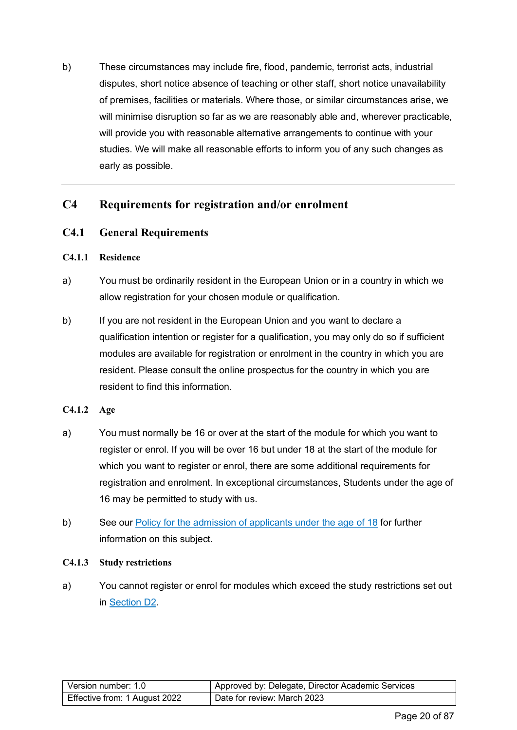b) These circumstances may include fire, flood, pandemic, terrorist acts, industrial disputes, short notice absence of teaching or other staff, short notice unavailability of premises, facilities or materials. Where those, or similar circumstances arise, we will minimise disruption so far as we are reasonably able and, wherever practicable, will provide you with reasonable alternative arrangements to continue with your studies. We will make all reasonable efforts to inform you of any such changes as early as possible.

---

## C4 Requirements for registration and/or enrolment

### C4.1 General Requirements

#### C4.1.1 Residence

a) You must be ordinarily resident in the European Union or in a country in which we allow registration for your chosen module or qualification.

b) If you are not resident in the European Union and you want to declare a qualification intention or register for a qualification, you may only do so if sufficient modules are available for registration or enrolment in the country in which you are resident. Please consult the online prospectus for the country in which you are resident to find this information.

#### C4.1.2 Age

a) You must normally be 16 or over at the start of the module for which you want to register or enrol. If you will be over 16 but under 18 at the start of the module for which you want to register or enrol, there are some additional requirements for registration and enrolment. In exceptional circumstances, Students under the age of 16 may be permitted to study with us.

b) See our Policy for the admission of applicants under the age of 18 for further information on this subject.

#### C4.1.3 Study restrictions

a) You cannot register or enrol for modules which exceed the study restrictions set out in Section D2.

| Version number: 1.0 | Approved by: Delegate, Director Academic Services |
| --- | --- |
| Effective from: 1 August 2022 | Date for review: March 2023 |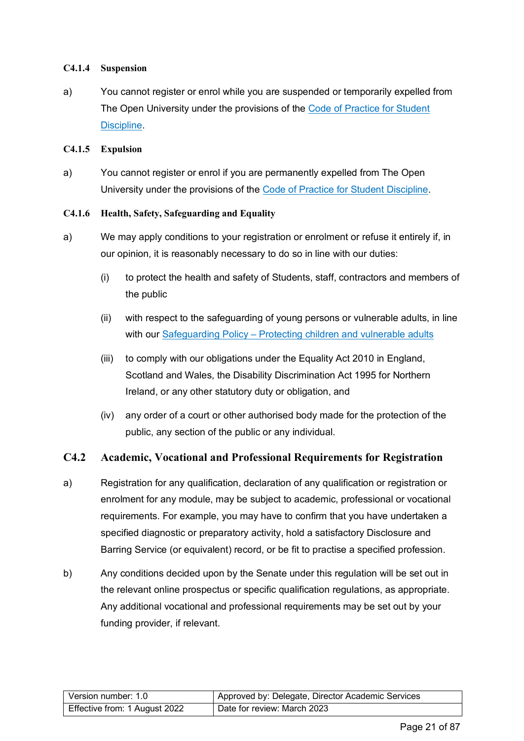#### C4.1.4 Suspension

a) You cannot register or enrol while you are suspended or temporarily expelled from The Open University under the provisions of the Code of Practice for Student Discipline.

#### C4.1.5 Expulsion

a) You cannot register or enrol if you are permanently expelled from The Open University under the provisions of the Code of Practice for Student Discipline.

#### C4.1.6 Health, Safety, Safeguarding and Equality

a) We may apply conditions to your registration or enrolment or refuse it entirely if, in our opinion, it is reasonably necessary to do so in line with our duties:

   (i) to protect the health and safety of Students, staff, contractors and members of the public

   (ii) with respect to the safeguarding of young persons or vulnerable adults, in line with our Safeguarding Policy – Protecting children and vulnerable adults

   (iii) to comply with our obligations under the Equality Act 2010 in England, Scotland and Wales, the Disability Discrimination Act 1995 for Northern Ireland, or any other statutory duty or obligation, and

   (iv) any order of a court or other authorised body made for the protection of the public, any section of the public or any individual.

### C4.2 Academic, Vocational and Professional Requirements for Registration

a) Registration for any qualification, declaration of any qualification or registration or enrolment for any module, may be subject to academic, professional or vocational requirements. For example, you may have to confirm that you have undertaken a specified diagnostic or preparatory activity, hold a satisfactory Disclosure and Barring Service (or equivalent) record, or be fit to practise a specified profession.

b) Any conditions decided upon by the Senate under this regulation will be set out in the relevant online prospectus or specific qualification regulations, as appropriate. Any additional vocational and professional requirements may be set out by your funding provider, if relevant.

| Version number: 1.0 | Approved by: Delegate, Director Academic Services |
|---|---|
| Effective from: 1 August 2022 | Date for review: March 2023 |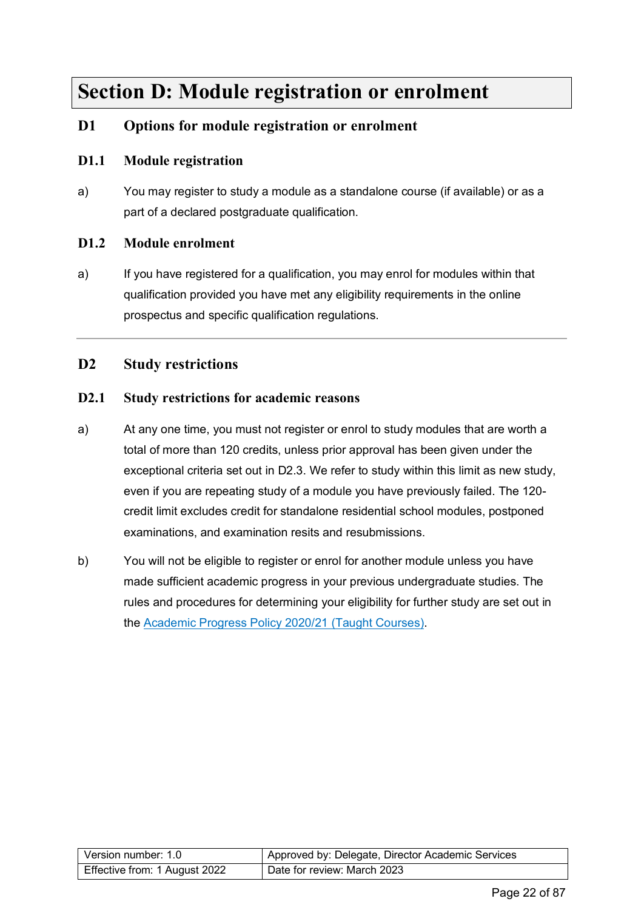# Section D: Module registration or enrolment

## D1 Options for module registration or enrolment

### D1.1 Module registration

a) You may register to study a module as a standalone course (if available) or as a part of a declared postgraduate qualification.

### D1.2 Module enrolment

a) If you have registered for a qualification, you may enrol for modules within that qualification provided you have met any eligibility requirements in the online prospectus and specific qualification regulations.

---

## D2 Study restrictions

### D2.1 Study restrictions for academic reasons

a) At any one time, you must not register or enrol to study modules that are worth a total of more than 120 credits, unless prior approval has been given under the exceptional criteria set out in D2.3. We refer to study within this limit as new study, even if you are repeating study of a module you have previously failed. The 120-credit limit excludes credit for standalone residential school modules, postponed examinations, and examination resits and resubmissions.

b) You will not be eligible to register or enrol for another module unless you have made sufficient academic progress in your previous undergraduate studies. The rules and procedures for determining your eligibility for further study are set out in the Academic Progress Policy 2020/21 (Taught Courses).

| Version number: 1.0 | Approved by: Delegate, Director Academic Services |
|---|---|
| Effective from: 1 August 2022 | Date for review: March 2023 |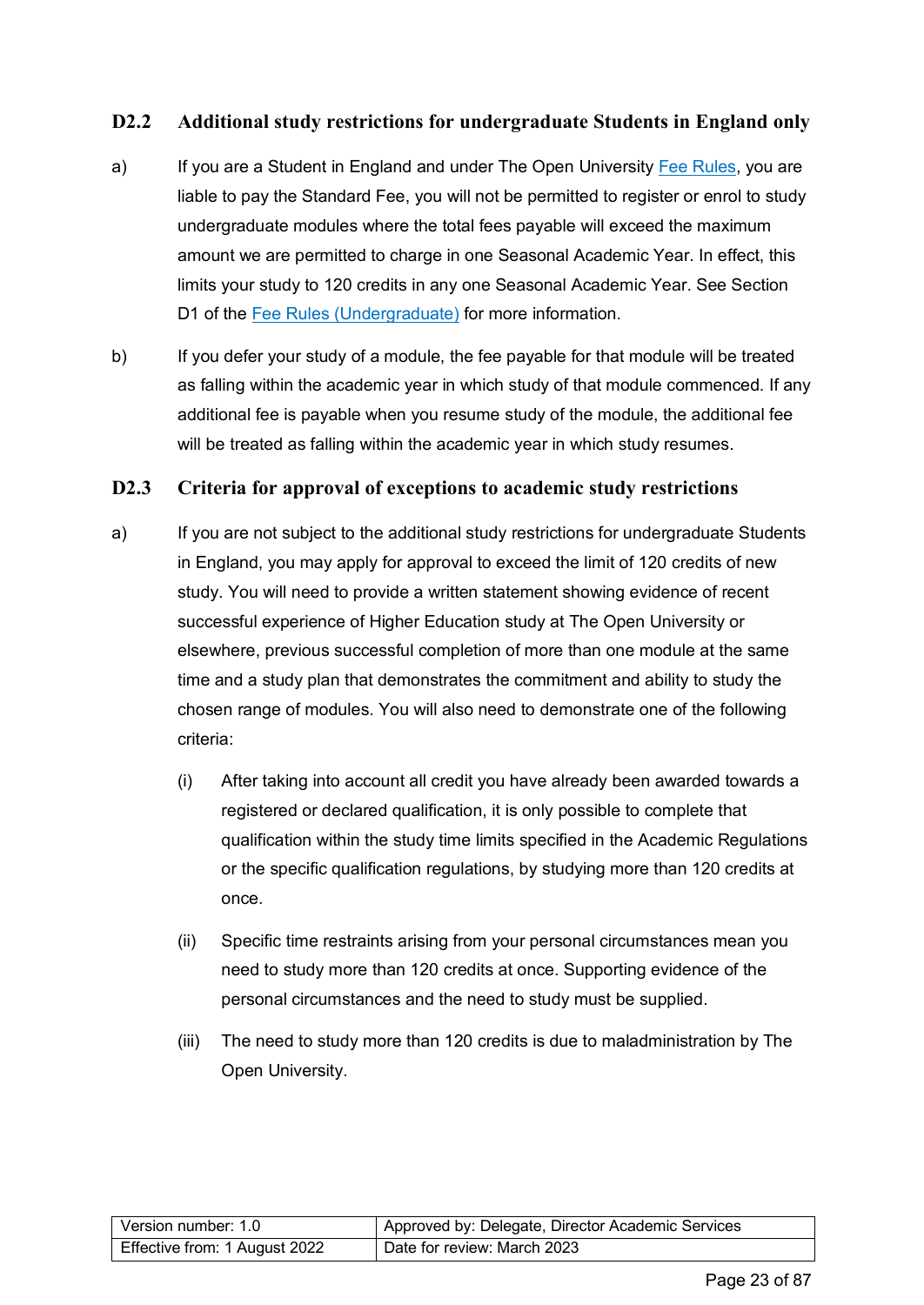### D2.2 Additional study restrictions for undergraduate Students in England only

a) If you are a Student in England and under The Open University Fee Rules, you are liable to pay the Standard Fee, you will not be permitted to register or enrol to study undergraduate modules where the total fees payable will exceed the maximum amount we are permitted to charge in one Seasonal Academic Year. In effect, this limits your study to 120 credits in any one Seasonal Academic Year. See Section D1 of the Fee Rules (Undergraduate) for more information.

b) If you defer your study of a module, the fee payable for that module will be treated as falling within the academic year in which study of that module commenced. If any additional fee is payable when you resume study of the module, the additional fee will be treated as falling within the academic year in which study resumes.

### D2.3 Criteria for approval of exceptions to academic study restrictions

a) If you are not subject to the additional study restrictions for undergraduate Students in England, you may apply for approval to exceed the limit of 120 credits of new study. You will need to provide a written statement showing evidence of recent successful experience of Higher Education study at The Open University or elsewhere, previous successful completion of more than one module at the same time and a study plan that demonstrates the commitment and ability to study the chosen range of modules. You will also need to demonstrate one of the following criteria:

   (i) After taking into account all credit you have already been awarded towards a registered or declared qualification, it is only possible to complete that qualification within the study time limits specified in the Academic Regulations or the specific qualification regulations, by studying more than 120 credits at once.

   (ii) Specific time restraints arising from your personal circumstances mean you need to study more than 120 credits at once. Supporting evidence of the personal circumstances and the need to study must be supplied.

   (iii) The need to study more than 120 credits is due to maladministration by The Open University.

| Version number: 1.0 | Approved by: Delegate, Director Academic Services |
|---|---|
| Effective from: 1 August 2022 | Date for review: March 2023 |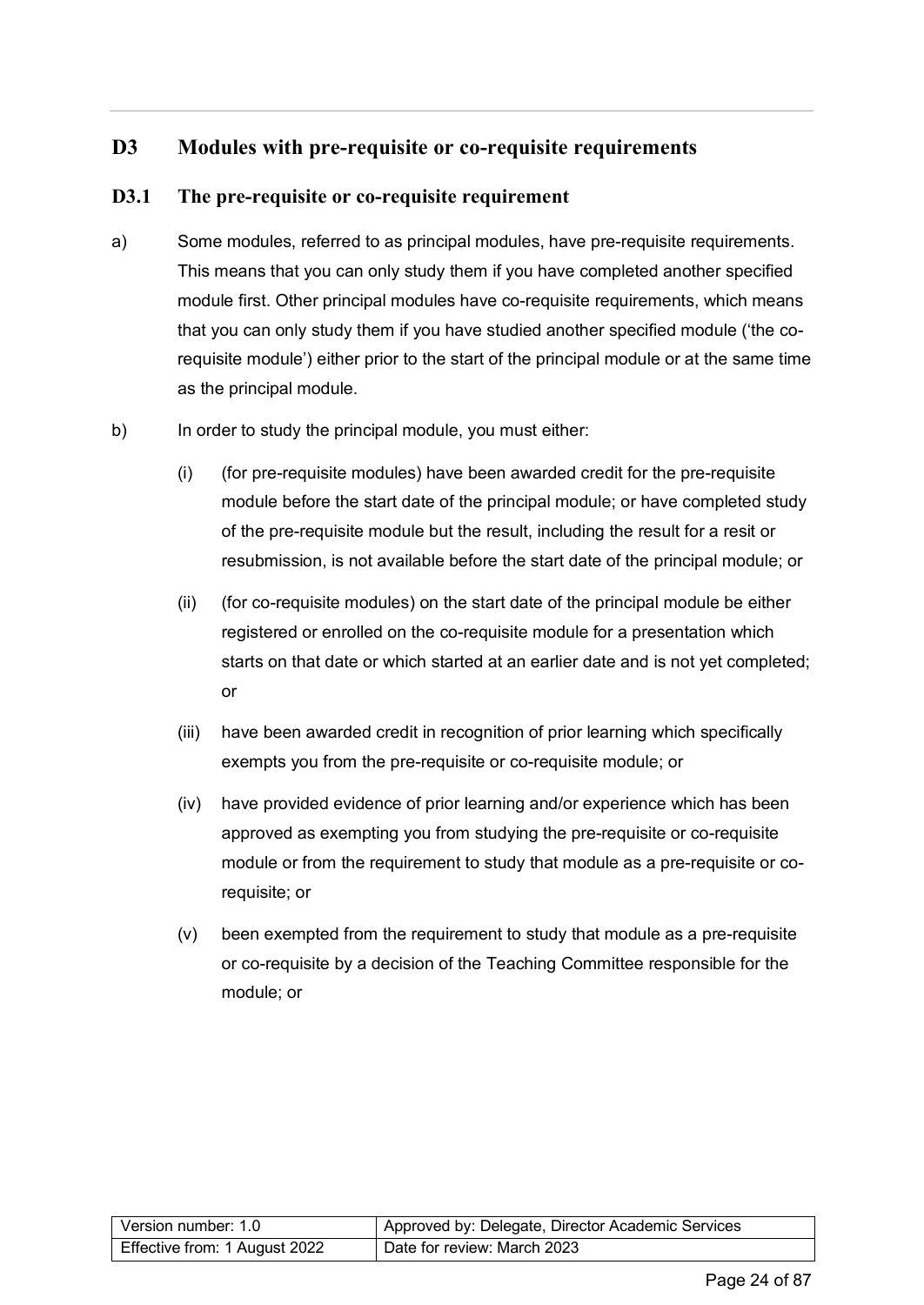## D3 Modules with pre-requisite or co-requisite requirements

### D3.1 The pre-requisite or co-requisite requirement

a) Some modules, referred to as principal modules, have pre-requisite requirements. This means that you can only study them if you have completed another specified module first. Other principal modules have co-requisite requirements, which means that you can only study them if you have studied another specified module ('the co-requisite module') either prior to the start of the principal module or at the same time as the principal module.

b) In order to study the principal module, you must either:

   (i) (for pre-requisite modules) have been awarded credit for the pre-requisite module before the start date of the principal module; or have completed study of the pre-requisite module but the result, including the result for a resit or resubmission, is not available before the start date of the principal module; or

   (ii) (for co-requisite modules) on the start date of the principal module be either registered or enrolled on the co-requisite module for a presentation which starts on that date or which started at an earlier date and is not yet completed; or

   (iii) have been awarded credit in recognition of prior learning which specifically exempts you from the pre-requisite or co-requisite module; or

   (iv) have provided evidence of prior learning and/or experience which has been approved as exempting you from studying the pre-requisite or co-requisite module or from the requirement to study that module as a pre-requisite or co-requisite; or

   (v) been exempted from the requirement to study that module as a pre-requisite or co-requisite by a decision of the Teaching Committee responsible for the module; or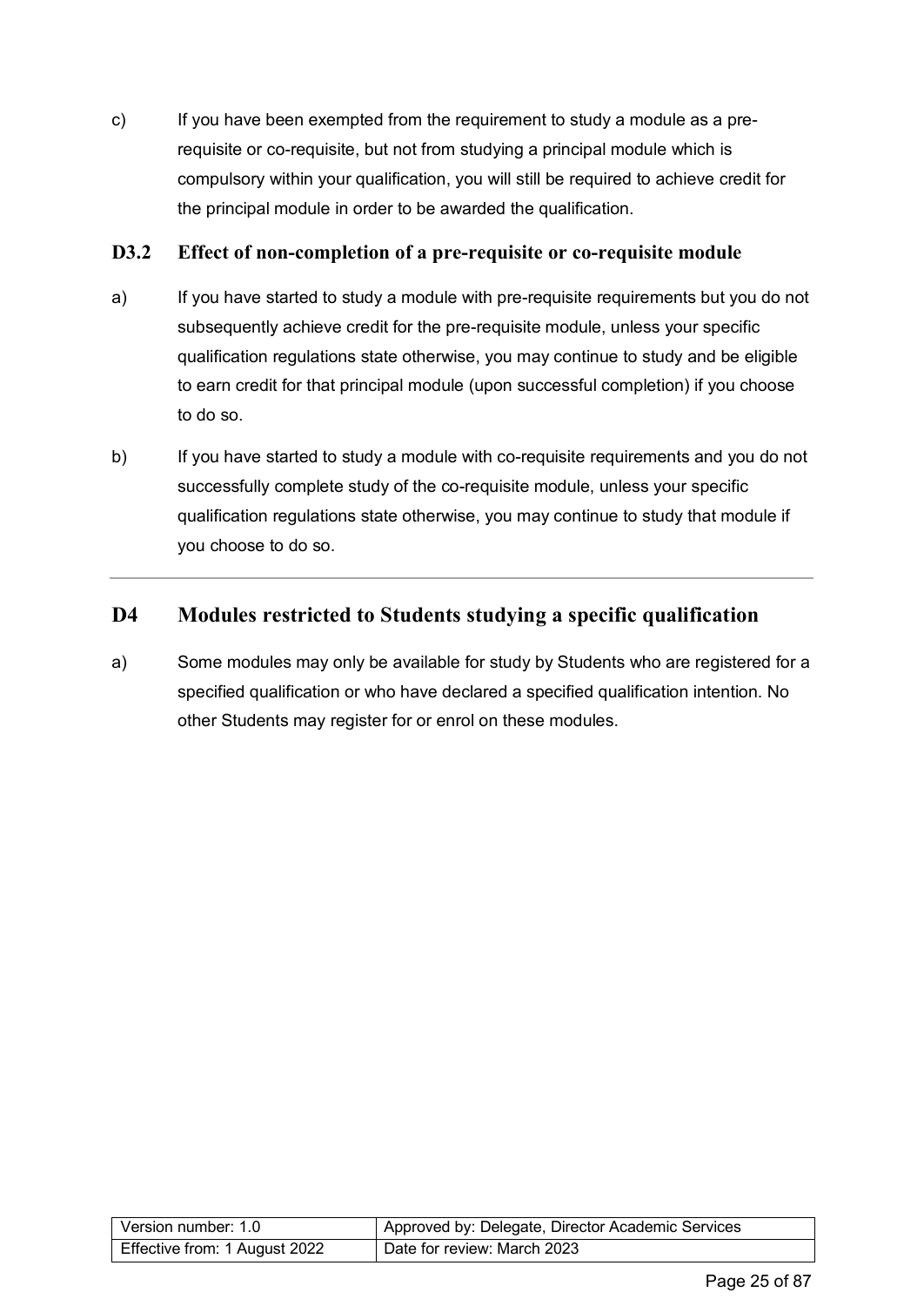c) If you have been exempted from the requirement to study a module as a pre-requisite or co-requisite, but not from studying a principal module which is compulsory within your qualification, you will still be required to achieve credit for the principal module in order to be awarded the qualification.

### D3.2 Effect of non-completion of a pre-requisite or co-requisite module

a) If you have started to study a module with pre-requisite requirements but you do not subsequently achieve credit for the pre-requisite module, unless your specific qualification regulations state otherwise, you may continue to study and be eligible to earn credit for that principal module (upon successful completion) if you choose to do so.

b) If you have started to study a module with co-requisite requirements and you do not successfully complete study of the co-requisite module, unless your specific qualification regulations state otherwise, you may continue to study that module if you choose to do so.

---

## D4 Modules restricted to Students studying a specific qualification

a) Some modules may only be available for study by Students who are registered for a specified qualification or who have declared a specified qualification intention. No other Students may register for or enrol on these modules.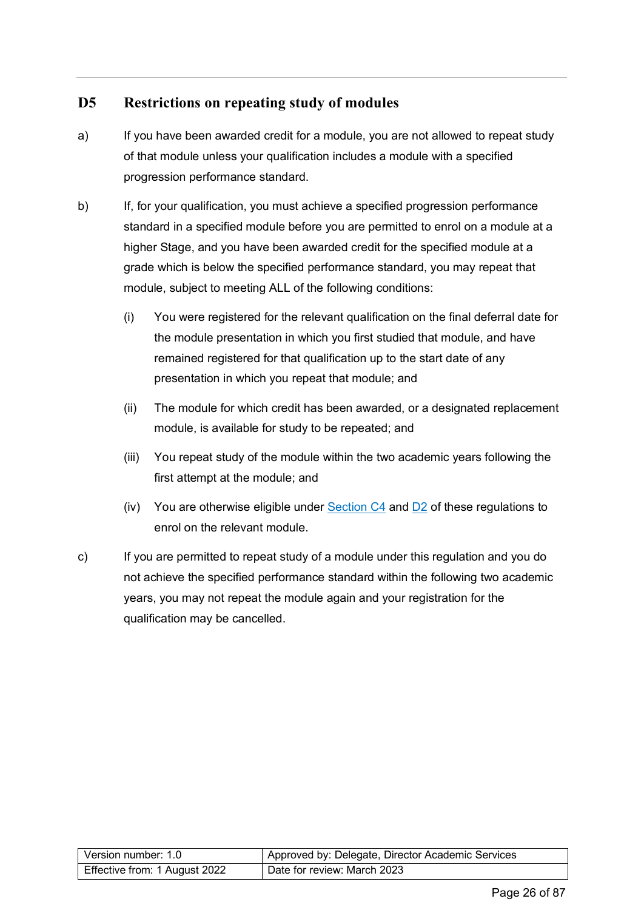## D5 Restrictions on repeating study of modules

a) If you have been awarded credit for a module, you are not allowed to repeat study of that module unless your qualification includes a module with a specified progression performance standard.

b) If, for your qualification, you must achieve a specified progression performance standard in a specified module before you are permitted to enrol on a module at a higher Stage, and you have been awarded credit for the specified module at a grade which is below the specified performance standard, you may repeat that module, subject to meeting ALL of the following conditions:

   (i) You were registered for the relevant qualification on the final deferral date for the module presentation in which you first studied that module, and have remained registered for that qualification up to the start date of any presentation in which you repeat that module; and

   (ii) The module for which credit has been awarded, or a designated replacement module, is available for study to be repeated; and

   (iii) You repeat study of the module within the two academic years following the first attempt at the module; and

   (iv) You are otherwise eligible under Section C4 and D2 of these regulations to enrol on the relevant module.

c) If you are permitted to repeat study of a module under this regulation and you do not achieve the specified performance standard within the following two academic years, you may not repeat the module again and your registration for the qualification may be cancelled.

| Version number: 1.0 | Approved by: Delegate, Director Academic Services |
|---|---|
| Effective from: 1 August 2022 | Date for review: March 2023 |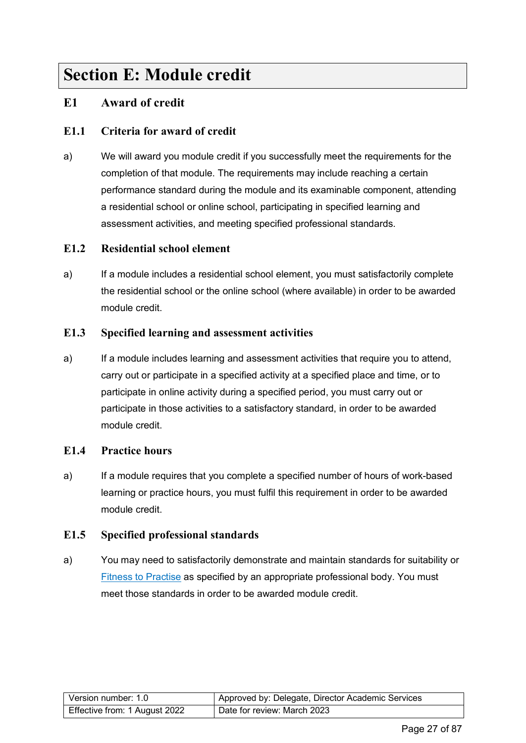# Section E: Module credit

## E1 Award of credit

### E1.1 Criteria for award of credit

a) We will award you module credit if you successfully meet the requirements for the completion of that module. The requirements may include reaching a certain performance standard during the module and its examinable component, attending a residential school or online school, participating in specified learning and assessment activities, and meeting specified professional standards.

### E1.2 Residential school element

a) If a module includes a residential school element, you must satisfactorily complete the residential school or the online school (where available) in order to be awarded module credit.

### E1.3 Specified learning and assessment activities

a) If a module includes learning and assessment activities that require you to attend, carry out or participate in a specified activity at a specified place and time, or to participate in online activity during a specified period, you must carry out or participate in those activities to a satisfactory standard, in order to be awarded module credit.

### E1.4 Practice hours

a) If a module requires that you complete a specified number of hours of work-based learning or practice hours, you must fulfil this requirement in order to be awarded module credit.

### E1.5 Specified professional standards

a) You may need to satisfactorily demonstrate and maintain standards for suitability or Fitness to Practise as specified by an appropriate professional body. You must meet those standards in order to be awarded module credit.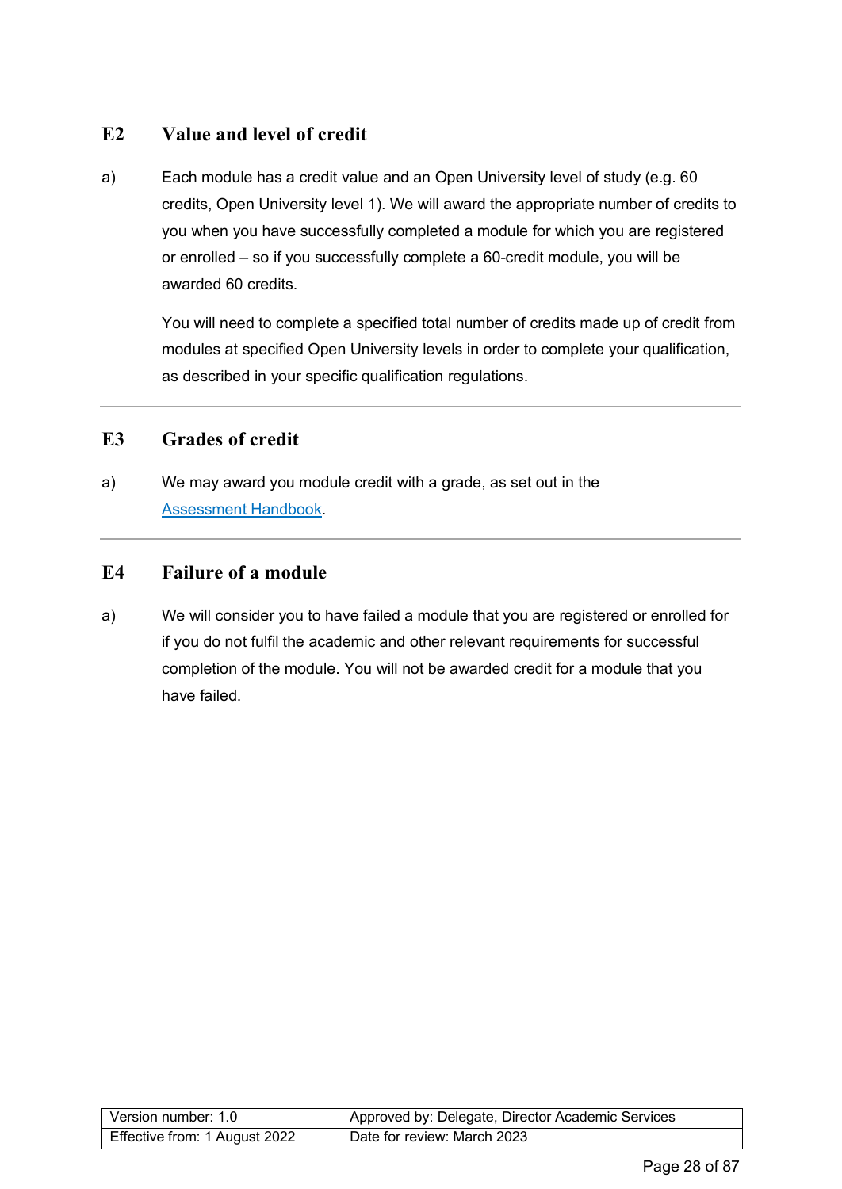## E2 Value and level of credit

a) Each module has a credit value and an Open University level of study (e.g. 60 credits, Open University level 1). We will award the appropriate number of credits to you when you have successfully completed a module for which you are registered or enrolled – so if you successfully complete a 60-credit module, you will be awarded 60 credits.

You will need to complete a specified total number of credits made up of credit from modules at specified Open University levels in order to complete your qualification, as described in your specific qualification regulations.

## E3 Grades of credit

a) We may award you module credit with a grade, as set out in the Assessment Handbook.

## E4 Failure of a module

a) We will consider you to have failed a module that you are registered or enrolled for if you do not fulfil the academic and other relevant requirements for successful completion of the module. You will not be awarded credit for a module that you have failed.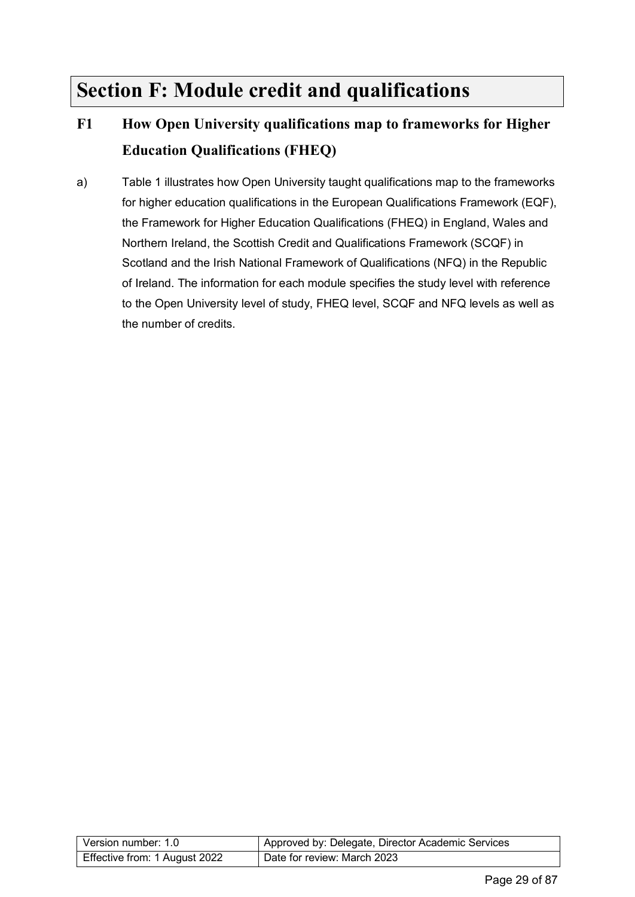# Section F: Module credit and qualifications

## F1 How Open University qualifications map to frameworks for Higher Education Qualifications (FHEQ)

a) Table 1 illustrates how Open University taught qualifications map to the frameworks for higher education qualifications in the European Qualifications Framework (EQF), the Framework for Higher Education Qualifications (FHEQ) in England, Wales and Northern Ireland, the Scottish Credit and Qualifications Framework (SCQF) in Scotland and the Irish National Framework of Qualifications (NFQ) in the Republic of Ireland. The information for each module specifies the study level with reference to the Open University level of study, FHEQ level, SCQF and NFQ levels as well as the number of credits.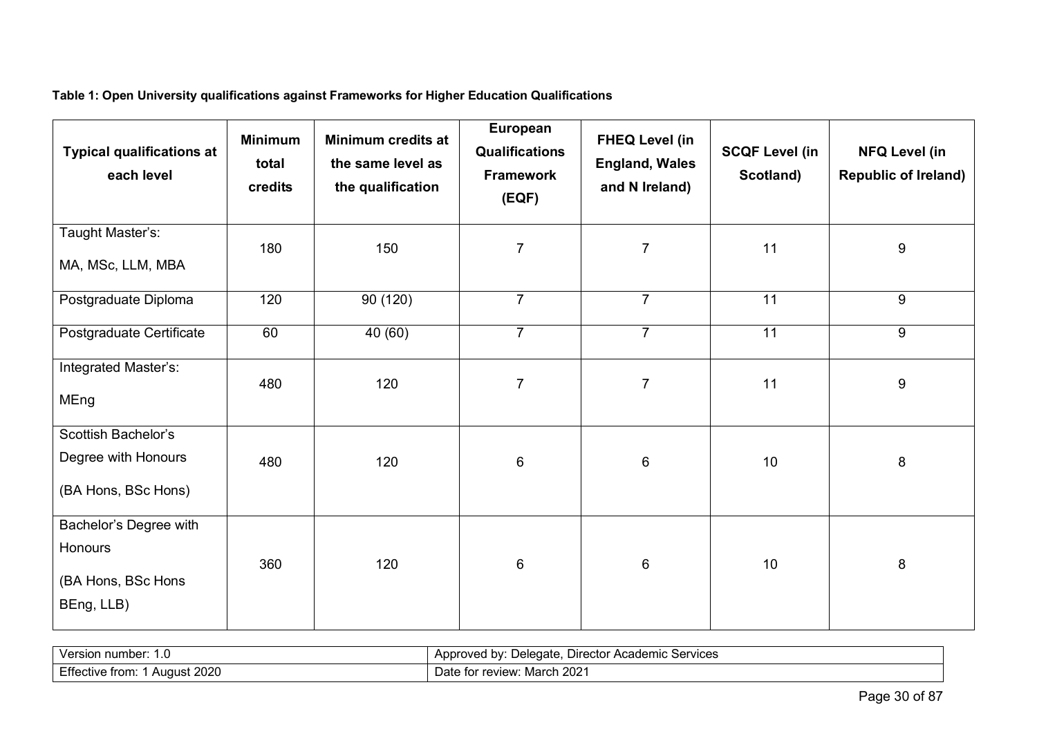**Table 1: Open University qualifications against Frameworks for Higher Education Qualifications**

| Typical qualifications at each level | Minimum total credits | Minimum credits at the same level as the qualification | European Qualifications Framework (EQF) | FHEQ Level (in England, Wales and N Ireland) | SCQF Level (in Scotland) | NFQ Level (in Republic of Ireland) |
|---|---|---|---|---|---|---|
| Taught Master's: MA, MSc, LLM, MBA | 180 | 150 | 7 | 7 | 11 | 9 |
| Postgraduate Diploma | 120 | 90 (120) | 7 | 7 | 11 | 9 |
| Postgraduate Certificate | 60 | 40 (60) | 7 | 7 | 11 | 9 |
| Integrated Master's: MEng | 480 | 120 | 7 | 7 | 11 | 9 |
| Scottish Bachelor's Degree with Honours (BA Hons, BSc Hons) | 480 | 120 | 6 | 6 | 10 | 8 |
| Bachelor's Degree with Honours (BA Hons, BSc Hons BEng, LLB) | 360 | 120 | 6 | 6 | 10 | 8 |

| Version number: 1.0 | Approved by: Delegate, Director Academic Services |
|---|---|
| Effective from: 1 August 2020 | Date for review: March 2021 |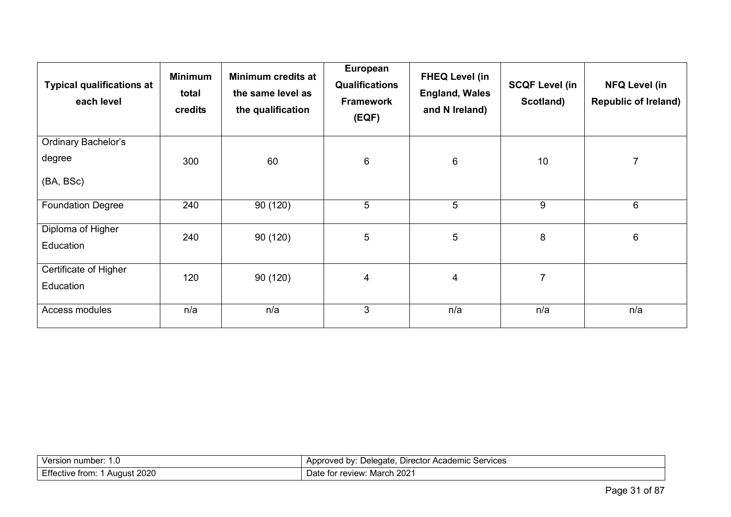| Typical qualifications at each level | Minimum total credits | Minimum credits at the same level as the qualification | European Qualifications Framework (EQF) | FHEQ Level (in England, Wales and N Ireland) | SCQF Level (in Scotland) | NFQ Level (in Republic of Ireland) |
|---|---|---|---|---|---|---|
| Ordinary Bachelor's degree (BA, BSc) | 300 | 60 | 6 | 6 | 10 | 7 |
| Foundation Degree | 240 | 90 (120) | 5 | 5 | 9 | 6 |
| Diploma of Higher Education | 240 | 90 (120) | 5 | 5 | 8 | 6 |
| Certificate of Higher Education | 120 | 90 (120) | 4 | 4 | 7 | |
| Access modules | n/a | n/a | 3 | n/a | n/a | n/a |

| Version number: 1.0 | Approved by: Delegate, Director Academic Services |
|---|---|
| Effective from: 1 August 2020 | Date for review: March 2021 |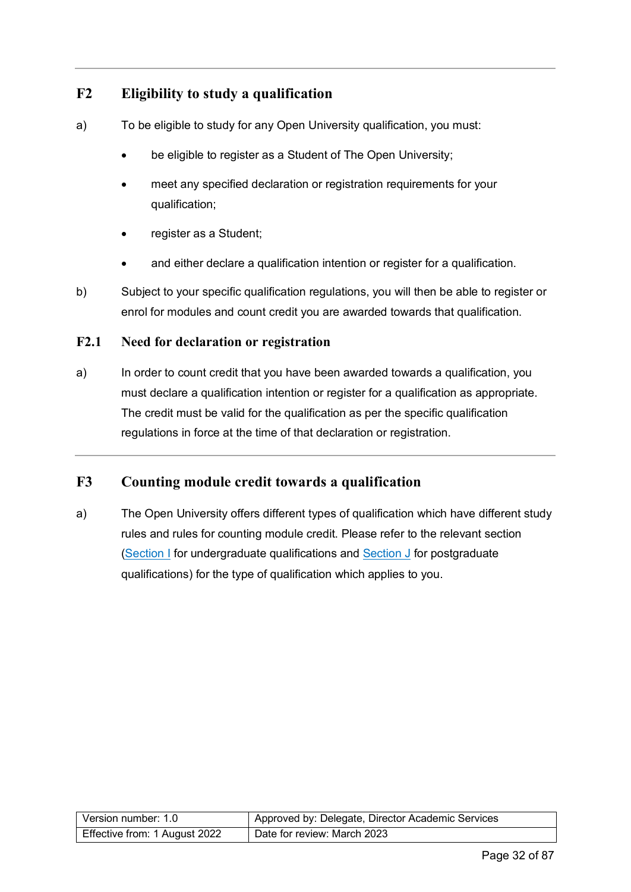## F2 Eligibility to study a qualification

a) To be eligible to study for any Open University qualification, you must:

- be eligible to register as a Student of The Open University;
- meet any specified declaration or registration requirements for your qualification;
- register as a Student;
- and either declare a qualification intention or register for a qualification.

b) Subject to your specific qualification regulations, you will then be able to register or enrol for modules and count credit you are awarded towards that qualification.

### F2.1 Need for declaration or registration

a) In order to count credit that you have been awarded towards a qualification, you must declare a qualification intention or register for a qualification as appropriate. The credit must be valid for the qualification as per the specific qualification regulations in force at the time of that declaration or registration.

## F3 Counting module credit towards a qualification

a) The Open University offers different types of qualification which have different study rules and rules for counting module credit. Please refer to the relevant section (Section I for undergraduate qualifications and Section J for postgraduate qualifications) for the type of qualification which applies to you.

| Version number: 1.0 | Approved by: Delegate, Director Academic Services |
|---|---|
| Effective from: 1 August 2022 | Date for review: March 2023 |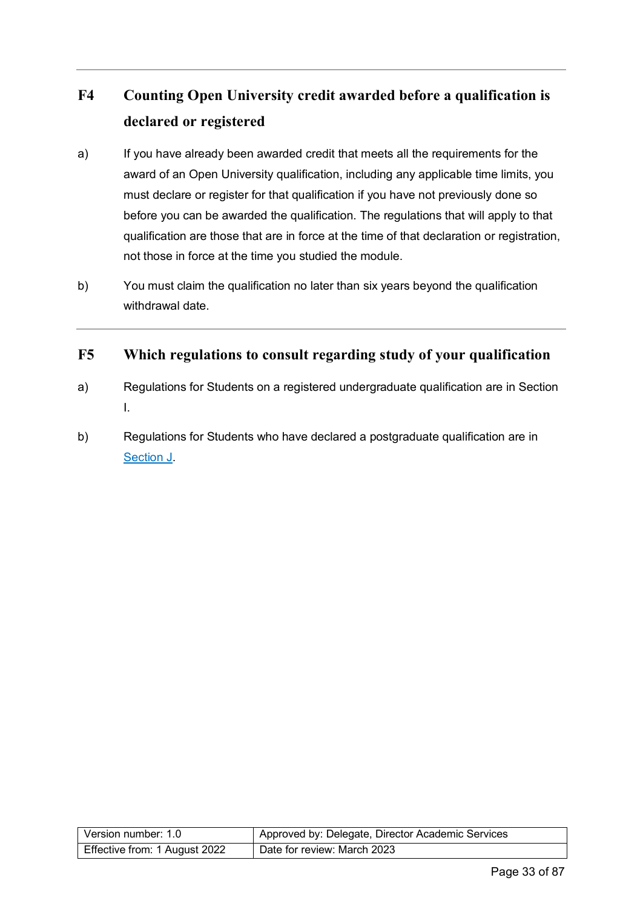## F4 Counting Open University credit awarded before a qualification is declared or registered

a) If you have already been awarded credit that meets all the requirements for the award of an Open University qualification, including any applicable time limits, you must declare or register for that qualification if you have not previously done so before you can be awarded the qualification. The regulations that will apply to that qualification are those that are in force at the time of that declaration or registration, not those in force at the time you studied the module.

b) You must claim the qualification no later than six years beyond the qualification withdrawal date.

## F5 Which regulations to consult regarding study of your qualification

a) Regulations for Students on a registered undergraduate qualification are in Section I.

b) Regulations for Students who have declared a postgraduate qualification are in Section J.

| Version number: 1.0 | Approved by: Delegate, Director Academic Services |
| --- | --- |
| Effective from: 1 August 2022 | Date for review: March 2023 |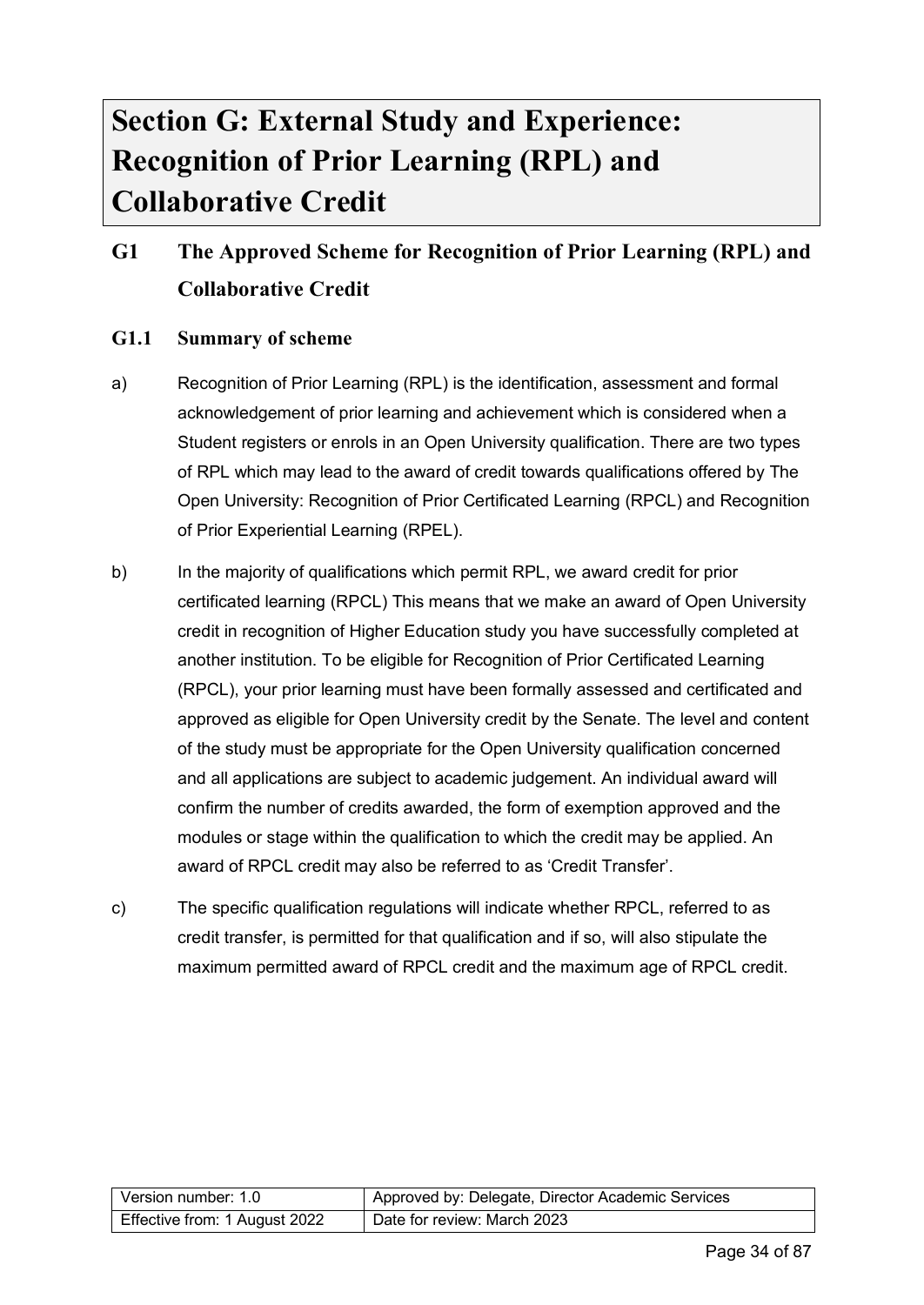# Section G: External Study and Experience: Recognition of Prior Learning (RPL) and Collaborative Credit

## G1 The Approved Scheme for Recognition of Prior Learning (RPL) and Collaborative Credit

### G1.1 Summary of scheme

a) Recognition of Prior Learning (RPL) is the identification, assessment and formal acknowledgement of prior learning and achievement which is considered when a Student registers or enrols in an Open University qualification. There are two types of RPL which may lead to the award of credit towards qualifications offered by The Open University: Recognition of Prior Certificated Learning (RPCL) and Recognition of Prior Experiential Learning (RPEL).

b) In the majority of qualifications which permit RPL, we award credit for prior certificated learning (RPCL) This means that we make an award of Open University credit in recognition of Higher Education study you have successfully completed at another institution. To be eligible for Recognition of Prior Certificated Learning (RPCL), your prior learning must have been formally assessed and certificated and approved as eligible for Open University credit by the Senate. The level and content of the study must be appropriate for the Open University qualification concerned and all applications are subject to academic judgement. An individual award will confirm the number of credits awarded, the form of exemption approved and the modules or stage within the qualification to which the credit may be applied. An award of RPCL credit may also be referred to as 'Credit Transfer'.

c) The specific qualification regulations will indicate whether RPCL, referred to as credit transfer, is permitted for that qualification and if so, will also stipulate the maximum permitted award of RPCL credit and the maximum age of RPCL credit.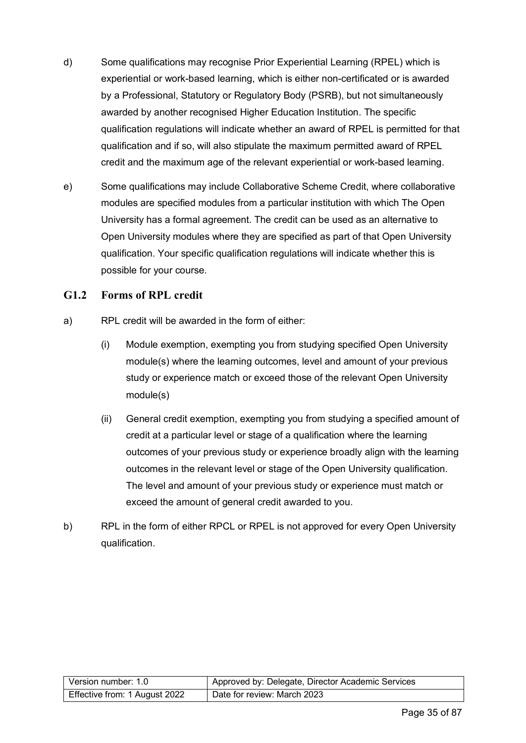d) Some qualifications may recognise Prior Experiential Learning (RPEL) which is experiential or work-based learning, which is either non-certificated or is awarded by a Professional, Statutory or Regulatory Body (PSRB), but not simultaneously awarded by another recognised Higher Education Institution. The specific qualification regulations will indicate whether an award of RPEL is permitted for that qualification and if so, will also stipulate the maximum permitted award of RPEL credit and the maximum age of the relevant experiential or work-based learning.

e) Some qualifications may include Collaborative Scheme Credit, where collaborative modules are specified modules from a particular institution with which The Open University has a formal agreement. The credit can be used as an alternative to Open University modules where they are specified as part of that Open University qualification. Your specific qualification regulations will indicate whether this is possible for your course.

## G1.2 Forms of RPL credit

a) RPL credit will be awarded in the form of either:

   (i) Module exemption, exempting you from studying specified Open University module(s) where the learning outcomes, level and amount of your previous study or experience match or exceed those of the relevant Open University module(s)

   (ii) General credit exemption, exempting you from studying a specified amount of credit at a particular level or stage of a qualification where the learning outcomes of your previous study or experience broadly align with the learning outcomes in the relevant level or stage of the Open University qualification. The level and amount of your previous study or experience must match or exceed the amount of general credit awarded to you.

b) RPL in the form of either RPCL or RPEL is not approved for every Open University qualification.

| Version number: 1.0 | Approved by: Delegate, Director Academic Services |
|---|---|
| Effective from: 1 August 2022 | Date for review: March 2023 |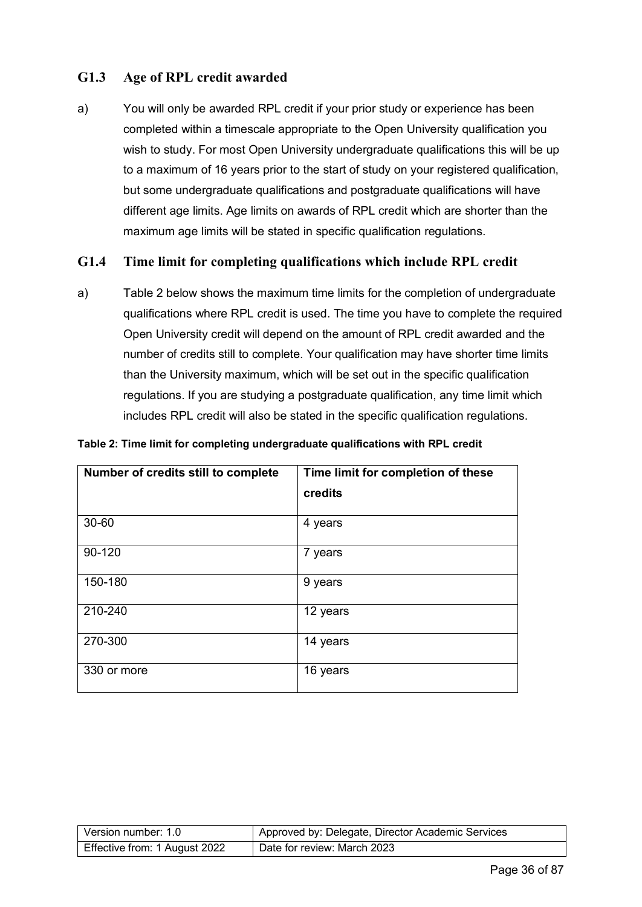### G1.3 Age of RPL credit awarded

a) You will only be awarded RPL credit if your prior study or experience has been completed within a timescale appropriate to the Open University qualification you wish to study. For most Open University undergraduate qualifications this will be up to a maximum of 16 years prior to the start of study on your registered qualification, but some undergraduate qualifications and postgraduate qualifications will have different age limits. Age limits on awards of RPL credit which are shorter than the maximum age limits will be stated in specific qualification regulations.

### G1.4 Time limit for completing qualifications which include RPL credit

a) Table 2 below shows the maximum time limits for the completion of undergraduate qualifications where RPL credit is used. The time you have to complete the required Open University credit will depend on the amount of RPL credit awarded and the number of credits still to complete. Your qualification may have shorter time limits than the University maximum, which will be set out in the specific qualification regulations. If you are studying a postgraduate qualification, any time limit which includes RPL credit will also be stated in the specific qualification regulations.

**Table 2: Time limit for completing undergraduate qualifications with RPL credit**

| Number of credits still to complete | Time limit for completion of these credits |
|---|---|
| 30-60 | 4 years |
| 90-120 | 7 years |
| 150-180 | 9 years |
| 210-240 | 12 years |
| 270-300 | 14 years |
| 330 or more | 16 years |

| Version number: 1.0 | Approved by: Delegate, Director Academic Services |
|---|---|
| Effective from: 1 August 2022 | Date for review: March 2023 |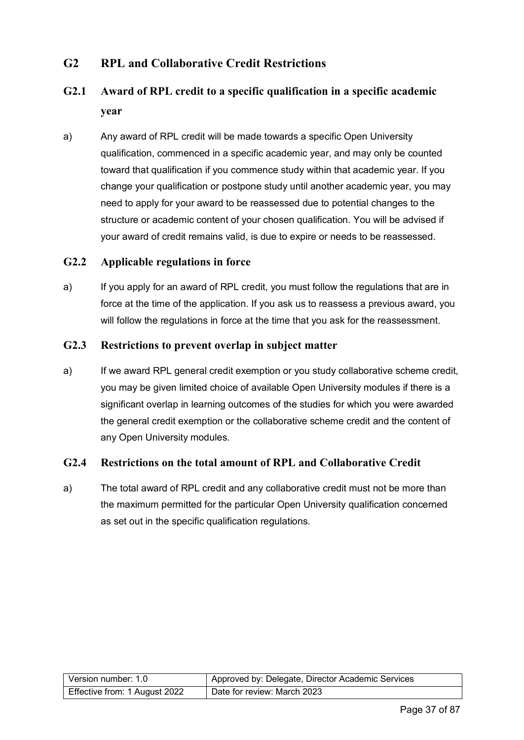## G2 RPL and Collaborative Credit Restrictions

### G2.1 Award of RPL credit to a specific qualification in a specific academic year

a) Any award of RPL credit will be made towards a specific Open University qualification, commenced in a specific academic year, and may only be counted toward that qualification if you commence study within that academic year. If you change your qualification or postpone study until another academic year, you may need to apply for your award to be reassessed due to potential changes to the structure or academic content of your chosen qualification. You will be advised if your award of credit remains valid, is due to expire or needs to be reassessed.

### G2.2 Applicable regulations in force

a) If you apply for an award of RPL credit, you must follow the regulations that are in force at the time of the application. If you ask us to reassess a previous award, you will follow the regulations in force at the time that you ask for the reassessment.

### G2.3 Restrictions to prevent overlap in subject matter

a) If we award RPL general credit exemption or you study collaborative scheme credit, you may be given limited choice of available Open University modules if there is a significant overlap in learning outcomes of the studies for which you were awarded the general credit exemption or the collaborative scheme credit and the content of any Open University modules.

### G2.4 Restrictions on the total amount of RPL and Collaborative Credit

a) The total award of RPL credit and any collaborative credit must not be more than the maximum permitted for the particular Open University qualification concerned as set out in the specific qualification regulations.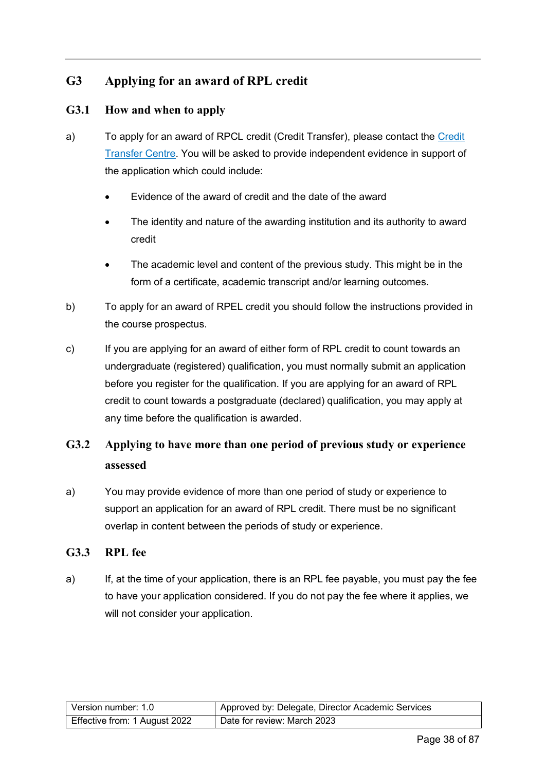## G3 Applying for an award of RPL credit

### G3.1 How and when to apply

a) To apply for an award of RPCL credit (Credit Transfer), please contact the Credit Transfer Centre. You will be asked to provide independent evidence in support of the application which could include:

- Evidence of the award of credit and the date of the award
- The identity and nature of the awarding institution and its authority to award credit
- The academic level and content of the previous study. This might be in the form of a certificate, academic transcript and/or learning outcomes.

b) To apply for an award of RPEL credit you should follow the instructions provided in the course prospectus.

c) If you are applying for an award of either form of RPL credit to count towards an undergraduate (registered) qualification, you must normally submit an application before you register for the qualification. If you are applying for an award of RPL credit to count towards a postgraduate (declared) qualification, you may apply at any time before the qualification is awarded.

### G3.2 Applying to have more than one period of previous study or experience assessed

a) You may provide evidence of more than one period of study or experience to support an application for an award of RPL credit. There must be no significant overlap in content between the periods of study or experience.

### G3.3 RPL fee

a) If, at the time of your application, there is an RPL fee payable, you must pay the fee to have your application considered. If you do not pay the fee where it applies, we will not consider your application.

| Version number: 1.0 | Approved by: Delegate, Director Academic Services |
|---|---|
| Effective from: 1 August 2022 | Date for review: March 2023 |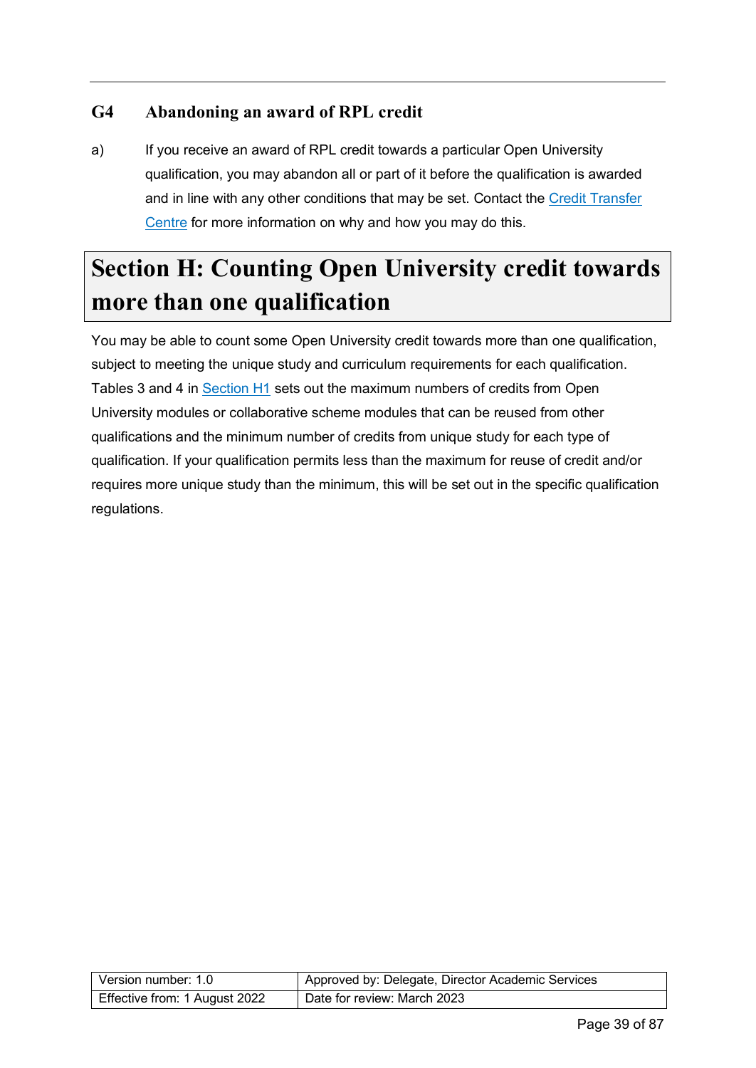### G4 Abandoning an award of RPL credit

a) If you receive an award of RPL credit towards a particular Open University qualification, you may abandon all or part of it before the qualification is awarded and in line with any other conditions that may be set. Contact the [Credit Transfer Centre](#) for more information on why and how you may do this.

# Section H: Counting Open University credit towards more than one qualification

You may be able to count some Open University credit towards more than one qualification, subject to meeting the unique study and curriculum requirements for each qualification. Tables 3 and 4 in [Section H1](#) sets out the maximum numbers of credits from Open University modules or collaborative scheme modules that can be reused from other qualifications and the minimum number of credits from unique study for each type of qualification. If your qualification permits less than the maximum for reuse of credit and/or requires more unique study than the minimum, this will be set out in the specific qualification regulations.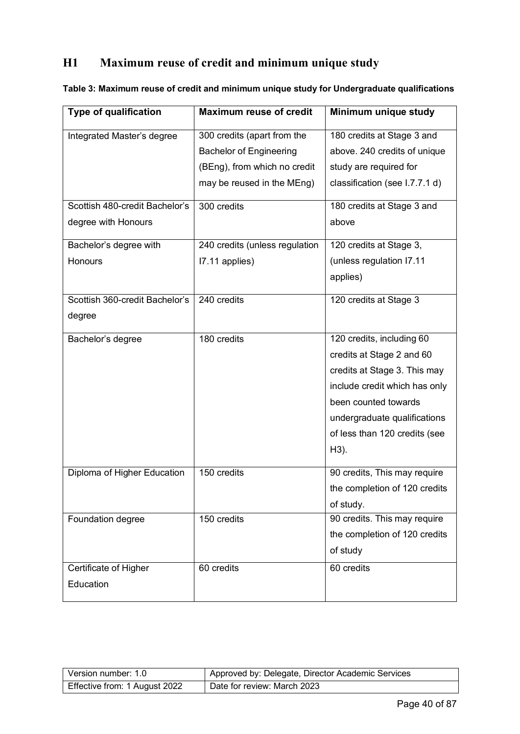## H1 Maximum reuse of credit and minimum unique study

**Table 3: Maximum reuse of credit and minimum unique study for Undergraduate qualifications**

| Type of qualification | Maximum reuse of credit | Minimum unique study |
|---|---|---|
| Integrated Master's degree | 300 credits (apart from the Bachelor of Engineering (BEng), from which no credit may be reused in the MEng) | 180 credits at Stage 3 and above. 240 credits of unique study are required for classification (see I.7.7.1 d) |
| Scottish 480-credit Bachelor's degree with Honours | 300 credits | 180 credits at Stage 3 and above |
| Bachelor's degree with Honours | 240 credits (unless regulation I7.11 applies) | 120 credits at Stage 3, (unless regulation I7.11 applies) |
| Scottish 360-credit Bachelor's degree | 240 credits | 120 credits at Stage 3 |
| Bachelor's degree | 180 credits | 120 credits, including 60 credits at Stage 2 and 60 credits at Stage 3. This may include credit which has only been counted towards undergraduate qualifications of less than 120 credits (see H3). |
| Diploma of Higher Education | 150 credits | 90 credits, This may require the completion of 120 credits of study. |
| Foundation degree | 150 credits | 90 credits. This may require the completion of 120 credits of study |
| Certificate of Higher Education | 60 credits | 60 credits |

| Version number: 1.0 | Approved by: Delegate, Director Academic Services |
|---|---|
| Effective from: 1 August 2022 | Date for review: March 2023 |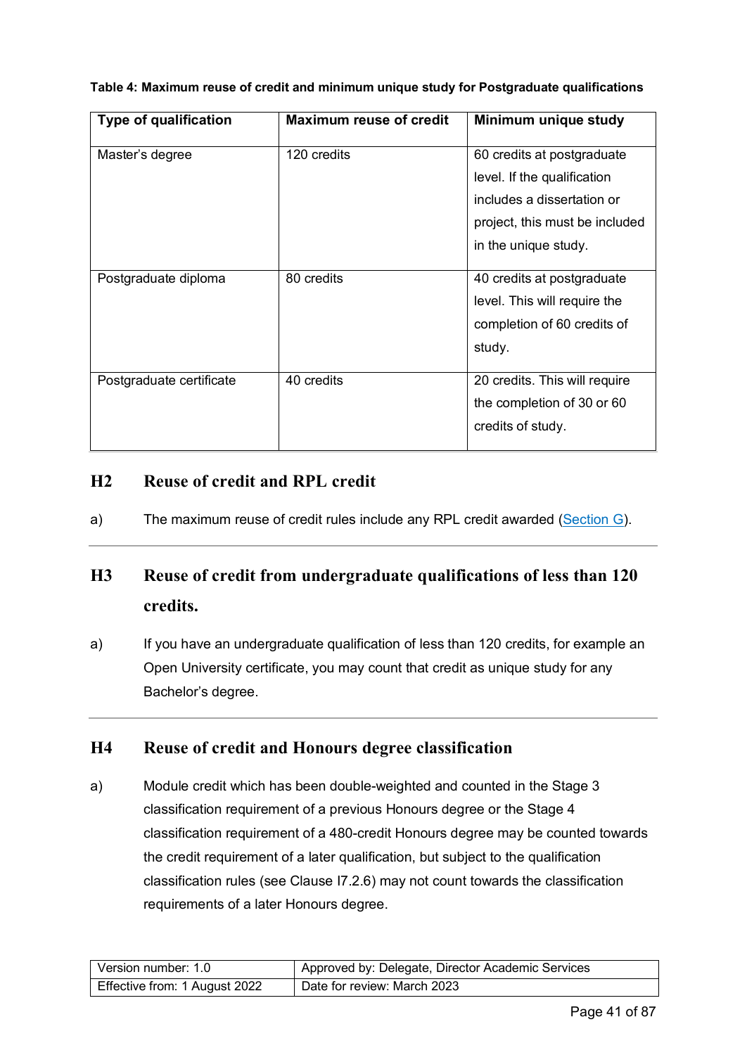**Table 4: Maximum reuse of credit and minimum unique study for Postgraduate qualifications**

| Type of qualification | Maximum reuse of credit | Minimum unique study |
|---|---|---|
| Master's degree | 120 credits | 60 credits at postgraduate level. If the qualification includes a dissertation or project, this must be included in the unique study. |
| Postgraduate diploma | 80 credits | 40 credits at postgraduate level. This will require the completion of 60 credits of study. |
| Postgraduate certificate | 40 credits | 20 credits. This will require the completion of 30 or 60 credits of study. |

## H2 Reuse of credit and RPL credit

a) The maximum reuse of credit rules include any RPL credit awarded (Section G).

## H3 Reuse of credit from undergraduate qualifications of less than 120 credits.

a) If you have an undergraduate qualification of less than 120 credits, for example an Open University certificate, you may count that credit as unique study for any Bachelor's degree.

## H4 Reuse of credit and Honours degree classification

a) Module credit which has been double-weighted and counted in the Stage 3 classification requirement of a previous Honours degree or the Stage 4 classification requirement of a 480-credit Honours degree may be counted towards the credit requirement of a later qualification, but subject to the qualification classification rules (see Clause I7.2.6) may not count towards the classification requirements of a later Honours degree.

| Version number: 1.0 | Approved by: Delegate, Director Academic Services |
|---|---|
| Effective from: 1 August 2022 | Date for review: March 2023 |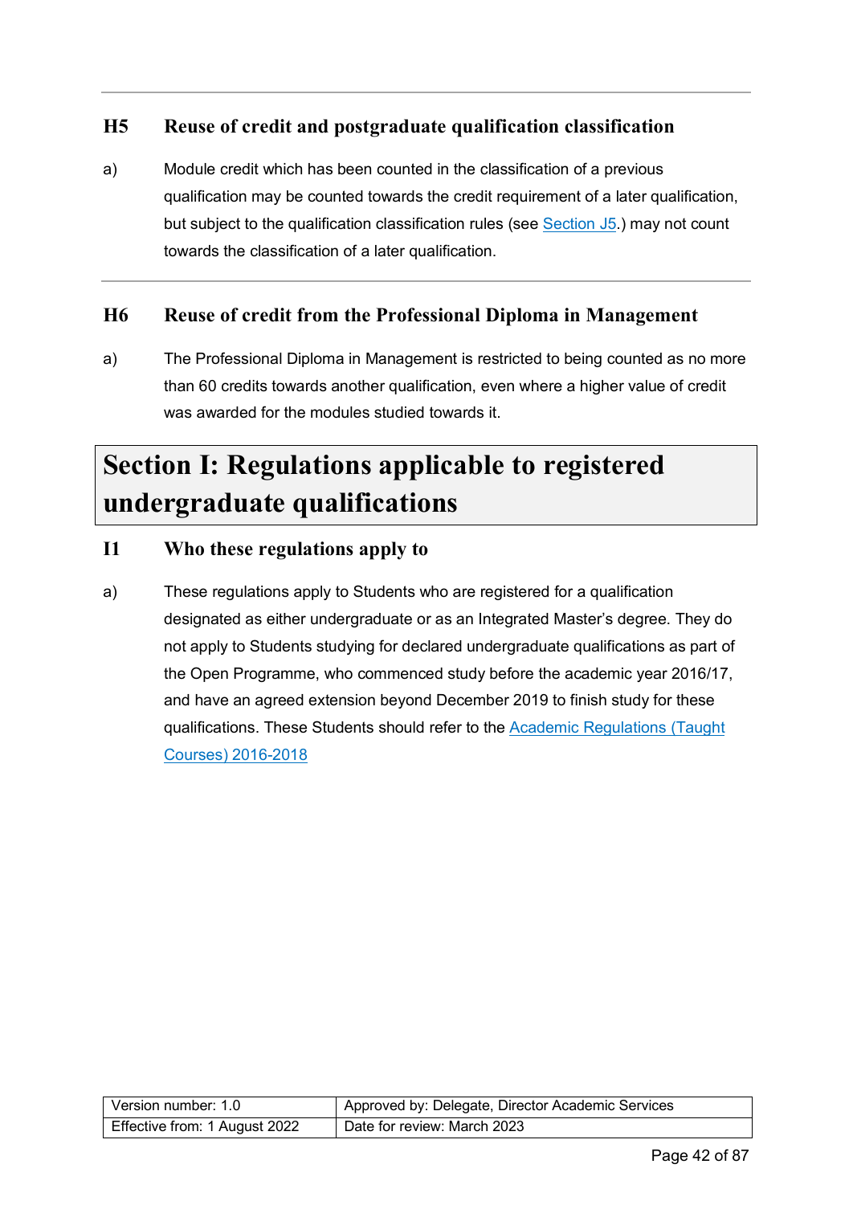### H5 Reuse of credit and postgraduate qualification classification

a) Module credit which has been counted in the classification of a previous qualification may be counted towards the credit requirement of a later qualification, but subject to the qualification classification rules (see Section J5.) may not count towards the classification of a later qualification.

### H6 Reuse of credit from the Professional Diploma in Management

a) The Professional Diploma in Management is restricted to being counted as no more than 60 credits towards another qualification, even where a higher value of credit was awarded for the modules studied towards it.

## Section I: Regulations applicable to registered undergraduate qualifications

### I1 Who these regulations apply to

a) These regulations apply to Students who are registered for a qualification designated as either undergraduate or as an Integrated Master's degree. They do not apply to Students studying for declared undergraduate qualifications as part of the Open Programme, who commenced study before the academic year 2016/17, and have an agreed extension beyond December 2019 to finish study for these qualifications. These Students should refer to the Academic Regulations (Taught Courses) 2016-2018

| Version number: 1.0 | Approved by: Delegate, Director Academic Services |
|---|---|
| Effective from: 1 August 2022 | Date for review: March 2023 |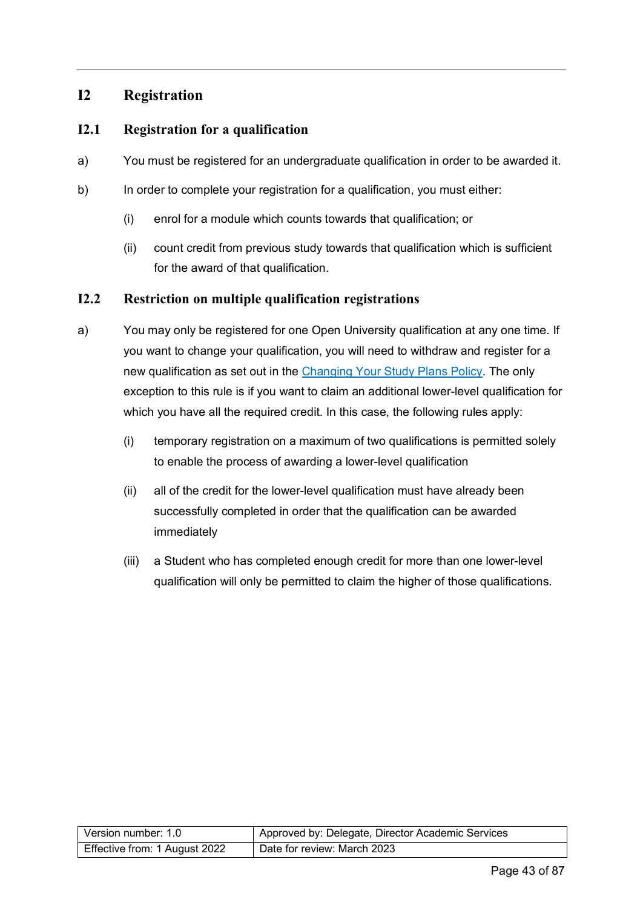## I2 Registration

### I2.1 Registration for a qualification

a) You must be registered for an undergraduate qualification in order to be awarded it.

b) In order to complete your registration for a qualification, you must either:

   (i) enrol for a module which counts towards that qualification; or

   (ii) count credit from previous study towards that qualification which is sufficient for the award of that qualification.

### I2.2 Restriction on multiple qualification registrations

a) You may only be registered for one Open University qualification at any one time. If you want to change your qualification, you will need to withdraw and register for a new qualification as set out in the [Changing Your Study Plans Policy](). The only exception to this rule is if you want to claim an additional lower-level qualification for which you have all the required credit. In this case, the following rules apply:

   (i) temporary registration on a maximum of two qualifications is permitted solely to enable the process of awarding a lower-level qualification

   (ii) all of the credit for the lower-level qualification must have already been successfully completed in order that the qualification can be awarded immediately

   (iii) a Student who has completed enough credit for more than one lower-level qualification will only be permitted to claim the higher of those qualifications.

| Version number: 1.0 | Approved by: Delegate, Director Academic Services |
|---|---|
| Effective from: 1 August 2022 | Date for review: March 2023 |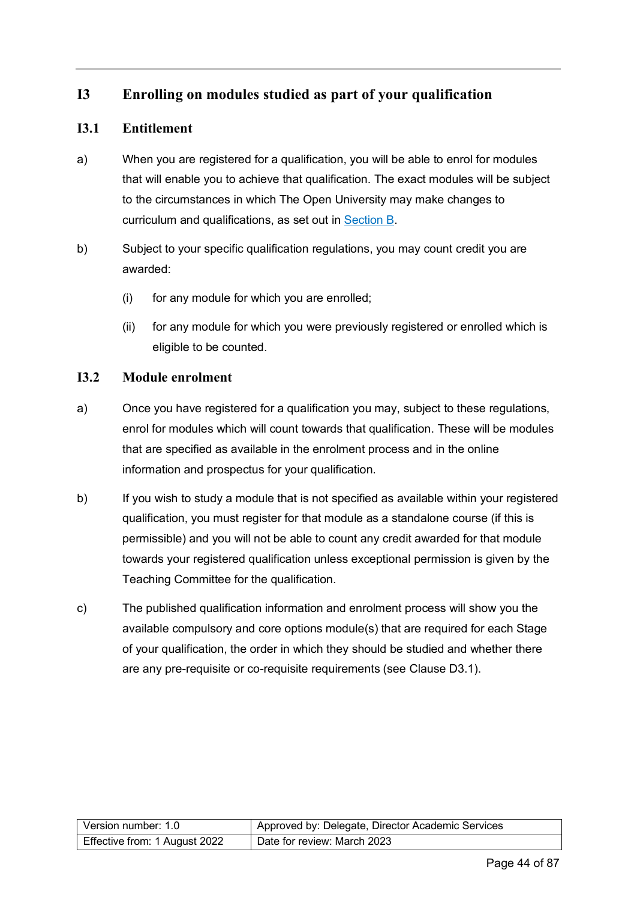## I3 Enrolling on modules studied as part of your qualification

### I3.1 Entitlement

a) When you are registered for a qualification, you will be able to enrol for modules that will enable you to achieve that qualification. The exact modules will be subject to the circumstances in which The Open University may make changes to curriculum and qualifications, as set out in Section B.

b) Subject to your specific qualification regulations, you may count credit you are awarded:

   (i) for any module for which you are enrolled;

   (ii) for any module for which you were previously registered or enrolled which is eligible to be counted.

### I3.2 Module enrolment

a) Once you have registered for a qualification you may, subject to these regulations, enrol for modules which will count towards that qualification. These will be modules that are specified as available in the enrolment process and in the online information and prospectus for your qualification.

b) If you wish to study a module that is not specified as available within your registered qualification, you must register for that module as a standalone course (if this is permissible) and you will not be able to count any credit awarded for that module towards your registered qualification unless exceptional permission is given by the Teaching Committee for the qualification.

c) The published qualification information and enrolment process will show you the available compulsory and core options module(s) that are required for each Stage of your qualification, the order in which they should be studied and whether there are any pre-requisite or co-requisite requirements (see Clause D3.1).

| Version number: 1.0 | Approved by: Delegate, Director Academic Services |
|---|---|
| Effective from: 1 August 2022 | Date for review: March 2023 |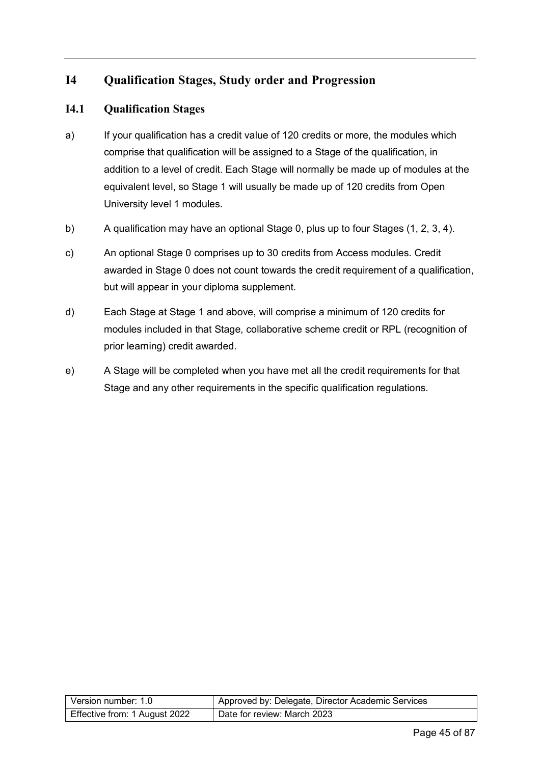## I4 Qualification Stages, Study order and Progression

### I4.1 Qualification Stages

a) If your qualification has a credit value of 120 credits or more, the modules which comprise that qualification will be assigned to a Stage of the qualification, in addition to a level of credit. Each Stage will normally be made up of modules at the equivalent level, so Stage 1 will usually be made up of 120 credits from Open University level 1 modules.

b) A qualification may have an optional Stage 0, plus up to four Stages (1, 2, 3, 4).

c) An optional Stage 0 comprises up to 30 credits from Access modules. Credit awarded in Stage 0 does not count towards the credit requirement of a qualification, but will appear in your diploma supplement.

d) Each Stage at Stage 1 and above, will comprise a minimum of 120 credits for modules included in that Stage, collaborative scheme credit or RPL (recognition of prior learning) credit awarded.

e) A Stage will be completed when you have met all the credit requirements for that Stage and any other requirements in the specific qualification regulations.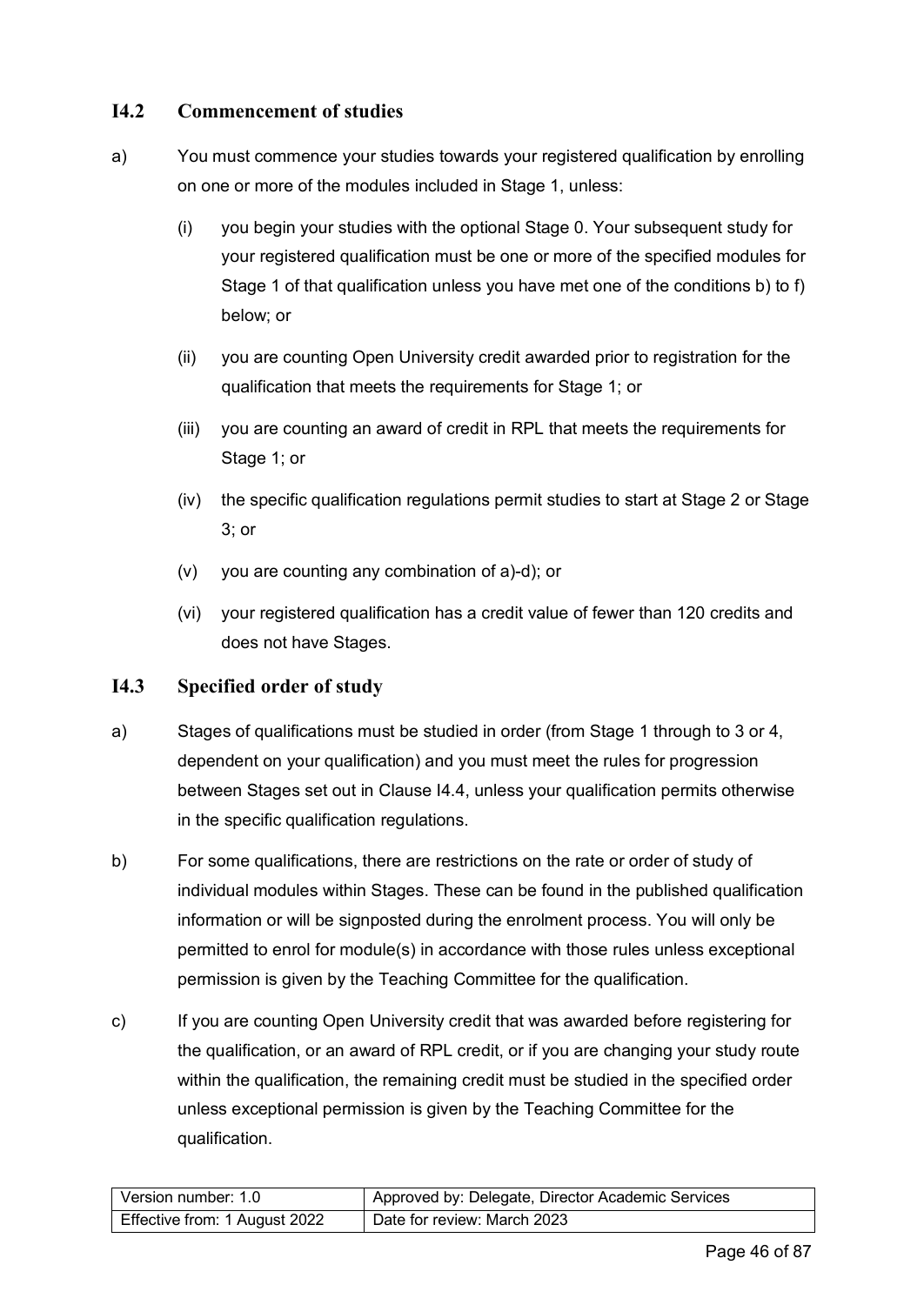### I4.2 Commencement of studies

a) You must commence your studies towards your registered qualification by enrolling on one or more of the modules included in Stage 1, unless:

   (i) you begin your studies with the optional Stage 0. Your subsequent study for your registered qualification must be one or more of the specified modules for Stage 1 of that qualification unless you have met one of the conditions b) to f) below; or

   (ii) you are counting Open University credit awarded prior to registration for the qualification that meets the requirements for Stage 1; or

   (iii) you are counting an award of credit in RPL that meets the requirements for Stage 1; or

   (iv) the specific qualification regulations permit studies to start at Stage 2 or Stage 3; or

   (v) you are counting any combination of a)-d); or

   (vi) your registered qualification has a credit value of fewer than 120 credits and does not have Stages.

### I4.3 Specified order of study

a) Stages of qualifications must be studied in order (from Stage 1 through to 3 or 4, dependent on your qualification) and you must meet the rules for progression between Stages set out in Clause I4.4, unless your qualification permits otherwise in the specific qualification regulations.

b) For some qualifications, there are restrictions on the rate or order of study of individual modules within Stages. These can be found in the published qualification information or will be signposted during the enrolment process. You will only be permitted to enrol for module(s) in accordance with those rules unless exceptional permission is given by the Teaching Committee for the qualification.

c) If you are counting Open University credit that was awarded before registering for the qualification, or an award of RPL credit, or if you are changing your study route within the qualification, the remaining credit must be studied in the specified order unless exceptional permission is given by the Teaching Committee for the qualification.

| Version number: 1.0 | Approved by: Delegate, Director Academic Services |
|---|---|
| Effective from: 1 August 2022 | Date for review: March 2023 |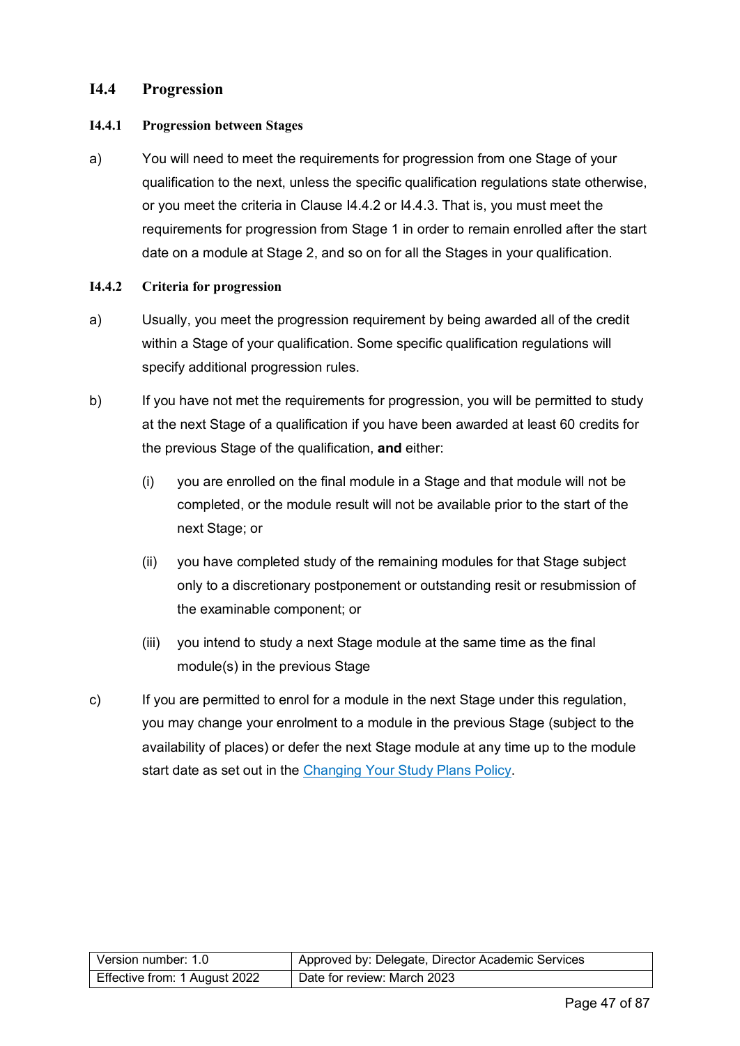## I4.4 Progression

### I4.4.1 Progression between Stages

a) You will need to meet the requirements for progression from one Stage of your qualification to the next, unless the specific qualification regulations state otherwise, or you meet the criteria in Clause I4.4.2 or I4.4.3. That is, you must meet the requirements for progression from Stage 1 in order to remain enrolled after the start date on a module at Stage 2, and so on for all the Stages in your qualification.

### I4.4.2 Criteria for progression

a) Usually, you meet the progression requirement by being awarded all of the credit within a Stage of your qualification. Some specific qualification regulations will specify additional progression rules.

b) If you have not met the requirements for progression, you will be permitted to study at the next Stage of a qualification if you have been awarded at least 60 credits for the previous Stage of the qualification, **and** either:

  (i) you are enrolled on the final module in a Stage and that module will not be completed, or the module result will not be available prior to the start of the next Stage; or

  (ii) you have completed study of the remaining modules for that Stage subject only to a discretionary postponement or outstanding resit or resubmission of the examinable component; or

  (iii) you intend to study a next Stage module at the same time as the final module(s) in the previous Stage

c) If you are permitted to enrol for a module in the next Stage under this regulation, you may change your enrolment to a module in the previous Stage (subject to the availability of places) or defer the next Stage module at any time up to the module start date as set out in the Changing Your Study Plans Policy.

| Version number: 1.0 | Approved by: Delegate, Director Academic Services |
|---|---|
| Effective from: 1 August 2022 | Date for review: March 2023 |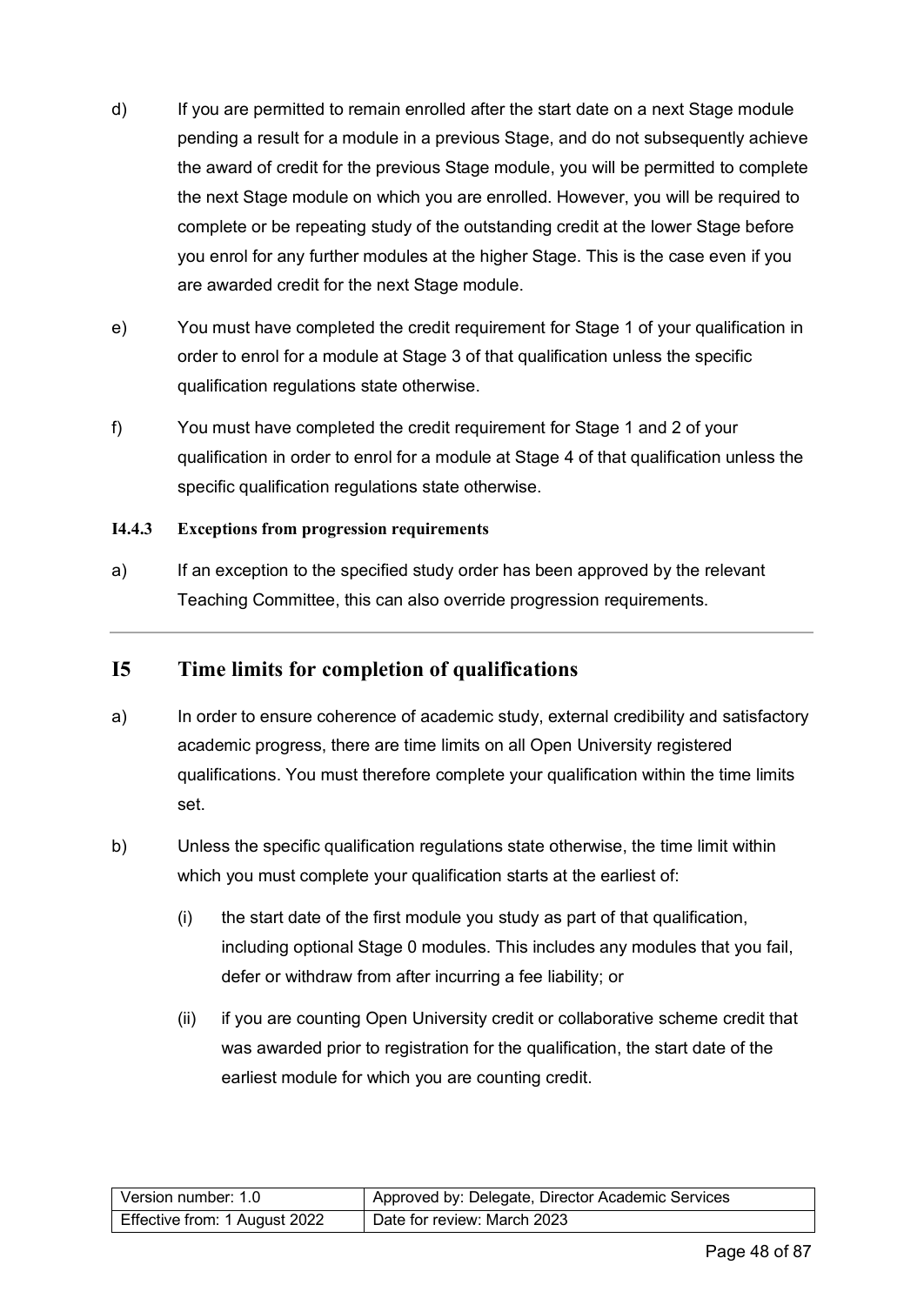d) If you are permitted to remain enrolled after the start date on a next Stage module pending a result for a module in a previous Stage, and do not subsequently achieve the award of credit for the previous Stage module, you will be permitted to complete the next Stage module on which you are enrolled. However, you will be required to complete or be repeating study of the outstanding credit at the lower Stage before you enrol for any further modules at the higher Stage. This is the case even if you are awarded credit for the next Stage module.

e) You must have completed the credit requirement for Stage 1 of your qualification in order to enrol for a module at Stage 3 of that qualification unless the specific qualification regulations state otherwise.

f) You must have completed the credit requirement for Stage 1 and 2 of your qualification in order to enrol for a module at Stage 4 of that qualification unless the specific qualification regulations state otherwise.

#### I4.4.3 Exceptions from progression requirements

a) If an exception to the specified study order has been approved by the relevant Teaching Committee, this can also override progression requirements.

---

## I5 Time limits for completion of qualifications

a) In order to ensure coherence of academic study, external credibility and satisfactory academic progress, there are time limits on all Open University registered qualifications. You must therefore complete your qualification within the time limits set.

b) Unless the specific qualification regulations state otherwise, the time limit within which you must complete your qualification starts at the earliest of:

   (i) the start date of the first module you study as part of that qualification, including optional Stage 0 modules. This includes any modules that you fail, defer or withdraw from after incurring a fee liability; or

   (ii) if you are counting Open University credit or collaborative scheme credit that was awarded prior to registration for the qualification, the start date of the earliest module for which you are counting credit.

| Version number: 1.0 | Approved by: Delegate, Director Academic Services |
|---|---|
| Effective from: 1 August 2022 | Date for review: March 2023 |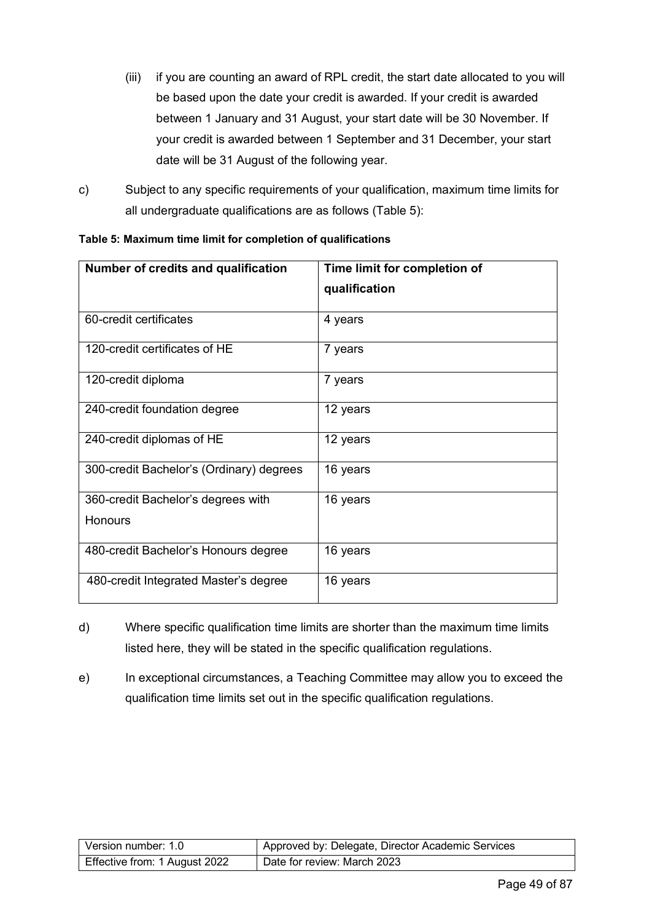(iii) if you are counting an award of RPL credit, the start date allocated to you will be based upon the date your credit is awarded. If your credit is awarded between 1 January and 31 August, your start date will be 30 November. If your credit is awarded between 1 September and 31 December, your start date will be 31 August of the following year.

c) Subject to any specific requirements of your qualification, maximum time limits for all undergraduate qualifications are as follows (Table 5):

**Table 5: Maximum time limit for completion of qualifications**

| Number of credits and qualification | Time limit for completion of qualification |
|---|---|
| 60-credit certificates | 4 years |
| 120-credit certificates of HE | 7 years |
| 120-credit diploma | 7 years |
| 240-credit foundation degree | 12 years |
| 240-credit diplomas of HE | 12 years |
| 300-credit Bachelor's (Ordinary) degrees | 16 years |
| 360-credit Bachelor's degrees with Honours | 16 years |
| 480-credit Bachelor's Honours degree | 16 years |
| 480-credit Integrated Master's degree | 16 years |

d) Where specific qualification time limits are shorter than the maximum time limits listed here, they will be stated in the specific qualification regulations.

e) In exceptional circumstances, a Teaching Committee may allow you to exceed the qualification time limits set out in the specific qualification regulations.

| Version number: 1.0 | Approved by: Delegate, Director Academic Services |
|---|---|
| Effective from: 1 August 2022 | Date for review: March 2023 |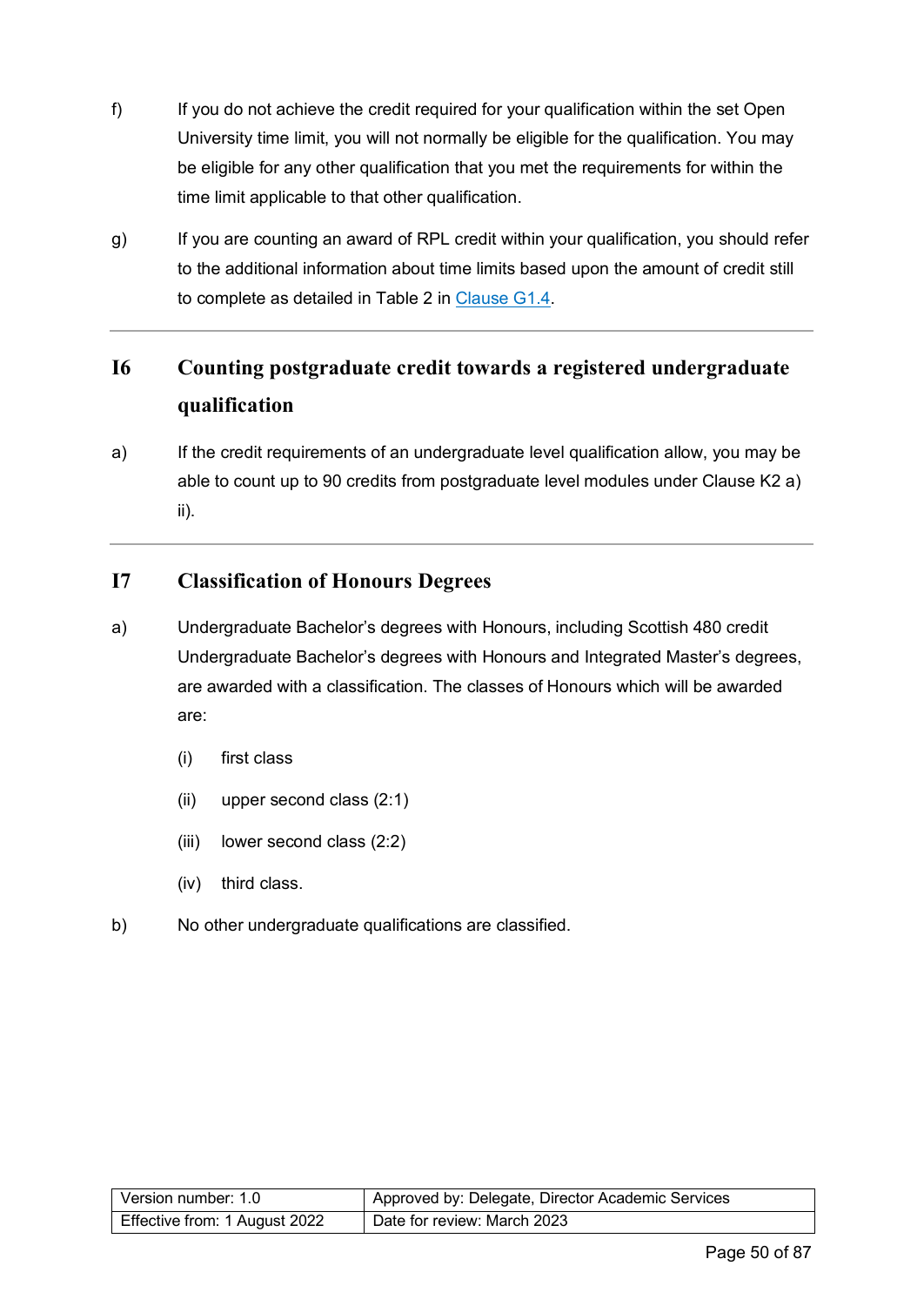f) If you do not achieve the credit required for your qualification within the set Open University time limit, you will not normally be eligible for the qualification. You may be eligible for any other qualification that you met the requirements for within the time limit applicable to that other qualification.

g) If you are counting an award of RPL credit within your qualification, you should refer to the additional information about time limits based upon the amount of credit still to complete as detailed in Table 2 in Clause G1.4.

## I6 Counting postgraduate credit towards a registered undergraduate qualification

a) If the credit requirements of an undergraduate level qualification allow, you may be able to count up to 90 credits from postgraduate level modules under Clause K2 a) ii).

## I7 Classification of Honours Degrees

a) Undergraduate Bachelor's degrees with Honours, including Scottish 480 credit Undergraduate Bachelor's degrees with Honours and Integrated Master's degrees, are awarded with a classification. The classes of Honours which will be awarded are:

   (i) first class

   (ii) upper second class (2:1)

   (iii) lower second class (2:2)

   (iv) third class.

b) No other undergraduate qualifications are classified.

| Version number: 1.0 | Approved by: Delegate, Director Academic Services |
|---|---|
| Effective from: 1 August 2022 | Date for review: March 2023 |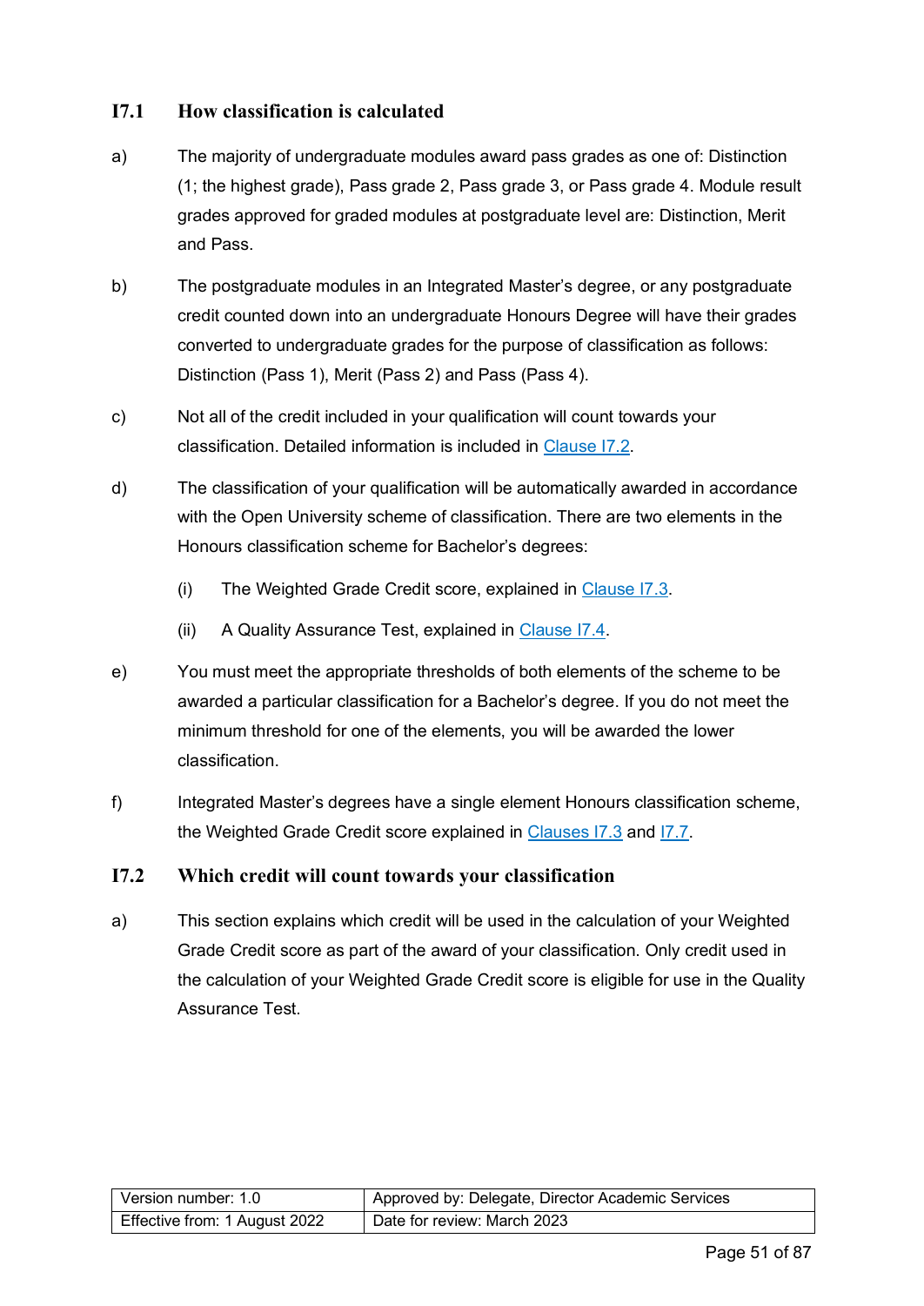## I7.1 How classification is calculated

a) The majority of undergraduate modules award pass grades as one of: Distinction (1; the highest grade), Pass grade 2, Pass grade 3, or Pass grade 4. Module result grades approved for graded modules at postgraduate level are: Distinction, Merit and Pass.

b) The postgraduate modules in an Integrated Master's degree, or any postgraduate credit counted down into an undergraduate Honours Degree will have their grades converted to undergraduate grades for the purpose of classification as follows: Distinction (Pass 1), Merit (Pass 2) and Pass (Pass 4).

c) Not all of the credit included in your qualification will count towards your classification. Detailed information is included in Clause I7.2.

d) The classification of your qualification will be automatically awarded in accordance with the Open University scheme of classification. There are two elements in the Honours classification scheme for Bachelor's degrees:

   (i) The Weighted Grade Credit score, explained in Clause I7.3.

   (ii) A Quality Assurance Test, explained in Clause I7.4.

e) You must meet the appropriate thresholds of both elements of the scheme to be awarded a particular classification for a Bachelor's degree. If you do not meet the minimum threshold for one of the elements, you will be awarded the lower classification.

f) Integrated Master's degrees have a single element Honours classification scheme, the Weighted Grade Credit score explained in Clauses I7.3 and I7.7.

## I7.2 Which credit will count towards your classification

a) This section explains which credit will be used in the calculation of your Weighted Grade Credit score as part of the award of your classification. Only credit used in the calculation of your Weighted Grade Credit score is eligible for use in the Quality Assurance Test.

| Version number: 1.0 | Approved by: Delegate, Director Academic Services |
|---|---|
| Effective from: 1 August 2022 | Date for review: March 2023 |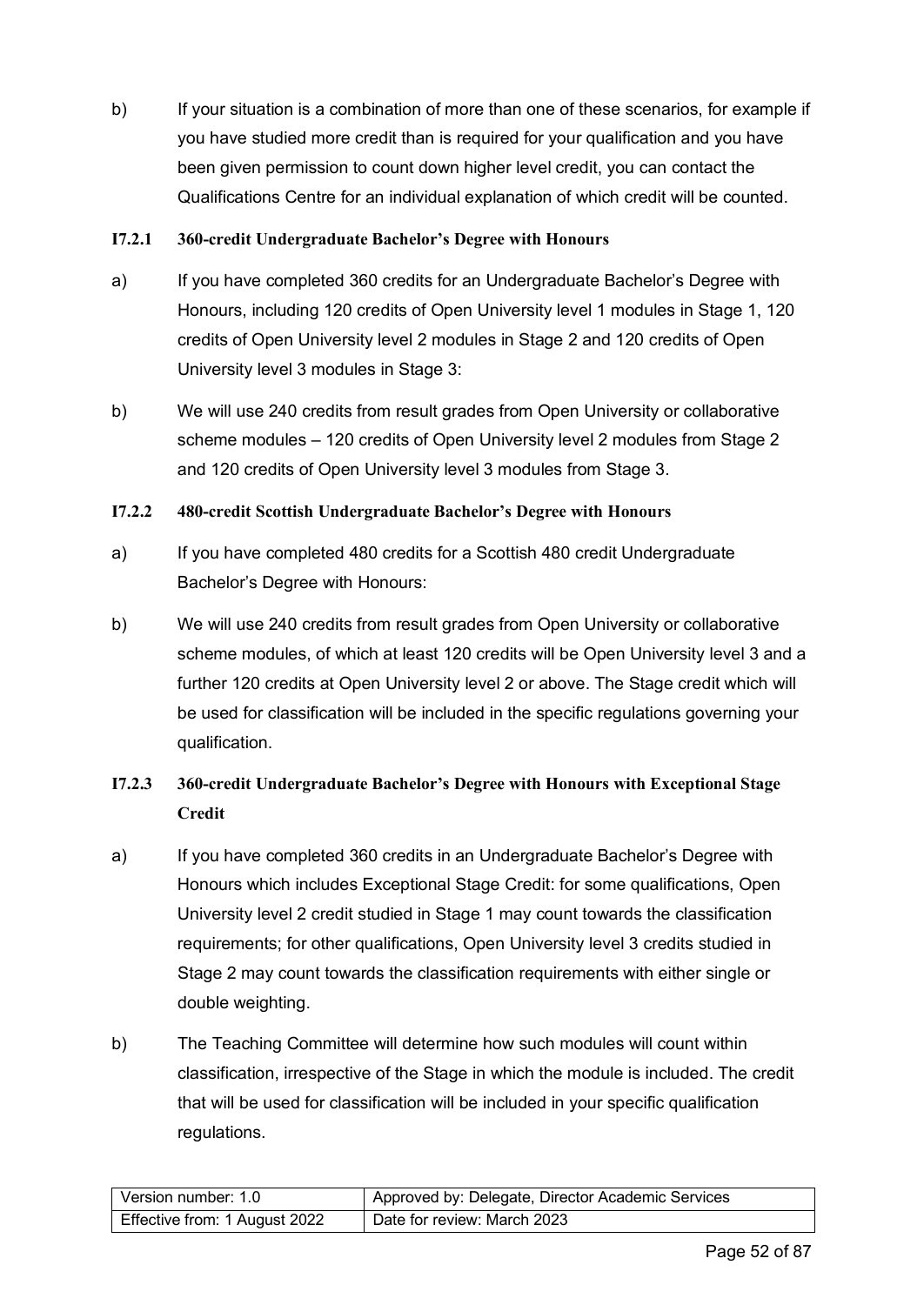b) If your situation is a combination of more than one of these scenarios, for example if you have studied more credit than is required for your qualification and you have been given permission to count down higher level credit, you can contact the Qualifications Centre for an individual explanation of which credit will be counted.

#### I7.2.1 360-credit Undergraduate Bachelor's Degree with Honours

a) If you have completed 360 credits for an Undergraduate Bachelor's Degree with Honours, including 120 credits of Open University level 1 modules in Stage 1, 120 credits of Open University level 2 modules in Stage 2 and 120 credits of Open University level 3 modules in Stage 3:

b) We will use 240 credits from result grades from Open University or collaborative scheme modules – 120 credits of Open University level 2 modules from Stage 2 and 120 credits of Open University level 3 modules from Stage 3.

#### I7.2.2 480-credit Scottish Undergraduate Bachelor's Degree with Honours

a) If you have completed 480 credits for a Scottish 480 credit Undergraduate Bachelor's Degree with Honours:

b) We will use 240 credits from result grades from Open University or collaborative scheme modules, of which at least 120 credits will be Open University level 3 and a further 120 credits at Open University level 2 or above. The Stage credit which will be used for classification will be included in the specific regulations governing your qualification.

#### I7.2.3 360-credit Undergraduate Bachelor's Degree with Honours with Exceptional Stage Credit

a) If you have completed 360 credits in an Undergraduate Bachelor's Degree with Honours which includes Exceptional Stage Credit: for some qualifications, Open University level 2 credit studied in Stage 1 may count towards the classification requirements; for other qualifications, Open University level 3 credits studied in Stage 2 may count towards the classification requirements with either single or double weighting.

b) The Teaching Committee will determine how such modules will count within classification, irrespective of the Stage in which the module is included. The credit that will be used for classification will be included in your specific qualification regulations.

| Version number: 1.0 | Approved by: Delegate, Director Academic Services |
|---|---|
| Effective from: 1 August 2022 | Date for review: March 2023 |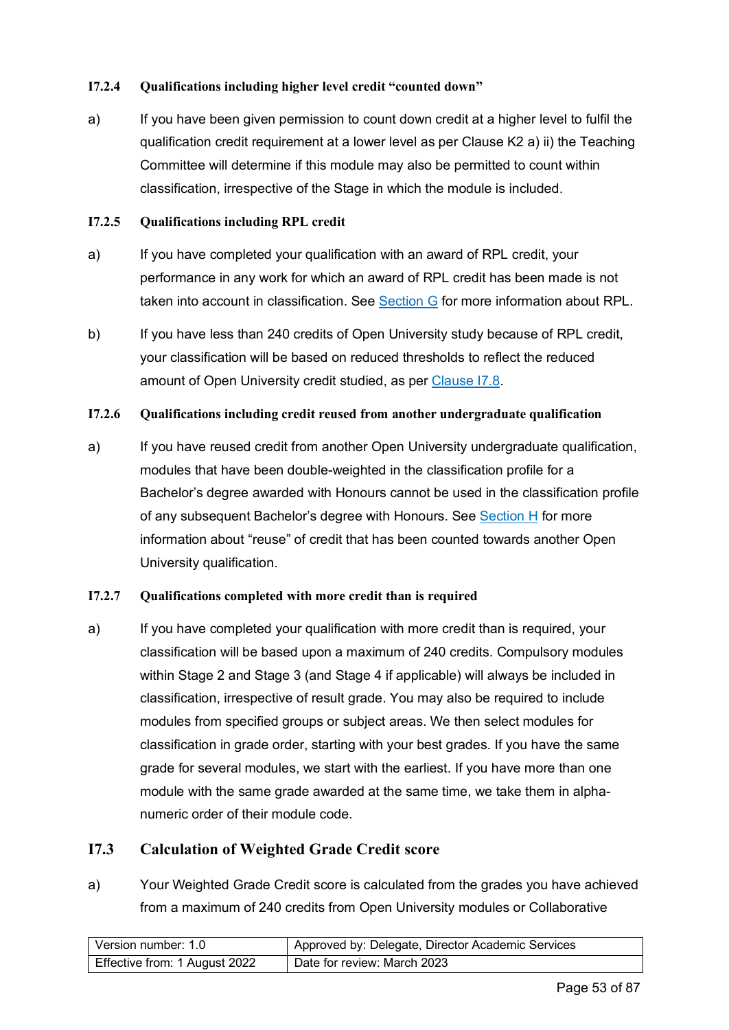#### I7.2.4 Qualifications including higher level credit "counted down"

a) If you have been given permission to count down credit at a higher level to fulfil the qualification credit requirement at a lower level as per Clause K2 a) ii) the Teaching Committee will determine if this module may also be permitted to count within classification, irrespective of the Stage in which the module is included.

#### I7.2.5 Qualifications including RPL credit

a) If you have completed your qualification with an award of RPL credit, your performance in any work for which an award of RPL credit has been made is not taken into account in classification. See Section G for more information about RPL.

b) If you have less than 240 credits of Open University study because of RPL credit, your classification will be based on reduced thresholds to reflect the reduced amount of Open University credit studied, as per Clause I7.8.

#### I7.2.6 Qualifications including credit reused from another undergraduate qualification

a) If you have reused credit from another Open University undergraduate qualification, modules that have been double-weighted in the classification profile for a Bachelor's degree awarded with Honours cannot be used in the classification profile of any subsequent Bachelor's degree with Honours. See Section H for more information about "reuse" of credit that has been counted towards another Open University qualification.

#### I7.2.7 Qualifications completed with more credit than is required

a) If you have completed your qualification with more credit than is required, your classification will be based upon a maximum of 240 credits. Compulsory modules within Stage 2 and Stage 3 (and Stage 4 if applicable) will always be included in classification, irrespective of result grade. You may also be required to include modules from specified groups or subject areas. We then select modules for classification in grade order, starting with your best grades. If you have the same grade for several modules, we start with the earliest. If you have more than one module with the same grade awarded at the same time, we take them in alpha-numeric order of their module code.

### I7.3 Calculation of Weighted Grade Credit score

a) Your Weighted Grade Credit score is calculated from the grades you have achieved from a maximum of 240 credits from Open University modules or Collaborative

| Version number: 1.0 | Approved by: Delegate, Director Academic Services |
|---|---|
| Effective from: 1 August 2022 | Date for review: March 2023 |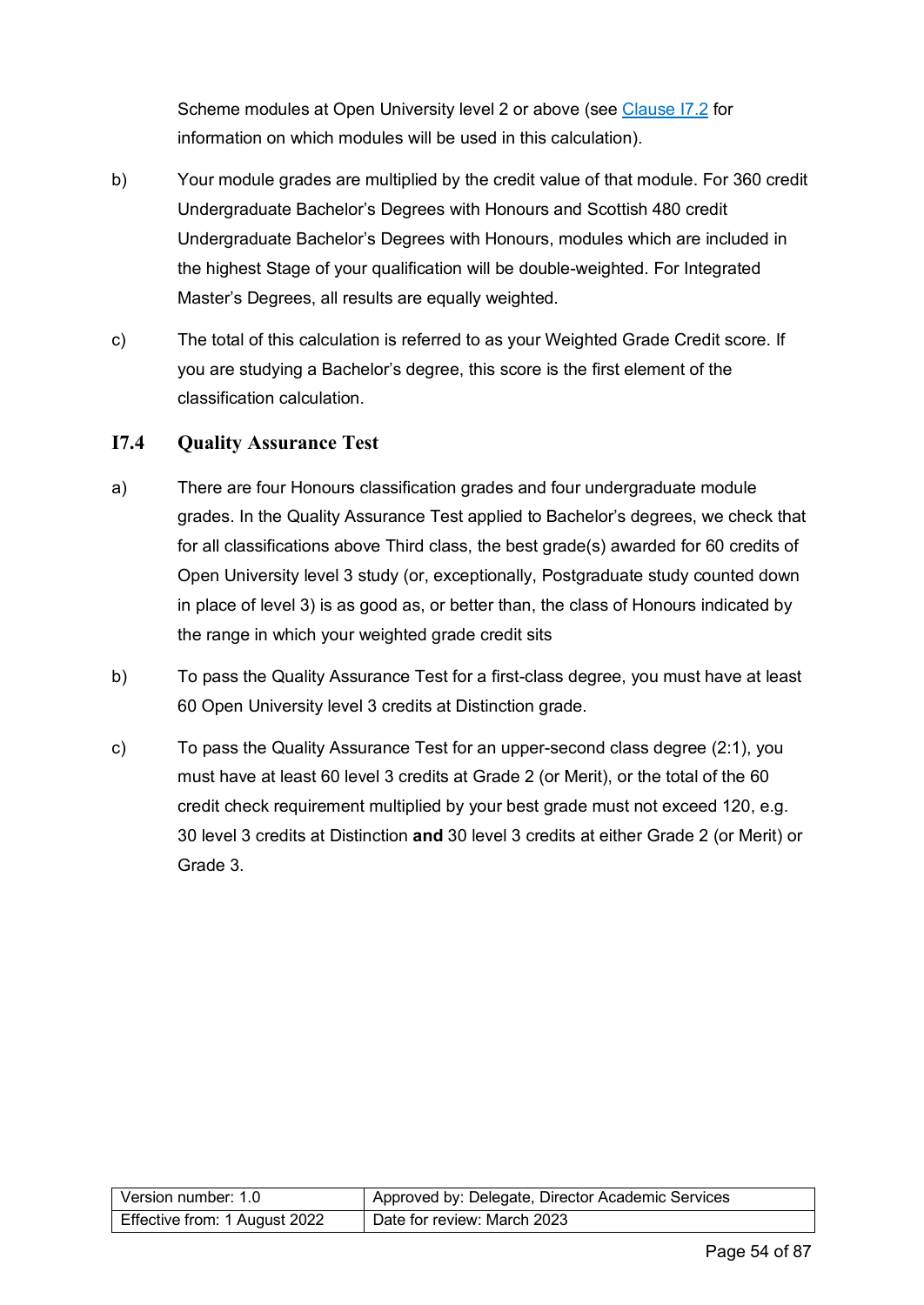Scheme modules at Open University level 2 or above (see [Clause I7.2](#) for information on which modules will be used in this calculation).

b) Your module grades are multiplied by the credit value of that module. For 360 credit Undergraduate Bachelor's Degrees with Honours and Scottish 480 credit Undergraduate Bachelor's Degrees with Honours, modules which are included in the highest Stage of your qualification will be double-weighted. For Integrated Master's Degrees, all results are equally weighted.

c) The total of this calculation is referred to as your Weighted Grade Credit score. If you are studying a Bachelor's degree, this score is the first element of the classification calculation.

### I7.4 Quality Assurance Test

a) There are four Honours classification grades and four undergraduate module grades. In the Quality Assurance Test applied to Bachelor's degrees, we check that for all classifications above Third class, the best grade(s) awarded for 60 credits of Open University level 3 study (or, exceptionally, Postgraduate study counted down in place of level 3) is as good as, or better than, the class of Honours indicated by the range in which your weighted grade credit sits

b) To pass the Quality Assurance Test for a first-class degree, you must have at least 60 Open University level 3 credits at Distinction grade.

c) To pass the Quality Assurance Test for an upper-second class degree (2:1), you must have at least 60 level 3 credits at Grade 2 (or Merit), or the total of the 60 credit check requirement multiplied by your best grade must not exceed 120, e.g. 30 level 3 credits at Distinction **and** 30 level 3 credits at either Grade 2 (or Merit) or Grade 3.

| Version number: 1.0 | Approved by: Delegate, Director Academic Services |
|---|---|
| Effective from: 1 August 2022 | Date for review: March 2023 |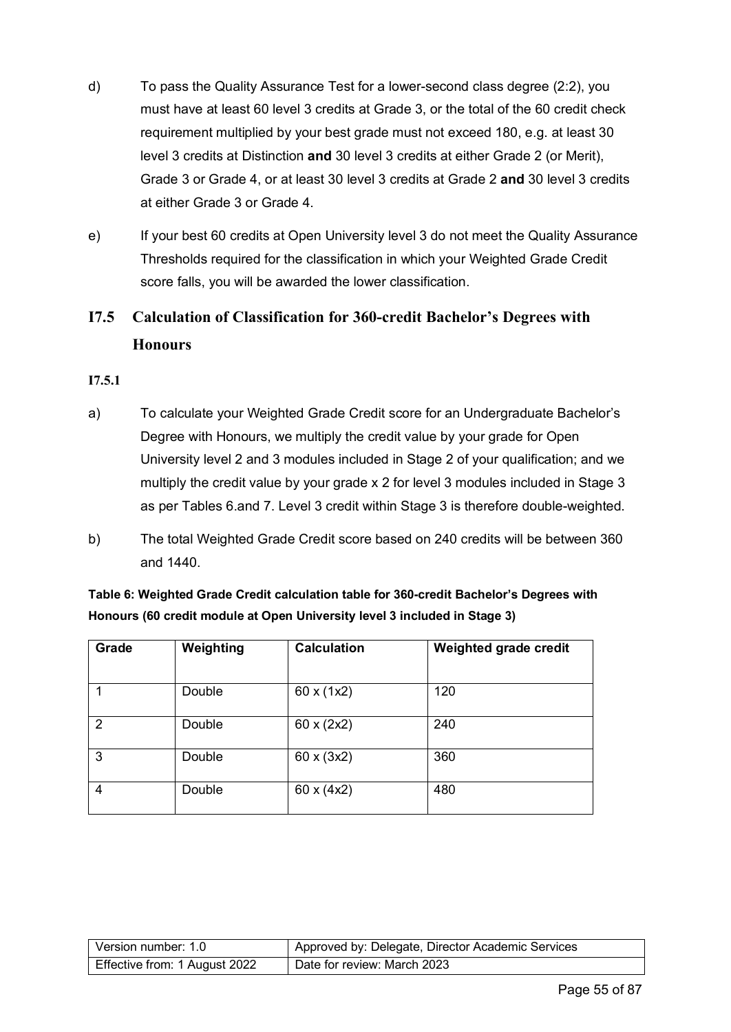d) To pass the Quality Assurance Test for a lower-second class degree (2:2), you must have at least 60 level 3 credits at Grade 3, or the total of the 60 credit check requirement multiplied by your best grade must not exceed 180, e.g. at least 30 level 3 credits at Distinction **and** 30 level 3 credits at either Grade 2 (or Merit), Grade 3 or Grade 4, or at least 30 level 3 credits at Grade 2 **and** 30 level 3 credits at either Grade 3 or Grade 4.

e) If your best 60 credits at Open University level 3 do not meet the Quality Assurance Thresholds required for the classification in which your Weighted Grade Credit score falls, you will be awarded the lower classification.

## I7.5 Calculation of Classification for 360-credit Bachelor's Degrees with Honours

**I7.5.1**

a) To calculate your Weighted Grade Credit score for an Undergraduate Bachelor's Degree with Honours, we multiply the credit value by your grade for Open University level 2 and 3 modules included in Stage 2 of your qualification; and we multiply the credit value by your grade x 2 for level 3 modules included in Stage 3 as per Tables 6.and 7. Level 3 credit within Stage 3 is therefore double-weighted.

b) The total Weighted Grade Credit score based on 240 credits will be between 360 and 1440.

**Table 6: Weighted Grade Credit calculation table for 360-credit Bachelor's Degrees with Honours (60 credit module at Open University level 3 included in Stage 3)**

| Grade | Weighting | Calculation | Weighted grade credit |
|---|---|---|---|
| 1 | Double | 60 x (1x2) | 120 |
| 2 | Double | 60 x (2x2) | 240 |
| 3 | Double | 60 x (3x2) | 360 |
| 4 | Double | 60 x (4x2) | 480 |

| Version number: 1.0 | Approved by: Delegate, Director Academic Services |
|---|---|
| Effective from: 1 August 2022 | Date for review: March 2023 |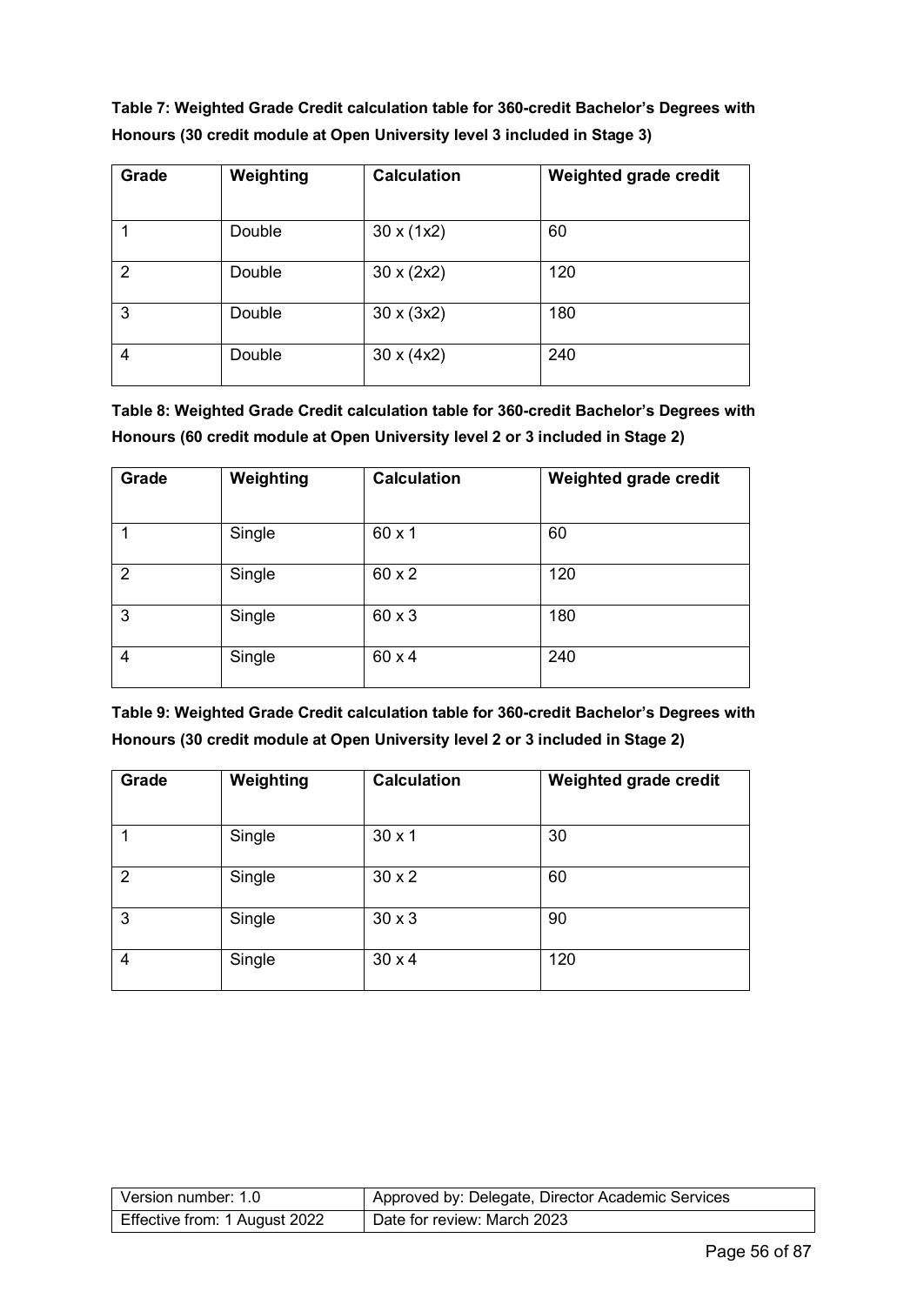**Table 7: Weighted Grade Credit calculation table for 360-credit Bachelor's Degrees with Honours (30 credit module at Open University level 3 included in Stage 3)**

| Grade | Weighting | Calculation | Weighted grade credit |
|---|---|---|---|
| 1 | Double | 30 x (1x2) | 60 |
| 2 | Double | 30 x (2x2) | 120 |
| 3 | Double | 30 x (3x2) | 180 |
| 4 | Double | 30 x (4x2) | 240 |

**Table 8: Weighted Grade Credit calculation table for 360-credit Bachelor's Degrees with Honours (60 credit module at Open University level 2 or 3 included in Stage 2)**

| Grade | Weighting | Calculation | Weighted grade credit |
|---|---|---|---|
| 1 | Single | 60 x 1 | 60 |
| 2 | Single | 60 x 2 | 120 |
| 3 | Single | 60 x 3 | 180 |
| 4 | Single | 60 x 4 | 240 |

**Table 9: Weighted Grade Credit calculation table for 360-credit Bachelor's Degrees with Honours (30 credit module at Open University level 2 or 3 included in Stage 2)**

| Grade | Weighting | Calculation | Weighted grade credit |
|---|---|---|---|
| 1 | Single | 30 x 1 | 30 |
| 2 | Single | 30 x 2 | 60 |
| 3 | Single | 30 x 3 | 90 |
| 4 | Single | 30 x 4 | 120 |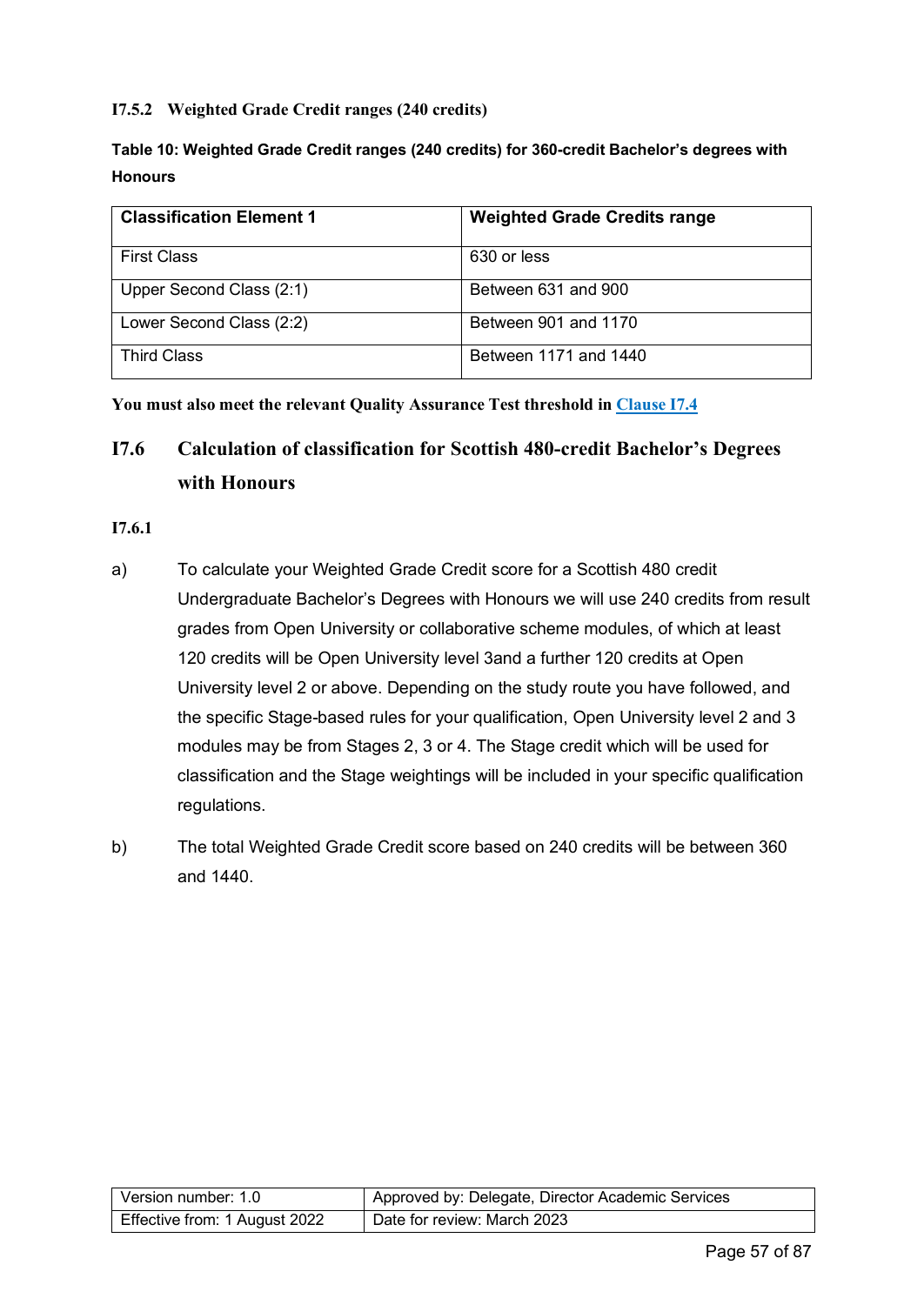#### I7.5.2 Weighted Grade Credit ranges (240 credits)

**Table 10: Weighted Grade Credit ranges (240 credits) for 360-credit Bachelor's degrees with Honours**

| Classification Element 1 | Weighted Grade Credits range |
|---|---|
| First Class | 630 or less |
| Upper Second Class (2:1) | Between 631 and 900 |
| Lower Second Class (2:2) | Between 901 and 1170 |
| Third Class | Between 1171 and 1440 |

**You must also meet the relevant Quality Assurance Test threshold in Clause I7.4**

## I7.6 Calculation of classification for Scottish 480-credit Bachelor's Degrees with Honours

**I7.6.1**

a) To calculate your Weighted Grade Credit score for a Scottish 480 credit Undergraduate Bachelor's Degrees with Honours we will use 240 credits from result grades from Open University or collaborative scheme modules, of which at least 120 credits will be Open University level 3and a further 120 credits at Open University level 2 or above. Depending on the study route you have followed, and the specific Stage-based rules for your qualification, Open University level 2 and 3 modules may be from Stages 2, 3 or 4. The Stage credit which will be used for classification and the Stage weightings will be included in your specific qualification regulations.

b) The total Weighted Grade Credit score based on 240 credits will be between 360 and 1440.

| Version number: 1.0 | Approved by: Delegate, Director Academic Services |
|---|---|
| Effective from: 1 August 2022 | Date for review: March 2023 |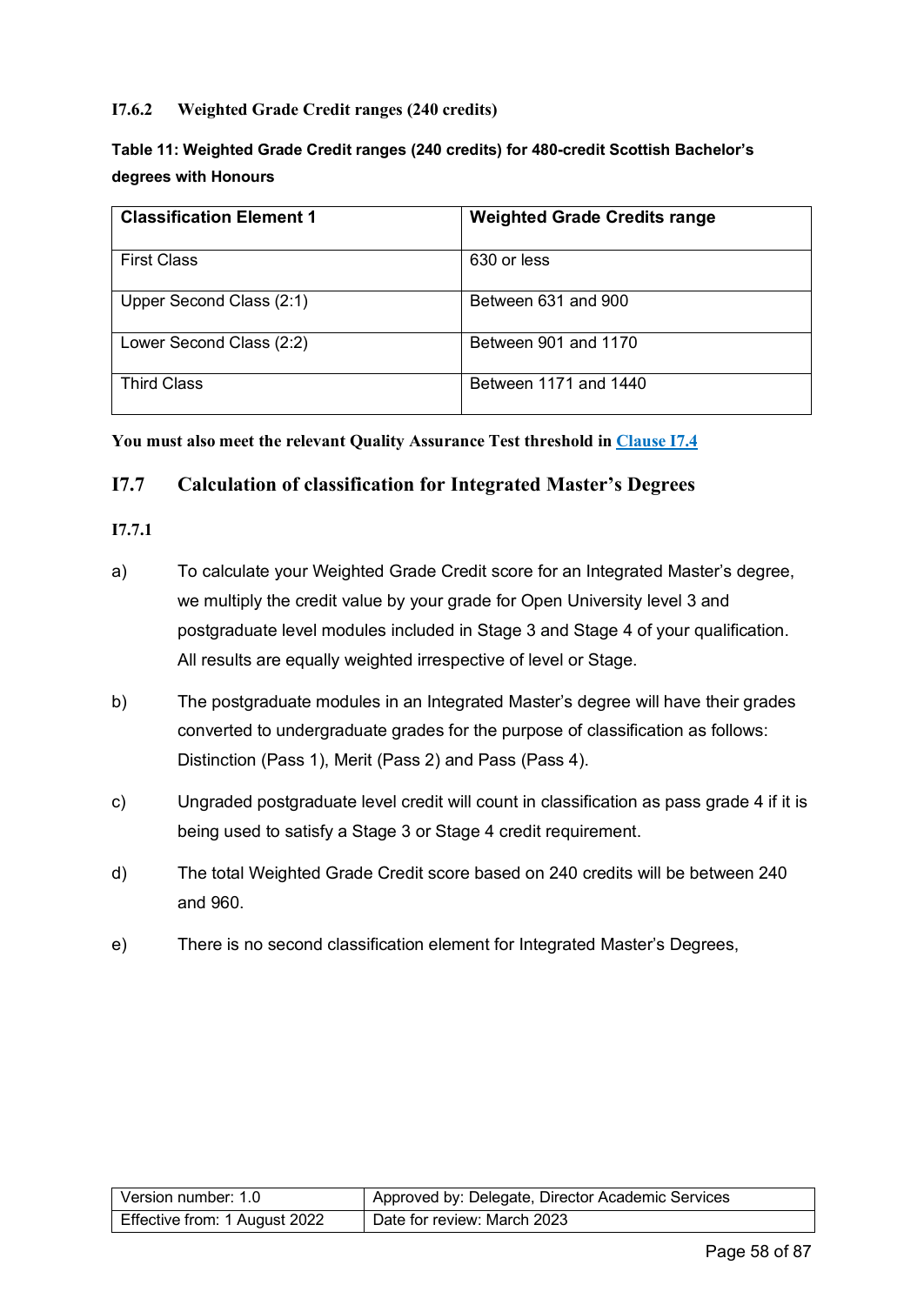#### I7.6.2 Weighted Grade Credit ranges (240 credits)

**Table 11: Weighted Grade Credit ranges (240 credits) for 480-credit Scottish Bachelor's degrees with Honours**

| Classification Element 1 | Weighted Grade Credits range |
|---|---|
| First Class | 630 or less |
| Upper Second Class (2:1) | Between 631 and 900 |
| Lower Second Class (2:2) | Between 901 and 1170 |
| Third Class | Between 1171 and 1440 |

**You must also meet the relevant Quality Assurance Test threshold in Clause I7.4**

## I7.7 Calculation of classification for Integrated Master's Degrees

#### I7.7.1

a) To calculate your Weighted Grade Credit score for an Integrated Master's degree, we multiply the credit value by your grade for Open University level 3 and postgraduate level modules included in Stage 3 and Stage 4 of your qualification. All results are equally weighted irrespective of level or Stage.

b) The postgraduate modules in an Integrated Master's degree will have their grades converted to undergraduate grades for the purpose of classification as follows: Distinction (Pass 1), Merit (Pass 2) and Pass (Pass 4).

c) Ungraded postgraduate level credit will count in classification as pass grade 4 if it is being used to satisfy a Stage 3 or Stage 4 credit requirement.

d) The total Weighted Grade Credit score based on 240 credits will be between 240 and 960.

e) There is no second classification element for Integrated Master's Degrees,

| Version number: 1.0 | Approved by: Delegate, Director Academic Services |
|---|---|
| Effective from: 1 August 2022 | Date for review: March 2023 |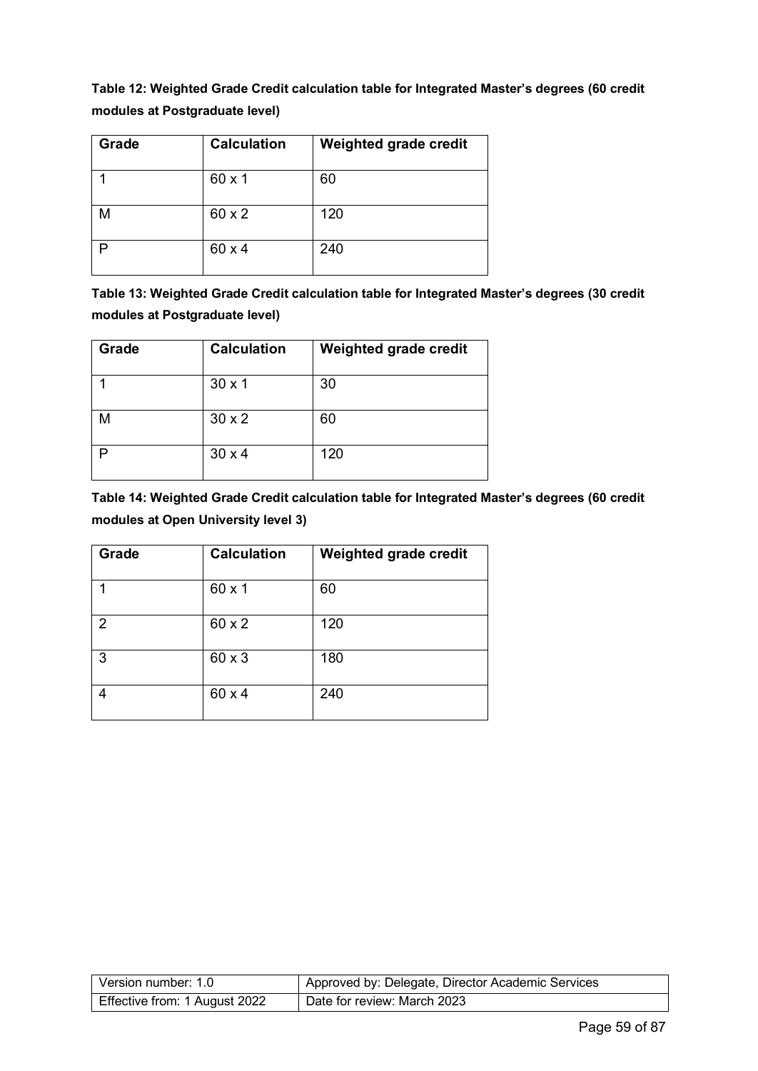**Table 12: Weighted Grade Credit calculation table for Integrated Master's degrees (60 credit modules at Postgraduate level)**

| Grade | Calculation | Weighted grade credit |
|---|---|---|
| 1 | 60 x 1 | 60 |
| M | 60 x 2 | 120 |
| P | 60 x 4 | 240 |

**Table 13: Weighted Grade Credit calculation table for Integrated Master's degrees (30 credit modules at Postgraduate level)**

| Grade | Calculation | Weighted grade credit |
|---|---|---|
| 1 | 30 x 1 | 30 |
| M | 30 x 2 | 60 |
| P | 30 x 4 | 120 |

**Table 14: Weighted Grade Credit calculation table for Integrated Master's degrees (60 credit modules at Open University level 3)**

| Grade | Calculation | Weighted grade credit |
|---|---|---|
| 1 | 60 x 1 | 60 |
| 2 | 60 x 2 | 120 |
| 3 | 60 x 3 | 180 |
| 4 | 60 x 4 | 240 |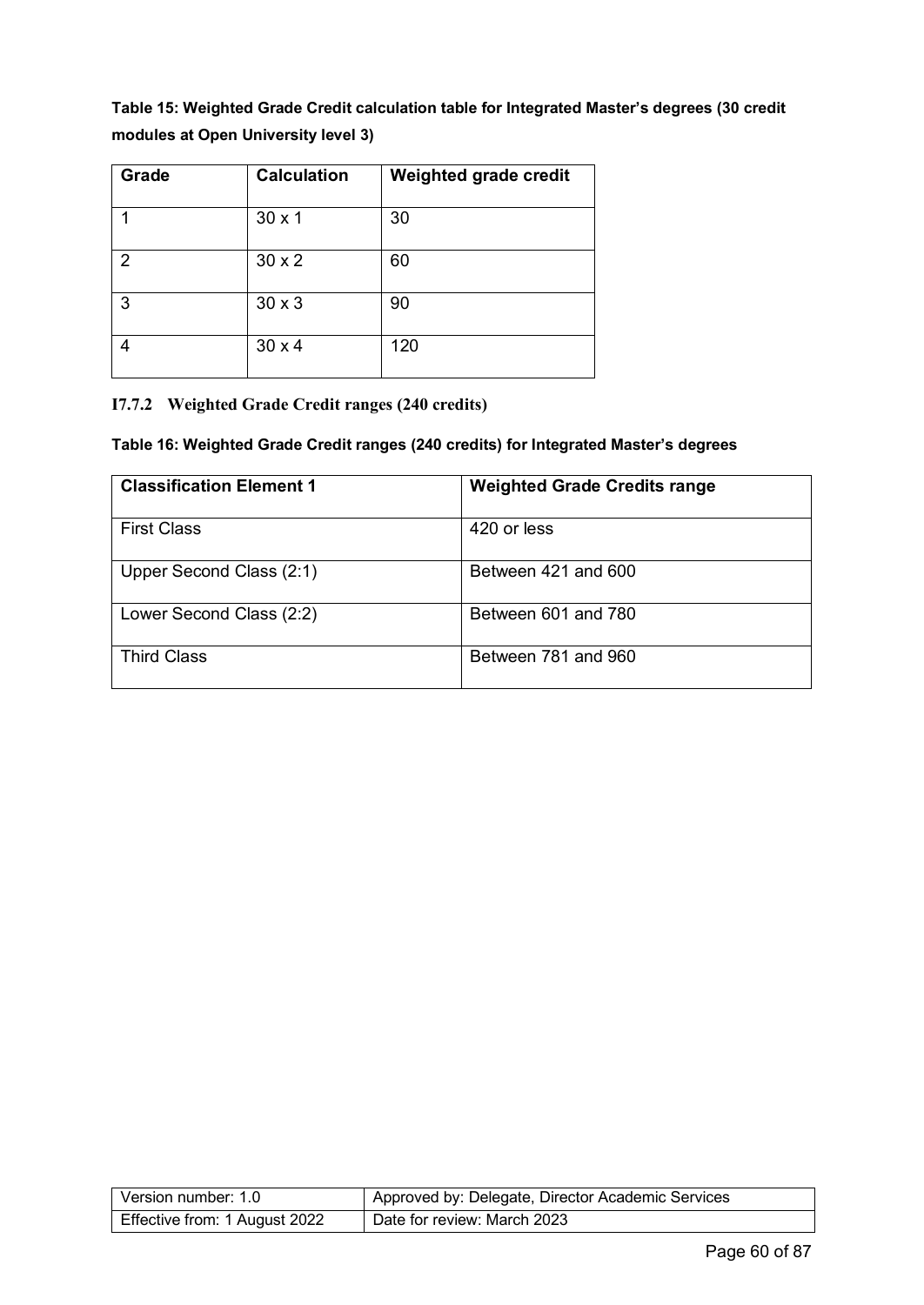**Table 15: Weighted Grade Credit calculation table for Integrated Master's degrees (30 credit modules at Open University level 3)**

| Grade | Calculation | Weighted grade credit |
|---|---|---|
| 1 | 30 x 1 | 30 |
| 2 | 30 x 2 | 60 |
| 3 | 30 x 3 | 90 |
| 4 | 30 x 4 | 120 |

### I7.7.2 Weighted Grade Credit ranges (240 credits)

**Table 16: Weighted Grade Credit ranges (240 credits) for Integrated Master's degrees**

| Classification Element 1 | Weighted Grade Credits range |
|---|---|
| First Class | 420 or less |
| Upper Second Class (2:1) | Between 421 and 600 |
| Lower Second Class (2:2) | Between 601 and 780 |
| Third Class | Between 781 and 960 |

| Version number: 1.0 | Approved by: Delegate, Director Academic Services |
|---|---|
| Effective from: 1 August 2022 | Date for review: March 2023 |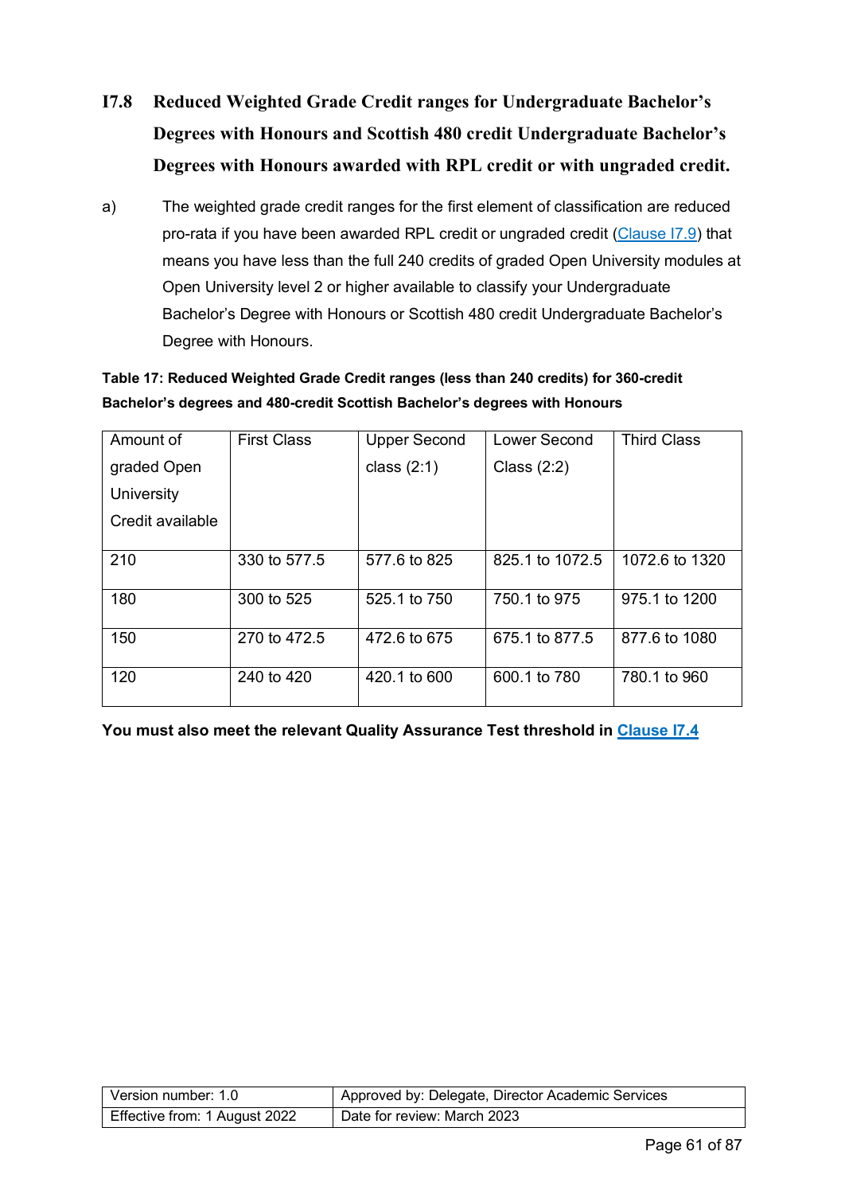## I7.8 Reduced Weighted Grade Credit ranges for Undergraduate Bachelor's Degrees with Honours and Scottish 480 credit Undergraduate Bachelor's Degrees with Honours awarded with RPL credit or with ungraded credit.

a) The weighted grade credit ranges for the first element of classification are reduced pro-rata if you have been awarded RPL credit or ungraded credit (Clause I7.9) that means you have less than the full 240 credits of graded Open University modules at Open University level 2 or higher available to classify your Undergraduate Bachelor's Degree with Honours or Scottish 480 credit Undergraduate Bachelor's Degree with Honours.

**Table 17: Reduced Weighted Grade Credit ranges (less than 240 credits) for 360-credit Bachelor's degrees and 480-credit Scottish Bachelor's degrees with Honours**

| Amount of graded Open University Credit available | First Class | Upper Second class (2:1) | Lower Second Class (2:2) | Third Class |
|---|---|---|---|---|
| 210 | 330 to 577.5 | 577.6 to 825 | 825.1 to 1072.5 | 1072.6 to 1320 |
| 180 | 300 to 525 | 525.1 to 750 | 750.1 to 975 | 975.1 to 1200 |
| 150 | 270 to 472.5 | 472.6 to 675 | 675.1 to 877.5 | 877.6 to 1080 |
| 120 | 240 to 420 | 420.1 to 600 | 600.1 to 780 | 780.1 to 960 |

**You must also meet the relevant Quality Assurance Test threshold in Clause I7.4**

| Version number: 1.0 | Approved by: Delegate, Director Academic Services |
|---|---|
| Effective from: 1 August 2022 | Date for review: March 2023 |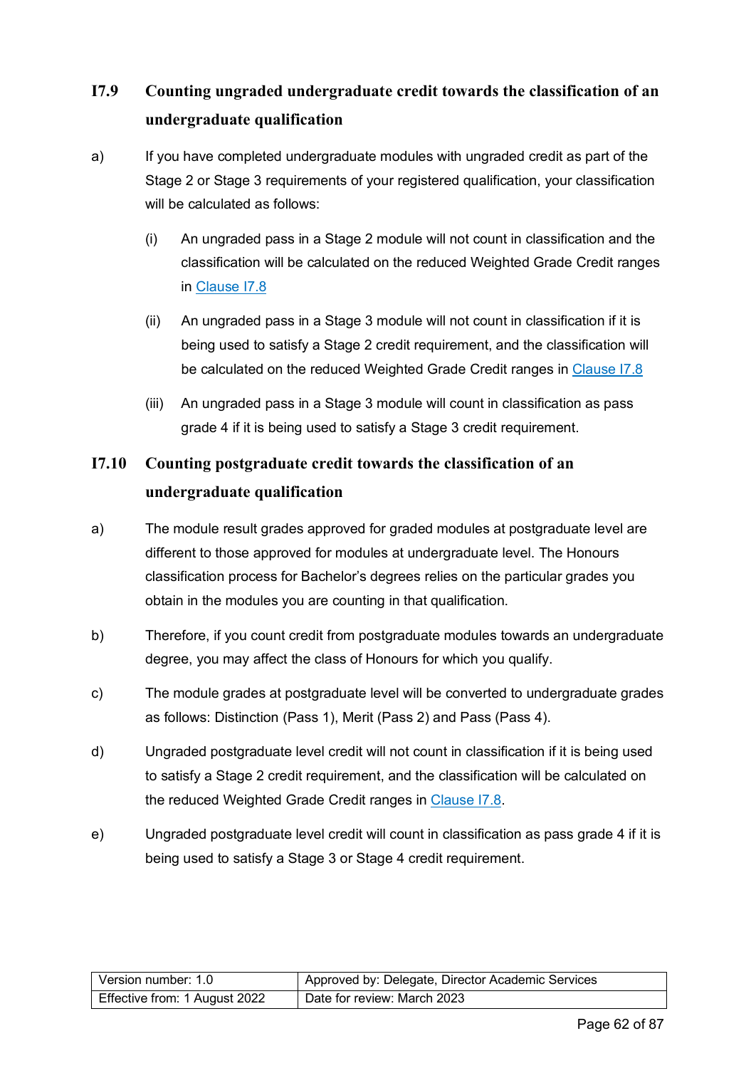## I7.9 Counting ungraded undergraduate credit towards the classification of an undergraduate qualification

a) If you have completed undergraduate modules with ungraded credit as part of the Stage 2 or Stage 3 requirements of your registered qualification, your classification will be calculated as follows:

   (i) An ungraded pass in a Stage 2 module will not count in classification and the classification will be calculated on the reduced Weighted Grade Credit ranges in Clause I7.8

   (ii) An ungraded pass in a Stage 3 module will not count in classification if it is being used to satisfy a Stage 2 credit requirement, and the classification will be calculated on the reduced Weighted Grade Credit ranges in Clause I7.8

   (iii) An ungraded pass in a Stage 3 module will count in classification as pass grade 4 if it is being used to satisfy a Stage 3 credit requirement.

## I7.10 Counting postgraduate credit towards the classification of an undergraduate qualification

a) The module result grades approved for graded modules at postgraduate level are different to those approved for modules at undergraduate level. The Honours classification process for Bachelor's degrees relies on the particular grades you obtain in the modules you are counting in that qualification.

b) Therefore, if you count credit from postgraduate modules towards an undergraduate degree, you may affect the class of Honours for which you qualify.

c) The module grades at postgraduate level will be converted to undergraduate grades as follows: Distinction (Pass 1), Merit (Pass 2) and Pass (Pass 4).

d) Ungraded postgraduate level credit will not count in classification if it is being used to satisfy a Stage 2 credit requirement, and the classification will be calculated on the reduced Weighted Grade Credit ranges in Clause I7.8.

e) Ungraded postgraduate level credit will count in classification as pass grade 4 if it is being used to satisfy a Stage 3 or Stage 4 credit requirement.

| Version number: 1.0 | Approved by: Delegate, Director Academic Services |
|---|---|
| Effective from: 1 August 2022 | Date for review: March 2023 |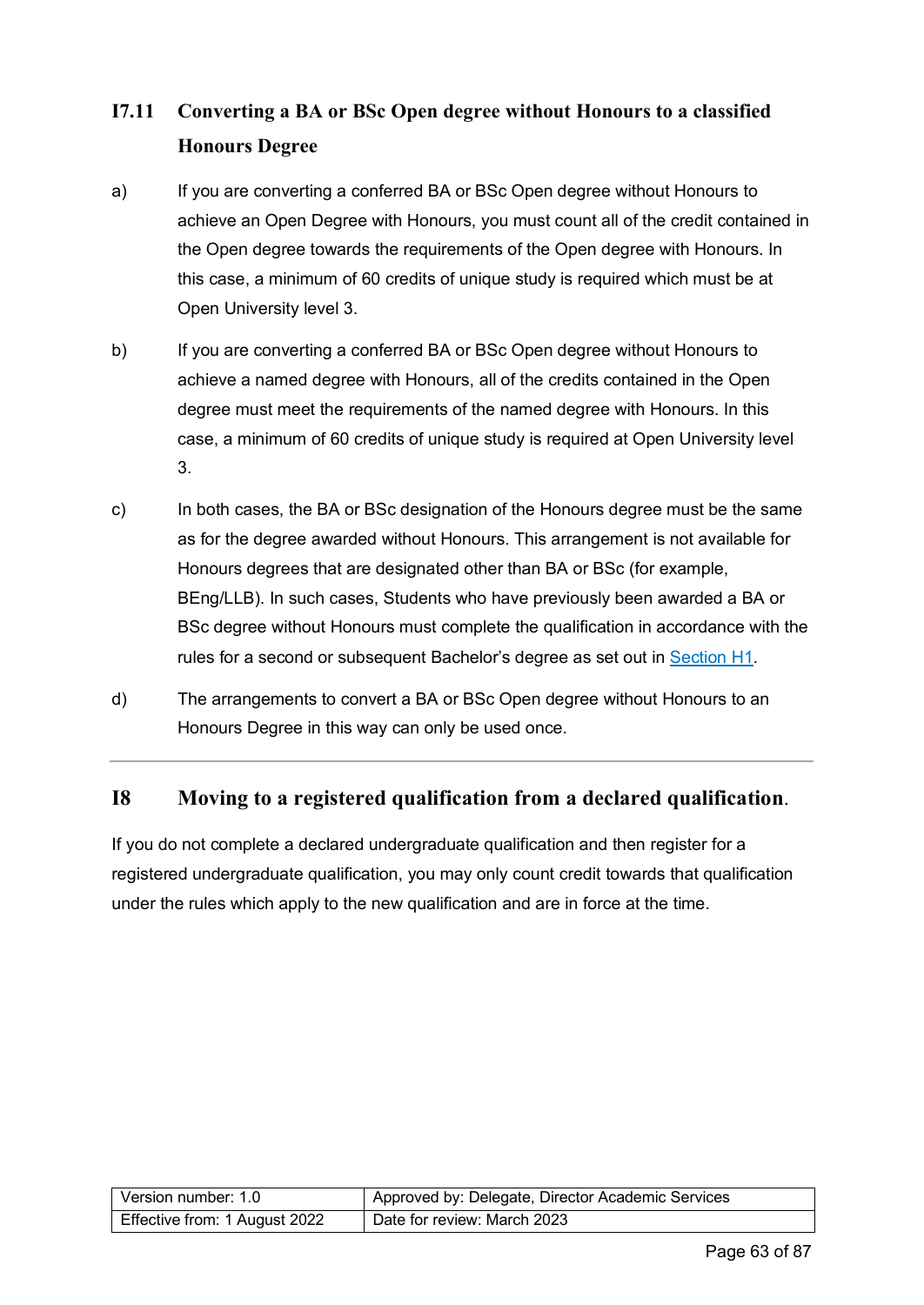### I7.11 Converting a BA or BSc Open degree without Honours to a classified Honours Degree

a) If you are converting a conferred BA or BSc Open degree without Honours to achieve an Open Degree with Honours, you must count all of the credit contained in the Open degree towards the requirements of the Open degree with Honours. In this case, a minimum of 60 credits of unique study is required which must be at Open University level 3.

b) If you are converting a conferred BA or BSc Open degree without Honours to achieve a named degree with Honours, all of the credits contained in the Open degree must meet the requirements of the named degree with Honours. In this case, a minimum of 60 credits of unique study is required at Open University level 3.

c) In both cases, the BA or BSc designation of the Honours degree must be the same as for the degree awarded without Honours. This arrangement is not available for Honours degrees that are designated other than BA or BSc (for example, BEng/LLB). In such cases, Students who have previously been awarded a BA or BSc degree without Honours must complete the qualification in accordance with the rules for a second or subsequent Bachelor's degree as set out in Section H1.

d) The arrangements to convert a BA or BSc Open degree without Honours to an Honours Degree in this way can only be used once.

---

## I8 Moving to a registered qualification from a declared qualification.

If you do not complete a declared undergraduate qualification and then register for a registered undergraduate qualification, you may only count credit towards that qualification under the rules which apply to the new qualification and are in force at the time.

| Version number: 1.0 | Approved by: Delegate, Director Academic Services |
|---|---|
| Effective from: 1 August 2022 | Date for review: March 2023 |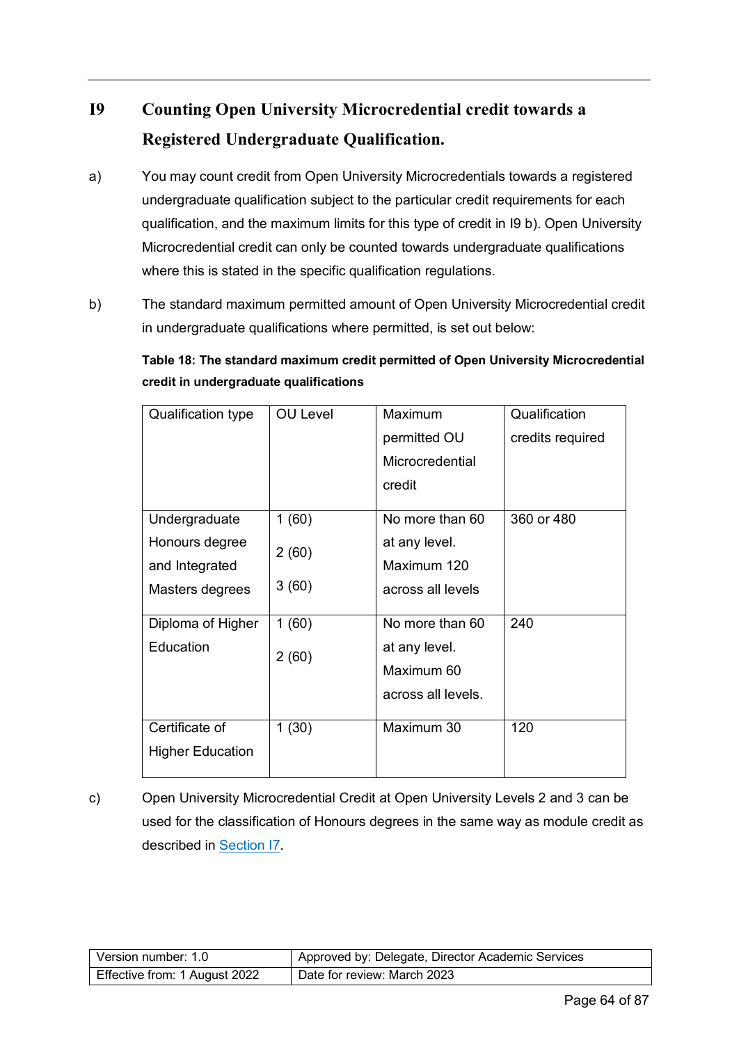## I9 Counting Open University Microcredential credit towards a Registered Undergraduate Qualification.

a) You may count credit from Open University Microcredentials towards a registered undergraduate qualification subject to the particular credit requirements for each qualification, and the maximum limits for this type of credit in I9 b). Open University Microcredential credit can only be counted towards undergraduate qualifications where this is stated in the specific qualification regulations.

b) The standard maximum permitted amount of Open University Microcredential credit in undergraduate qualifications where permitted, is set out below:

**Table 18: The standard maximum credit permitted of Open University Microcredential credit in undergraduate qualifications**

| Qualification type | OU Level | Maximum permitted OU Microcredential credit | Qualification credits required |
|---|---|---|---|
| Undergraduate Honours degree and Integrated Masters degrees | 1 (60)<br>2 (60)<br>3 (60) | No more than 60 at any level. Maximum 120 across all levels | 360 or 480 |
| Diploma of Higher Education | 1 (60)<br>2 (60) | No more than 60 at any level. Maximum 60 across all levels. | 240 |
| Certificate of Higher Education | 1 (30) | Maximum 30 | 120 |

c) Open University Microcredential Credit at Open University Levels 2 and 3 can be used for the classification of Honours degrees in the same way as module credit as described in Section I7.

| Version number: 1.0 | Approved by: Delegate, Director Academic Services |
|---|---|
| Effective from: 1 August 2022 | Date for review: March 2023 |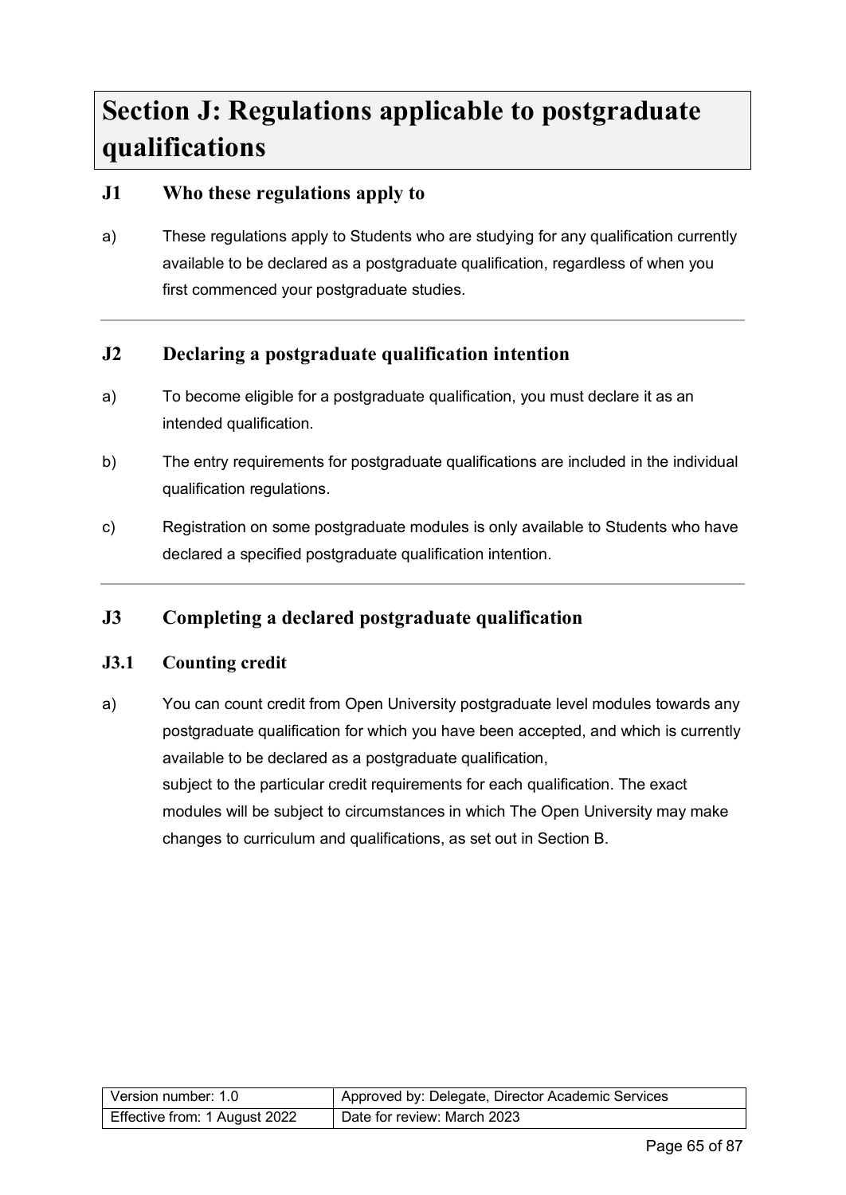# Section J: Regulations applicable to postgraduate qualifications

## J1 Who these regulations apply to

a) These regulations apply to Students who are studying for any qualification currently available to be declared as a postgraduate qualification, regardless of when you first commenced your postgraduate studies.

---

## J2 Declaring a postgraduate qualification intention

a) To become eligible for a postgraduate qualification, you must declare it as an intended qualification.

b) The entry requirements for postgraduate qualifications are included in the individual qualification regulations.

c) Registration on some postgraduate modules is only available to Students who have declared a specified postgraduate qualification intention.

---

## J3 Completing a declared postgraduate qualification

### J3.1 Counting credit

a) You can count credit from Open University postgraduate level modules towards any postgraduate qualification for which you have been accepted, and which is currently available to be declared as a postgraduate qualification, subject to the particular credit requirements for each qualification. The exact modules will be subject to circumstances in which The Open University may make changes to curriculum and qualifications, as set out in Section B.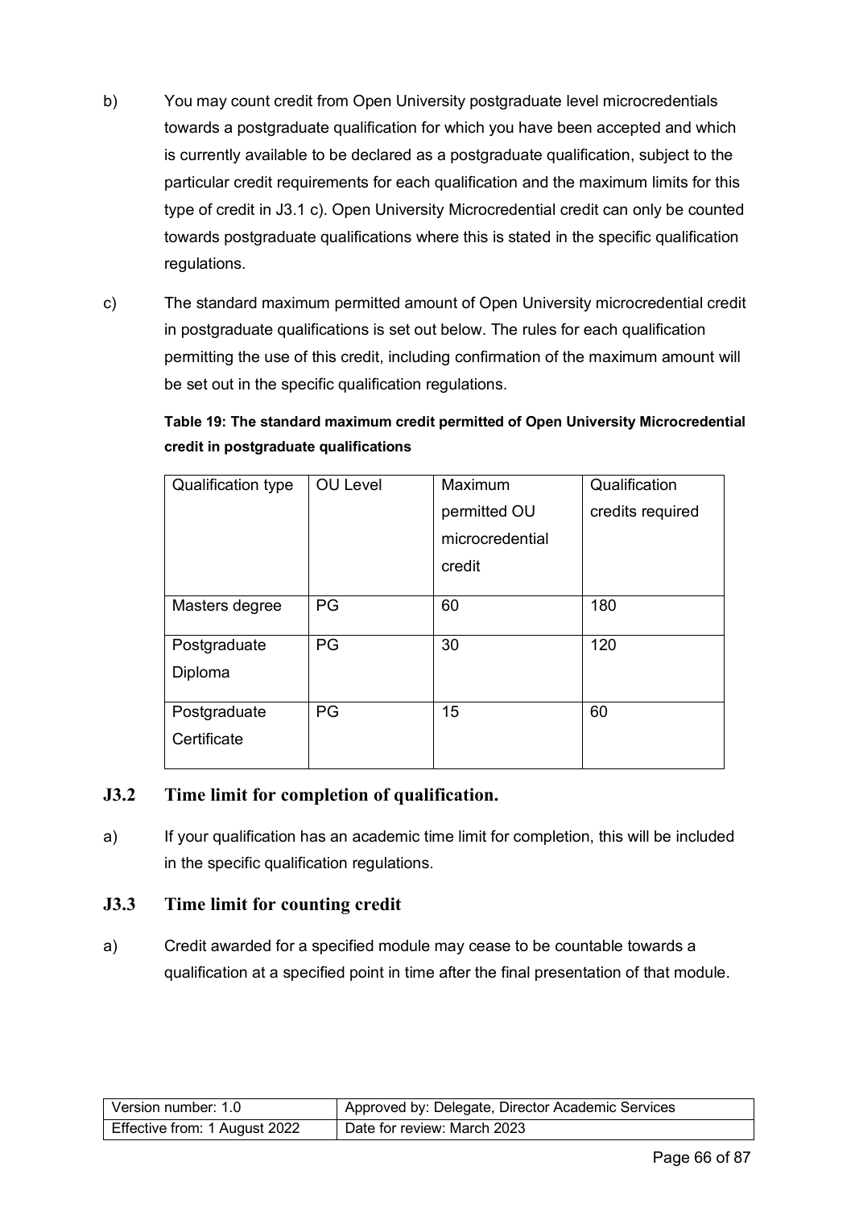b) You may count credit from Open University postgraduate level microcredentials towards a postgraduate qualification for which you have been accepted and which is currently available to be declared as a postgraduate qualification, subject to the particular credit requirements for each qualification and the maximum limits for this type of credit in J3.1 c). Open University Microcredential credit can only be counted towards postgraduate qualifications where this is stated in the specific qualification regulations.

c) The standard maximum permitted amount of Open University microcredential credit in postgraduate qualifications is set out below. The rules for each qualification permitting the use of this credit, including confirmation of the maximum amount will be set out in the specific qualification regulations.

**Table 19: The standard maximum credit permitted of Open University Microcredential credit in postgraduate qualifications**

| Qualification type | OU Level | Maximum permitted OU microcredential credit | Qualification credits required |
|---|---|---|---|
| Masters degree | PG | 60 | 180 |
| Postgraduate Diploma | PG | 30 | 120 |
| Postgraduate Certificate | PG | 15 | 60 |

### J3.2 Time limit for completion of qualification.

a) If your qualification has an academic time limit for completion, this will be included in the specific qualification regulations.

### J3.3 Time limit for counting credit

a) Credit awarded for a specified module may cease to be countable towards a qualification at a specified point in time after the final presentation of that module.

| Version number: 1.0 | Approved by: Delegate, Director Academic Services |
|---|---|
| Effective from: 1 August 2022 | Date for review: March 2023 |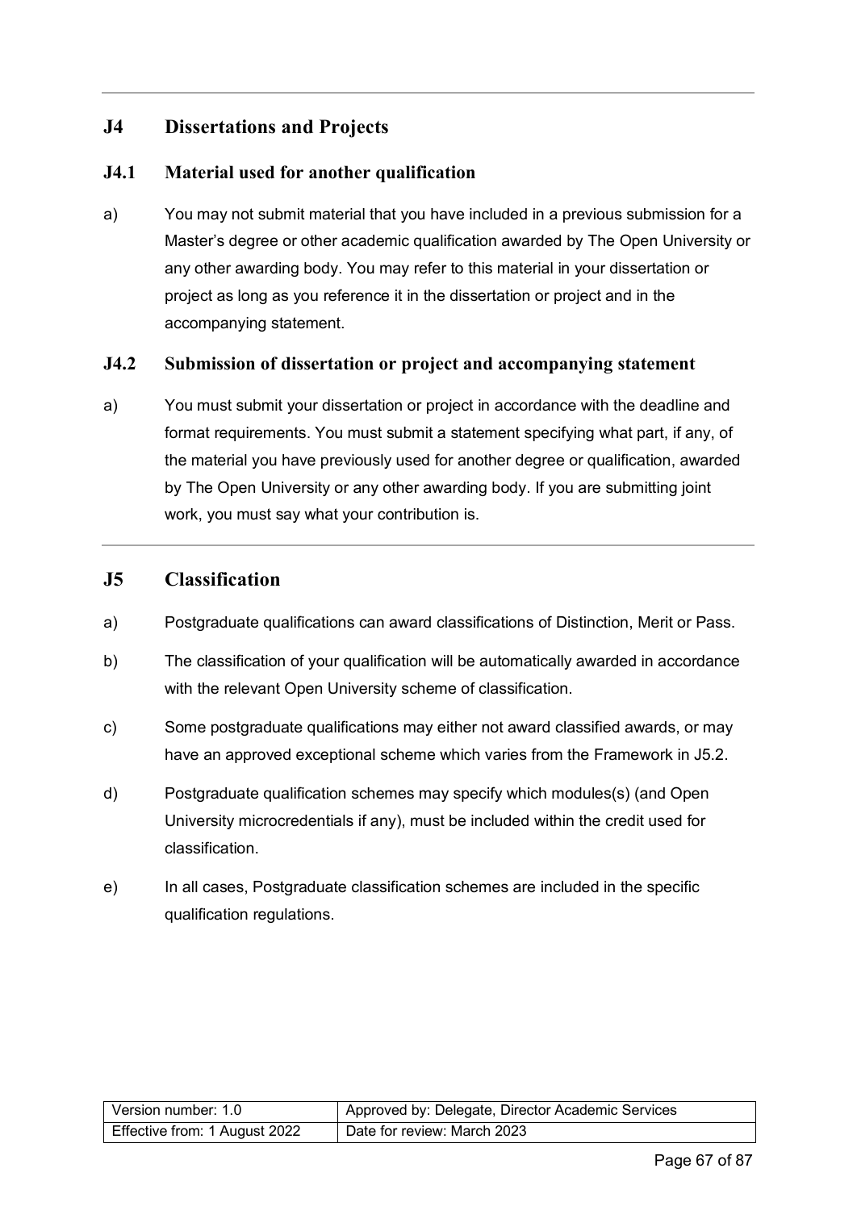## J4 Dissertations and Projects

### J4.1 Material used for another qualification

a) You may not submit material that you have included in a previous submission for a Master's degree or other academic qualification awarded by The Open University or any other awarding body. You may refer to this material in your dissertation or project as long as you reference it in the dissertation or project and in the accompanying statement.

### J4.2 Submission of dissertation or project and accompanying statement

a) You must submit your dissertation or project in accordance with the deadline and format requirements. You must submit a statement specifying what part, if any, of the material you have previously used for another degree or qualification, awarded by The Open University or any other awarding body. If you are submitting joint work, you must say what your contribution is.

## J5 Classification

a) Postgraduate qualifications can award classifications of Distinction, Merit or Pass.

b) The classification of your qualification will be automatically awarded in accordance with the relevant Open University scheme of classification.

c) Some postgraduate qualifications may either not award classified awards, or may have an approved exceptional scheme which varies from the Framework in J5.2.

d) Postgraduate qualification schemes may specify which modules(s) (and Open University microcredentials if any), must be included within the credit used for classification.

e) In all cases, Postgraduate classification schemes are included in the specific qualification regulations.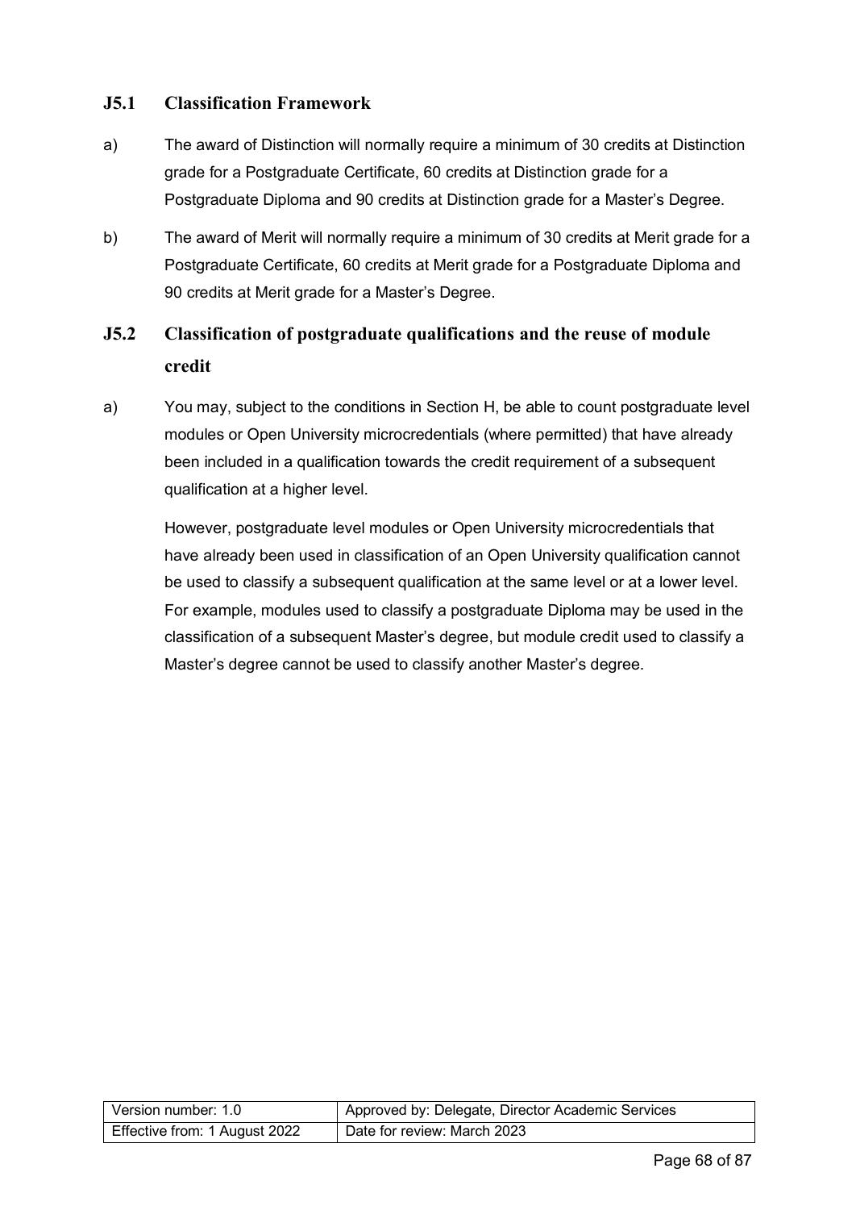### J5.1 Classification Framework

a) The award of Distinction will normally require a minimum of 30 credits at Distinction grade for a Postgraduate Certificate, 60 credits at Distinction grade for a Postgraduate Diploma and 90 credits at Distinction grade for a Master's Degree.

b) The award of Merit will normally require a minimum of 30 credits at Merit grade for a Postgraduate Certificate, 60 credits at Merit grade for a Postgraduate Diploma and 90 credits at Merit grade for a Master's Degree.

### J5.2 Classification of postgraduate qualifications and the reuse of module credit

a) You may, subject to the conditions in Section H, be able to count postgraduate level modules or Open University microcredentials (where permitted) that have already been included in a qualification towards the credit requirement of a subsequent qualification at a higher level.

However, postgraduate level modules or Open University microcredentials that have already been used in classification of an Open University qualification cannot be used to classify a subsequent qualification at the same level or at a lower level. For example, modules used to classify a postgraduate Diploma may be used in the classification of a subsequent Master's degree, but module credit used to classify a Master's degree cannot be used to classify another Master's degree.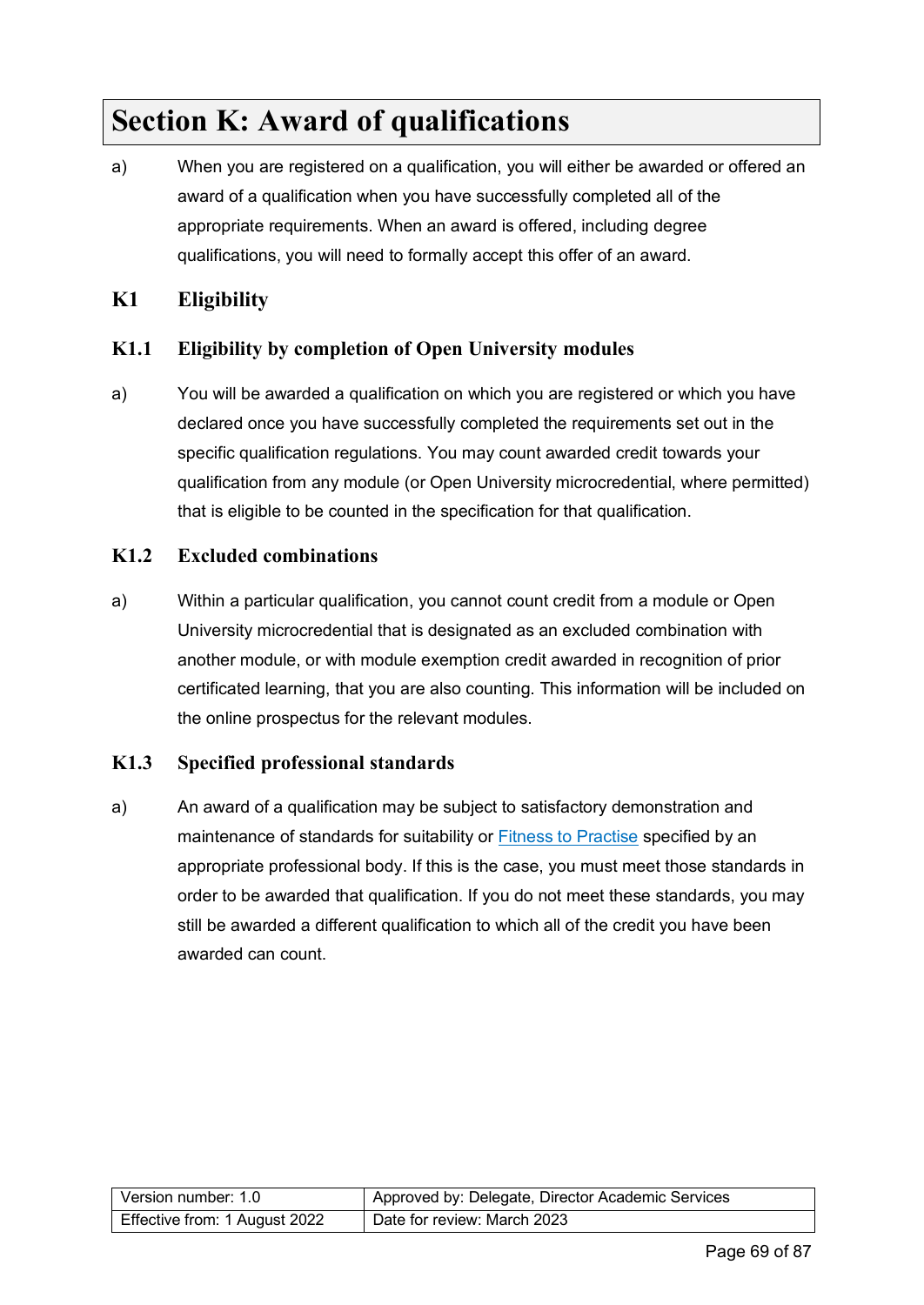# Section K: Award of qualifications

a) When you are registered on a qualification, you will either be awarded or offered an award of a qualification when you have successfully completed all of the appropriate requirements. When an award is offered, including degree qualifications, you will need to formally accept this offer of an award.

## K1 Eligibility

### K1.1 Eligibility by completion of Open University modules

a) You will be awarded a qualification on which you are registered or which you have declared once you have successfully completed the requirements set out in the specific qualification regulations. You may count awarded credit towards your qualification from any module (or Open University microcredential, where permitted) that is eligible to be counted in the specification for that qualification.

### K1.2 Excluded combinations

a) Within a particular qualification, you cannot count credit from a module or Open University microcredential that is designated as an excluded combination with another module, or with module exemption credit awarded in recognition of prior certificated learning, that you are also counting. This information will be included on the online prospectus for the relevant modules.

### K1.3 Specified professional standards

a) An award of a qualification may be subject to satisfactory demonstration and maintenance of standards for suitability or Fitness to Practise specified by an appropriate professional body. If this is the case, you must meet those standards in order to be awarded that qualification. If you do not meet these standards, you may still be awarded a different qualification to which all of the credit you have been awarded can count.

| Version number: 1.0 | Approved by: Delegate, Director Academic Services |
| --- | --- |
| Effective from: 1 August 2022 | Date for review: March 2023 |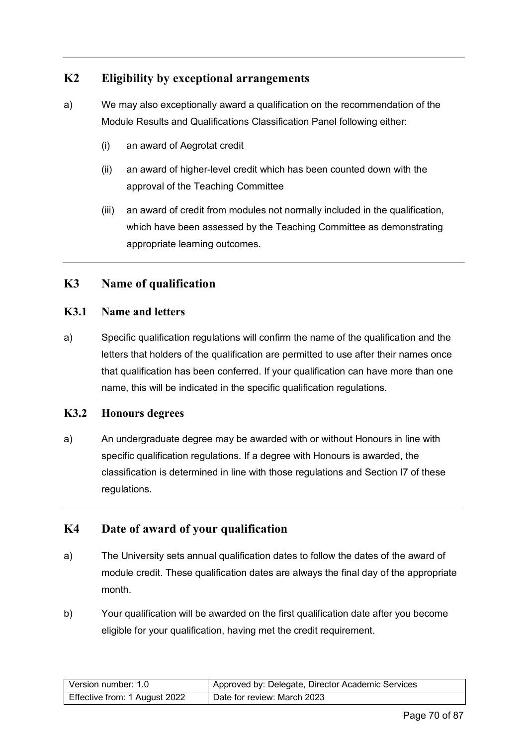## K2 Eligibility by exceptional arrangements

a) We may also exceptionally award a qualification on the recommendation of the Module Results and Qualifications Classification Panel following either:

   (i) an award of Aegrotat credit

   (ii) an award of higher-level credit which has been counted down with the approval of the Teaching Committee

   (iii) an award of credit from modules not normally included in the qualification, which have been assessed by the Teaching Committee as demonstrating appropriate learning outcomes.

## K3 Name of qualification

### K3.1 Name and letters

a) Specific qualification regulations will confirm the name of the qualification and the letters that holders of the qualification are permitted to use after their names once that qualification has been conferred. If your qualification can have more than one name, this will be indicated in the specific qualification regulations.

### K3.2 Honours degrees

a) An undergraduate degree may be awarded with or without Honours in line with specific qualification regulations. If a degree with Honours is awarded, the classification is determined in line with those regulations and Section I7 of these regulations.

## K4 Date of award of your qualification

a) The University sets annual qualification dates to follow the dates of the award of module credit. These qualification dates are always the final day of the appropriate month.

b) Your qualification will be awarded on the first qualification date after you become eligible for your qualification, having met the credit requirement.

| Version number: 1.0 | Approved by: Delegate, Director Academic Services |
|---|---|
| Effective from: 1 August 2022 | Date for review: March 2023 |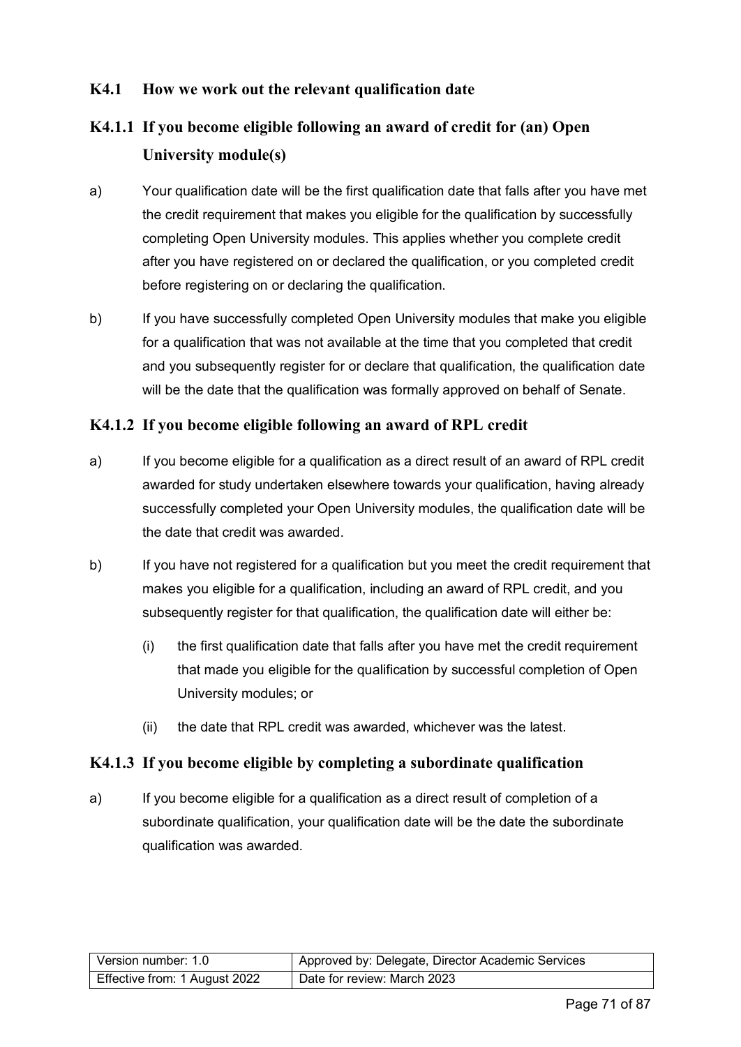## K4.1 How we work out the relevant qualification date

### K4.1.1 If you become eligible following an award of credit for (an) Open University module(s)

a) Your qualification date will be the first qualification date that falls after you have met the credit requirement that makes you eligible for the qualification by successfully completing Open University modules. This applies whether you complete credit after you have registered on or declared the qualification, or you completed credit before registering on or declaring the qualification.

b) If you have successfully completed Open University modules that make you eligible for a qualification that was not available at the time that you completed that credit and you subsequently register for or declare that qualification, the qualification date will be the date that the qualification was formally approved on behalf of Senate.

### K4.1.2 If you become eligible following an award of RPL credit

a) If you become eligible for a qualification as a direct result of an award of RPL credit awarded for study undertaken elsewhere towards your qualification, having already successfully completed your Open University modules, the qualification date will be the date that credit was awarded.

b) If you have not registered for a qualification but you meet the credit requirement that makes you eligible for a qualification, including an award of RPL credit, and you subsequently register for that qualification, the qualification date will either be:

(i) the first qualification date that falls after you have met the credit requirement that made you eligible for the qualification by successful completion of Open University modules; or

(ii) the date that RPL credit was awarded, whichever was the latest.

### K4.1.3 If you become eligible by completing a subordinate qualification

a) If you become eligible for a qualification as a direct result of completion of a subordinate qualification, your qualification date will be the date the subordinate qualification was awarded.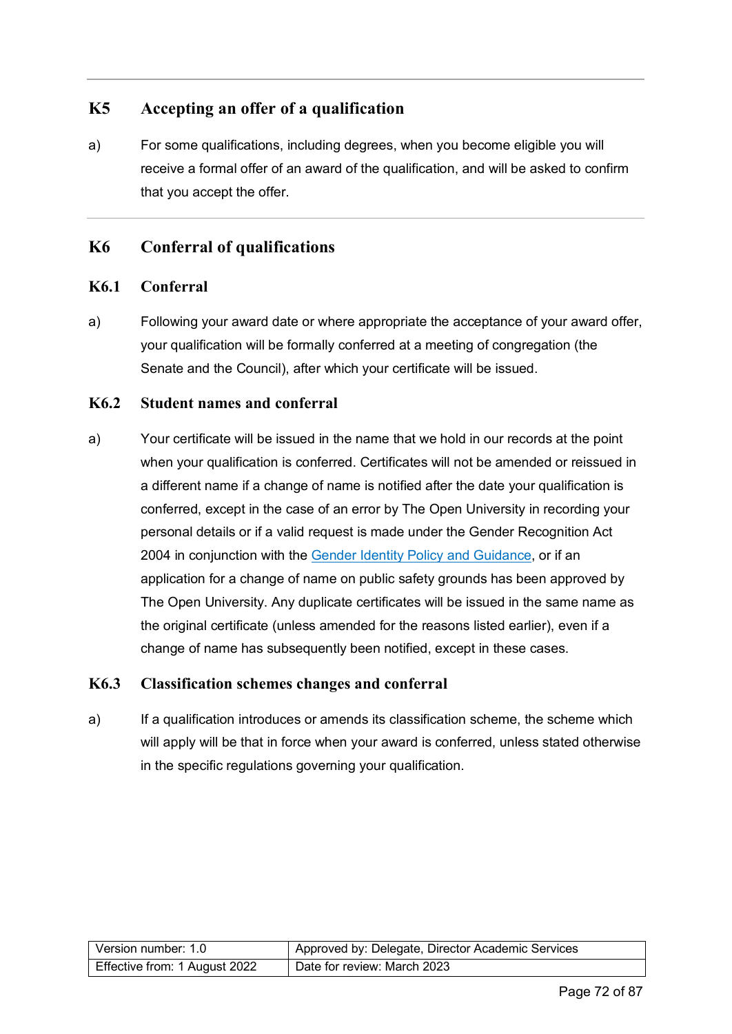## K5 Accepting an offer of a qualification

a) For some qualifications, including degrees, when you become eligible you will receive a formal offer of an award of the qualification, and will be asked to confirm that you accept the offer.

## K6 Conferral of qualifications

### K6.1 Conferral

a) Following your award date or where appropriate the acceptance of your award offer, your qualification will be formally conferred at a meeting of congregation (the Senate and the Council), after which your certificate will be issued.

### K6.2 Student names and conferral

a) Your certificate will be issued in the name that we hold in our records at the point when your qualification is conferred. Certificates will not be amended or reissued in a different name if a change of name is notified after the date your qualification is conferred, except in the case of an error by The Open University in recording your personal details or if a valid request is made under the Gender Recognition Act 2004 in conjunction with the Gender Identity Policy and Guidance, or if an application for a change of name on public safety grounds has been approved by The Open University. Any duplicate certificates will be issued in the same name as the original certificate (unless amended for the reasons listed earlier), even if a change of name has subsequently been notified, except in these cases.

### K6.3 Classification schemes changes and conferral

a) If a qualification introduces or amends its classification scheme, the scheme which will apply will be that in force when your award is conferred, unless stated otherwise in the specific regulations governing your qualification.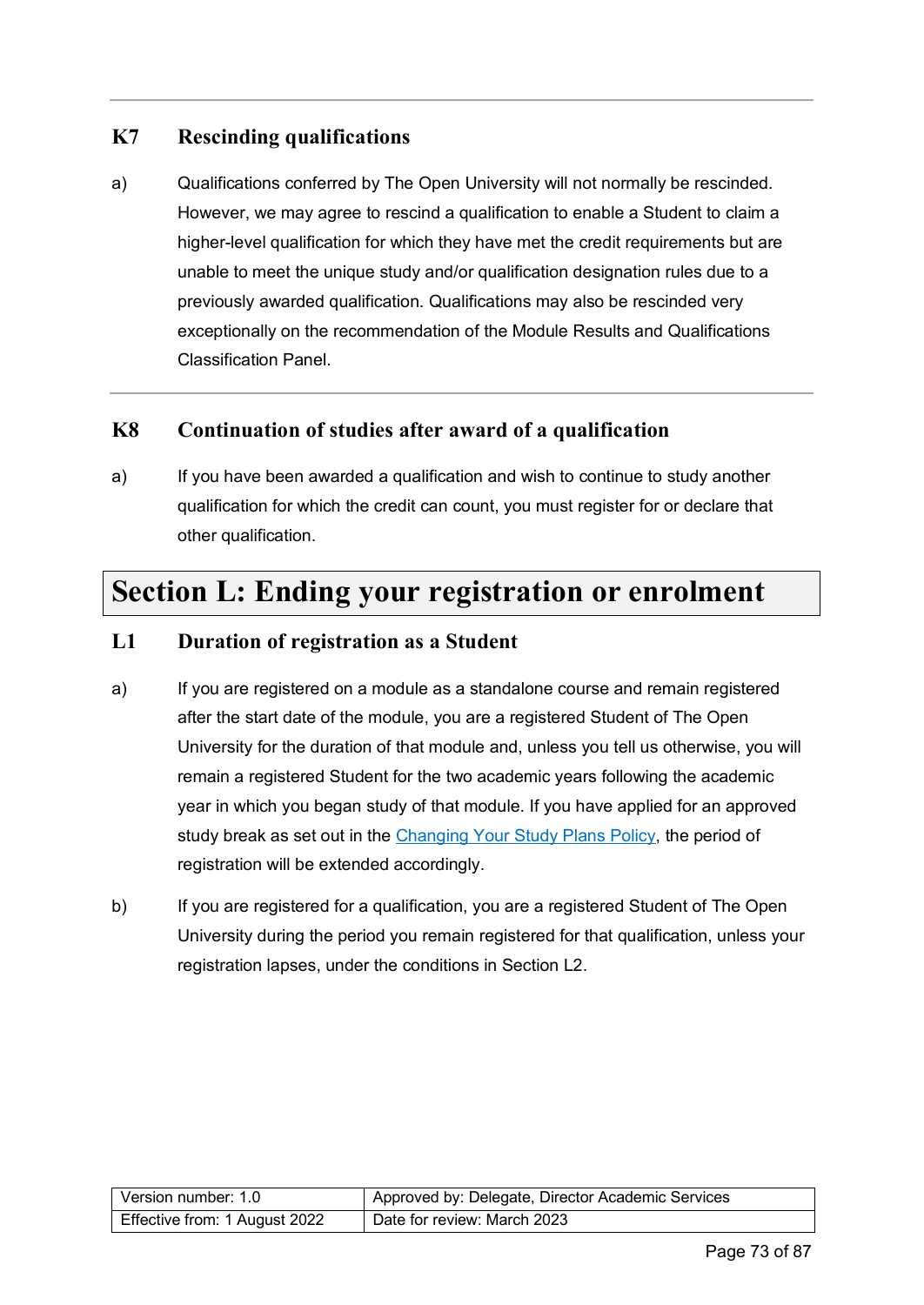## K7 Rescinding qualifications

a) Qualifications conferred by The Open University will not normally be rescinded. However, we may agree to rescind a qualification to enable a Student to claim a higher-level qualification for which they have met the credit requirements but are unable to meet the unique study and/or qualification designation rules due to a previously awarded qualification. Qualifications may also be rescinded very exceptionally on the recommendation of the Module Results and Qualifications Classification Panel.

## K8 Continuation of studies after award of a qualification

a) If you have been awarded a qualification and wish to continue to study another qualification for which the credit can count, you must register for or declare that other qualification.

# Section L: Ending your registration or enrolment

## L1 Duration of registration as a Student

a) If you are registered on a module as a standalone course and remain registered after the start date of the module, you are a registered Student of The Open University for the duration of that module and, unless you tell us otherwise, you will remain a registered Student for the two academic years following the academic year in which you began study of that module. If you have applied for an approved study break as set out in the Changing Your Study Plans Policy, the period of registration will be extended accordingly.

b) If you are registered for a qualification, you are a registered Student of The Open University during the period you remain registered for that qualification, unless your registration lapses, under the conditions in Section L2.

| Version number: 1.0 | Approved by: Delegate, Director Academic Services |
|---|---|
| Effective from: 1 August 2022 | Date for review: March 2023 |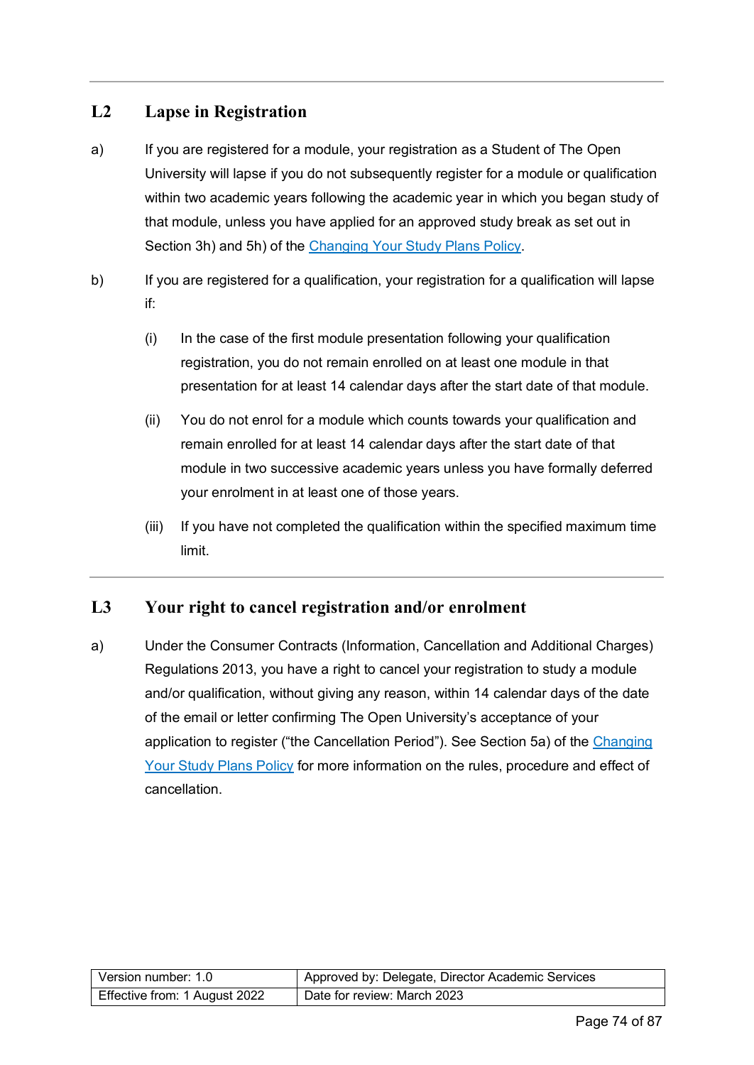## L2 Lapse in Registration

a) If you are registered for a module, your registration as a Student of The Open University will lapse if you do not subsequently register for a module or qualification within two academic years following the academic year in which you began study of that module, unless you have applied for an approved study break as set out in Section 3h) and 5h) of the [Changing Your Study Plans Policy](#).

b) If you are registered for a qualification, your registration for a qualification will lapse if:

   (i) In the case of the first module presentation following your qualification registration, you do not remain enrolled on at least one module in that presentation for at least 14 calendar days after the start date of that module.

   (ii) You do not enrol for a module which counts towards your qualification and remain enrolled for at least 14 calendar days after the start date of that module in two successive academic years unless you have formally deferred your enrolment in at least one of those years.

   (iii) If you have not completed the qualification within the specified maximum time limit.

## L3 Your right to cancel registration and/or enrolment

a) Under the Consumer Contracts (Information, Cancellation and Additional Charges) Regulations 2013, you have a right to cancel your registration to study a module and/or qualification, without giving any reason, within 14 calendar days of the date of the email or letter confirming The Open University's acceptance of your application to register ("the Cancellation Period"). See Section 5a) of the [Changing Your Study Plans Policy](#) for more information on the rules, procedure and effect of cancellation.

| Version number: 1.0 | Approved by: Delegate, Director Academic Services |
|---|---|
| Effective from: 1 August 2022 | Date for review: March 2023 |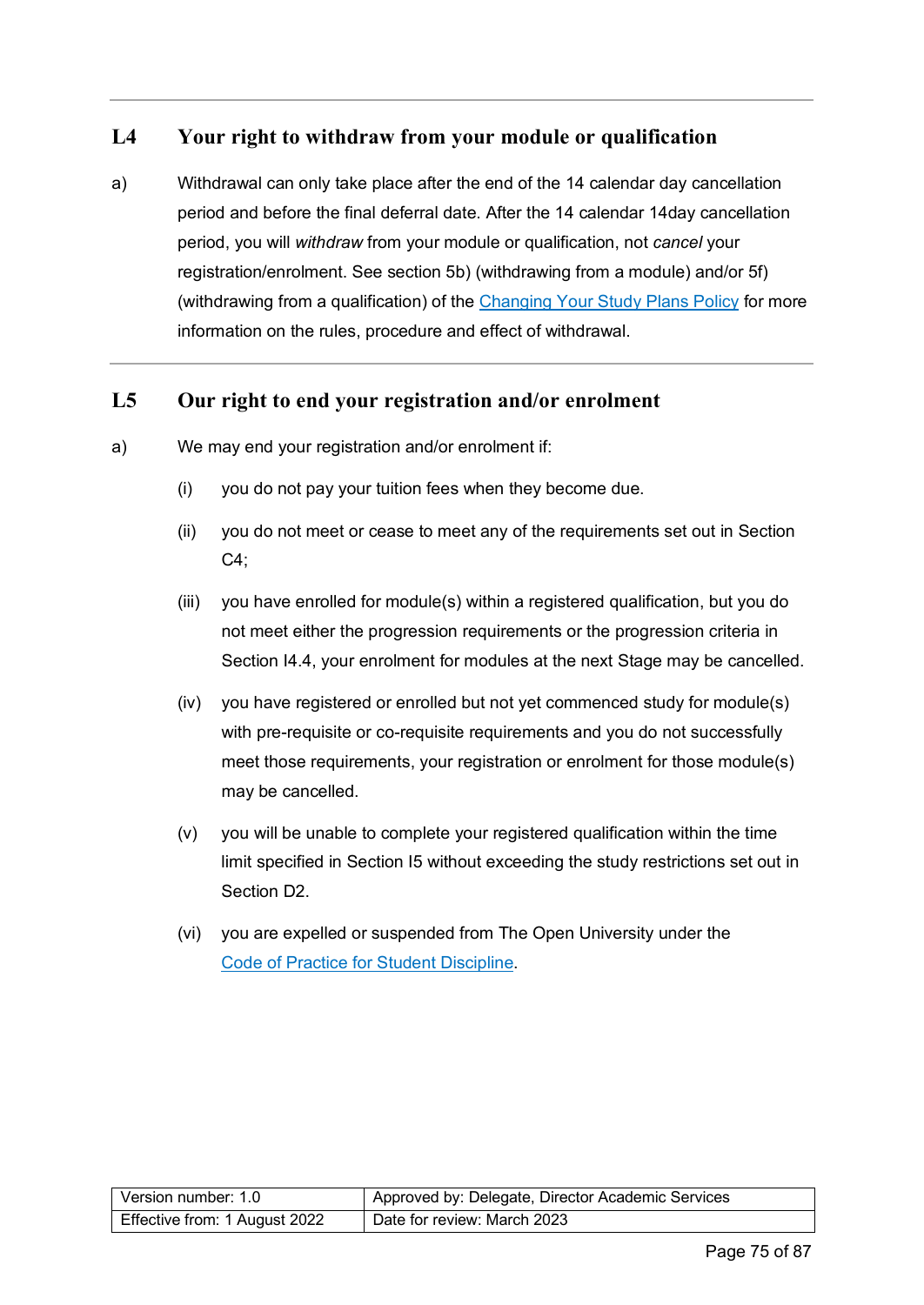## L4 Your right to withdraw from your module or qualification

a) Withdrawal can only take place after the end of the 14 calendar day cancellation period and before the final deferral date. After the 14 calendar 14day cancellation period, you will *withdraw* from your module or qualification, not *cancel* your registration/enrolment. See section 5b) (withdrawing from a module) and/or 5f) (withdrawing from a qualification) of the Changing Your Study Plans Policy for more information on the rules, procedure and effect of withdrawal.

## L5 Our right to end your registration and/or enrolment

a) We may end your registration and/or enrolment if:

(i) you do not pay your tuition fees when they become due.

(ii) you do not meet or cease to meet any of the requirements set out in Section C4;

(iii) you have enrolled for module(s) within a registered qualification, but you do not meet either the progression requirements or the progression criteria in Section I4.4, your enrolment for modules at the next Stage may be cancelled.

(iv) you have registered or enrolled but not yet commenced study for module(s) with pre-requisite or co-requisite requirements and you do not successfully meet those requirements, your registration or enrolment for those module(s) may be cancelled.

(v) you will be unable to complete your registered qualification within the time limit specified in Section I5 without exceeding the study restrictions set out in Section D2.

(vi) you are expelled or suspended from The Open University under the Code of Practice for Student Discipline.

| Version number: 1.0 | Approved by: Delegate, Director Academic Services |
|---|---|
| Effective from: 1 August 2022 | Date for review: March 2023 |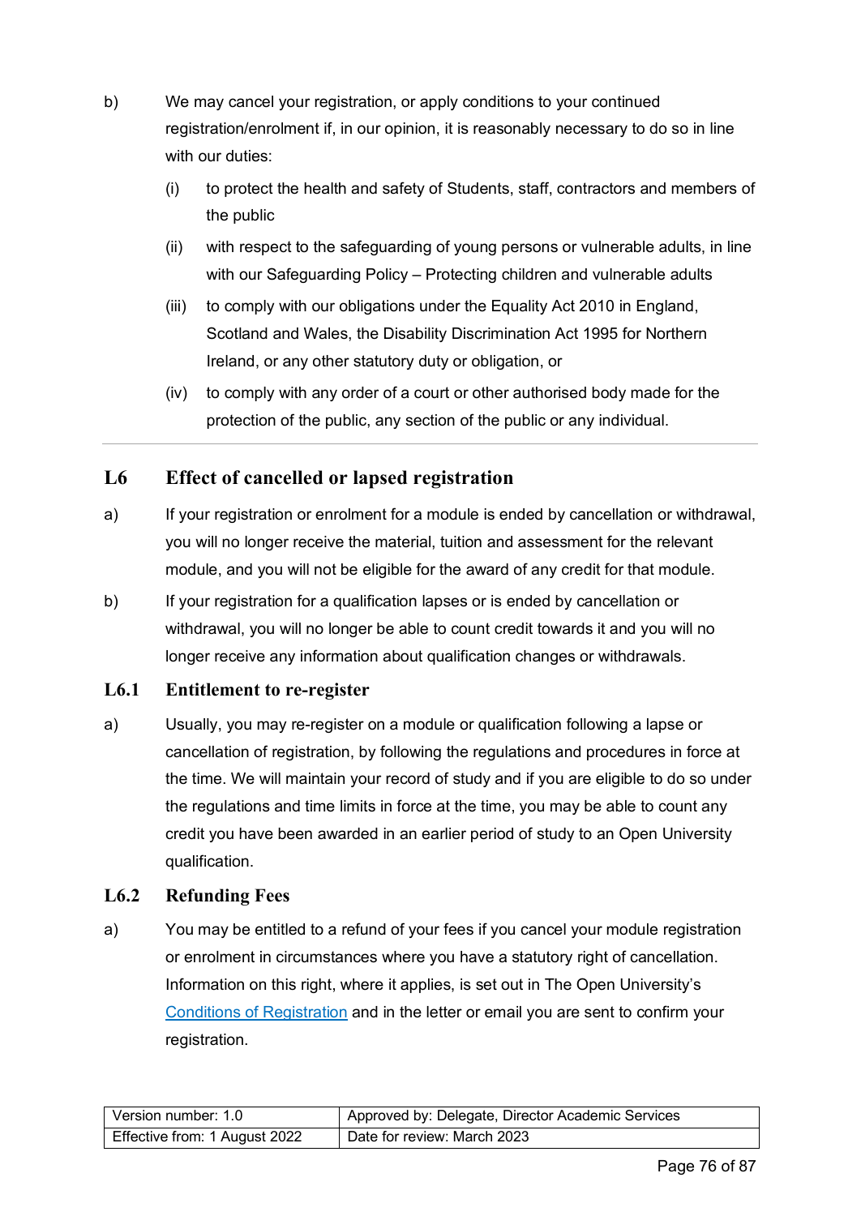b) We may cancel your registration, or apply conditions to your continued registration/enrolment if, in our opinion, it is reasonably necessary to do so in line with our duties:

   (i) to protect the health and safety of Students, staff, contractors and members of the public

   (ii) with respect to the safeguarding of young persons or vulnerable adults, in line with our Safeguarding Policy – Protecting children and vulnerable adults

   (iii) to comply with our obligations under the Equality Act 2010 in England, Scotland and Wales, the Disability Discrimination Act 1995 for Northern Ireland, or any other statutory duty or obligation, or

   (iv) to comply with any order of a court or other authorised body made for the protection of the public, any section of the public or any individual.

---

## L6 Effect of cancelled or lapsed registration

a) If your registration or enrolment for a module is ended by cancellation or withdrawal, you will no longer receive the material, tuition and assessment for the relevant module, and you will not be eligible for the award of any credit for that module.

b) If your registration for a qualification lapses or is ended by cancellation or withdrawal, you will no longer be able to count credit towards it and you will no longer receive any information about qualification changes or withdrawals.

### L6.1 Entitlement to re-register

a) Usually, you may re-register on a module or qualification following a lapse or cancellation of registration, by following the regulations and procedures in force at the time. We will maintain your record of study and if you are eligible to do so under the regulations and time limits in force at the time, you may be able to count any credit you have been awarded in an earlier period of study to an Open University qualification.

### L6.2 Refunding Fees

a) You may be entitled to a refund of your fees if you cancel your module registration or enrolment in circumstances where you have a statutory right of cancellation. Information on this right, where it applies, is set out in The Open University's Conditions of Registration and in the letter or email you are sent to confirm your registration.

| Version number: 1.0 | Approved by: Delegate, Director Academic Services |
|---|---|
| Effective from: 1 August 2022 | Date for review: March 2023 |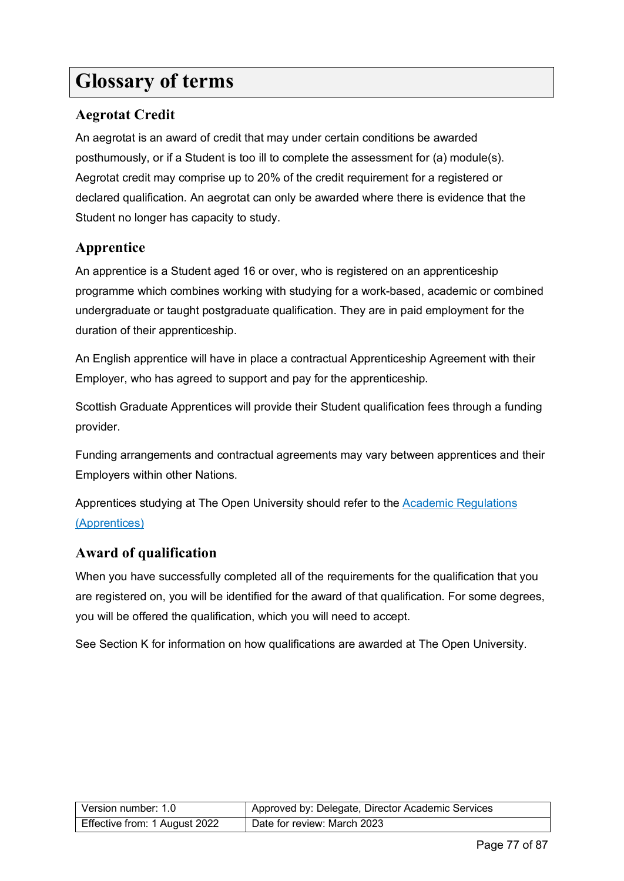# Glossary of terms

## Aegrotat Credit

An aegrotat is an award of credit that may under certain conditions be awarded posthumously, or if a Student is too ill to complete the assessment for (a) module(s). Aegrotat credit may comprise up to 20% of the credit requirement for a registered or declared qualification. An aegrotat can only be awarded where there is evidence that the Student no longer has capacity to study.

## Apprentice

An apprentice is a Student aged 16 or over, who is registered on an apprenticeship programme which combines working with studying for a work-based, academic or combined undergraduate or taught postgraduate qualification. They are in paid employment for the duration of their apprenticeship.

An English apprentice will have in place a contractual Apprenticeship Agreement with their Employer, who has agreed to support and pay for the apprenticeship.

Scottish Graduate Apprentices will provide their Student qualification fees through a funding provider.

Funding arrangements and contractual agreements may vary between apprentices and their Employers within other Nations.

Apprentices studying at The Open University should refer to the Academic Regulations (Apprentices)

## Award of qualification

When you have successfully completed all of the requirements for the qualification that you are registered on, you will be identified for the award of that qualification. For some degrees, you will be offered the qualification, which you will need to accept.

See Section K for information on how qualifications are awarded at The Open University.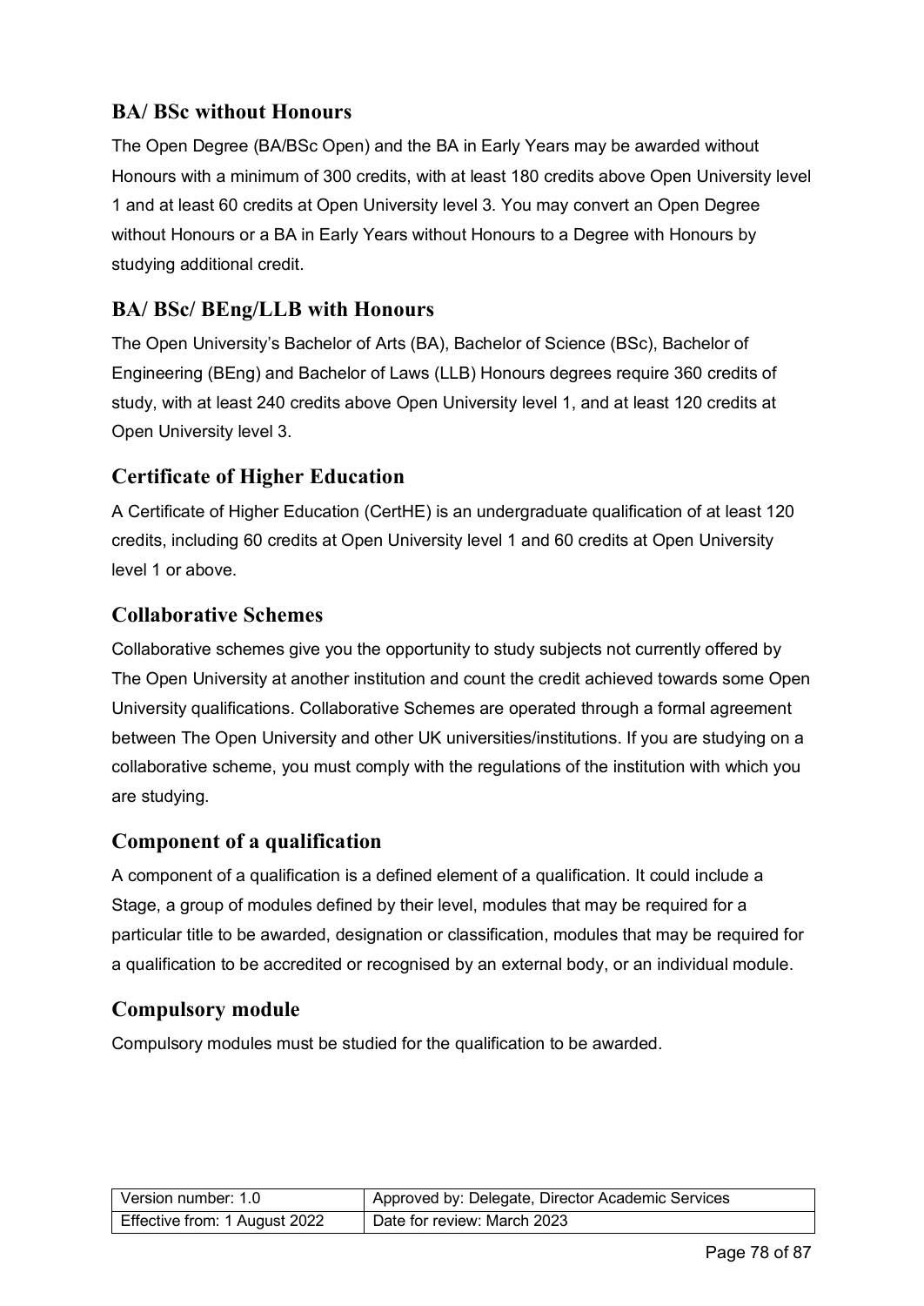## BA/ BSc without Honours

The Open Degree (BA/BSc Open) and the BA in Early Years may be awarded without Honours with a minimum of 300 credits, with at least 180 credits above Open University level 1 and at least 60 credits at Open University level 3. You may convert an Open Degree without Honours or a BA in Early Years without Honours to a Degree with Honours by studying additional credit.

## BA/ BSc/ BEng/LLB with Honours

The Open University's Bachelor of Arts (BA), Bachelor of Science (BSc), Bachelor of Engineering (BEng) and Bachelor of Laws (LLB) Honours degrees require 360 credits of study, with at least 240 credits above Open University level 1, and at least 120 credits at Open University level 3.

## Certificate of Higher Education

A Certificate of Higher Education (CertHE) is an undergraduate qualification of at least 120 credits, including 60 credits at Open University level 1 and 60 credits at Open University level 1 or above.

## Collaborative Schemes

Collaborative schemes give you the opportunity to study subjects not currently offered by The Open University at another institution and count the credit achieved towards some Open University qualifications. Collaborative Schemes are operated through a formal agreement between The Open University and other UK universities/institutions. If you are studying on a collaborative scheme, you must comply with the regulations of the institution with which you are studying.

## Component of a qualification

A component of a qualification is a defined element of a qualification. It could include a Stage, a group of modules defined by their level, modules that may be required for a particular title to be awarded, designation or classification, modules that may be required for a qualification to be accredited or recognised by an external body, or an individual module.

## Compulsory module

Compulsory modules must be studied for the qualification to be awarded.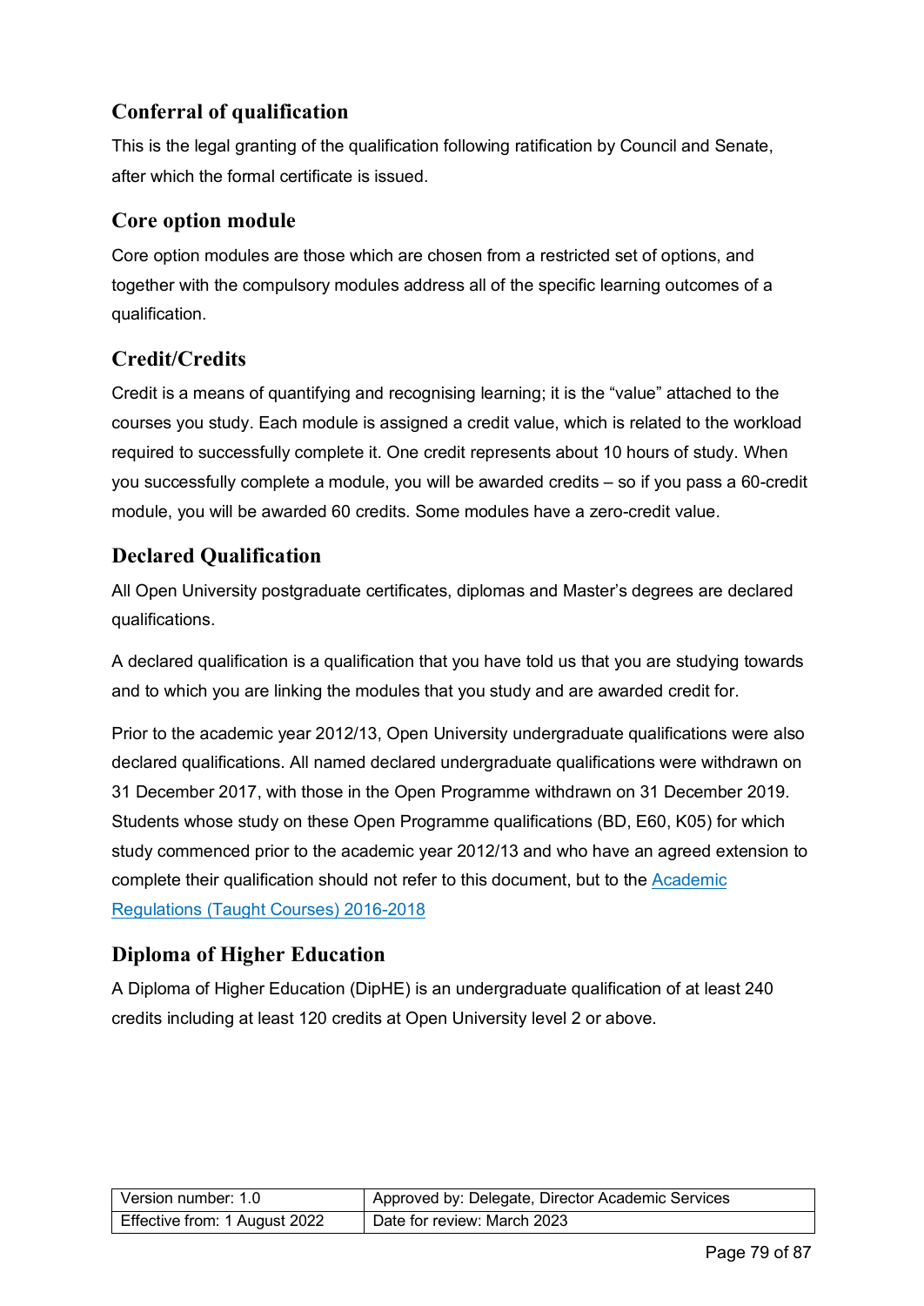## Conferral of qualification

This is the legal granting of the qualification following ratification by Council and Senate, after which the formal certificate is issued.

## Core option module

Core option modules are those which are chosen from a restricted set of options, and together with the compulsory modules address all of the specific learning outcomes of a qualification.

## Credit/Credits

Credit is a means of quantifying and recognising learning; it is the “value” attached to the courses you study. Each module is assigned a credit value, which is related to the workload required to successfully complete it. One credit represents about 10 hours of study. When you successfully complete a module, you will be awarded credits – so if you pass a 60-credit module, you will be awarded 60 credits. Some modules have a zero-credit value.

## Declared Qualification

All Open University postgraduate certificates, diplomas and Master’s degrees are declared qualifications.

A declared qualification is a qualification that you have told us that you are studying towards and to which you are linking the modules that you study and are awarded credit for.

Prior to the academic year 2012/13, Open University undergraduate qualifications were also declared qualifications. All named declared undergraduate qualifications were withdrawn on 31 December 2017, with those in the Open Programme withdrawn on 31 December 2019. Students whose study on these Open Programme qualifications (BD, E60, K05) for which study commenced prior to the academic year 2012/13 and who have an agreed extension to complete their qualification should not refer to this document, but to the Academic Regulations (Taught Courses) 2016-2018

## Diploma of Higher Education

A Diploma of Higher Education (DipHE) is an undergraduate qualification of at least 240 credits including at least 120 credits at Open University level 2 or above.

| Version number: 1.0 | Approved by: Delegate, Director Academic Services |
|---|---|
| Effective from: 1 August 2022 | Date for review: March 2023 |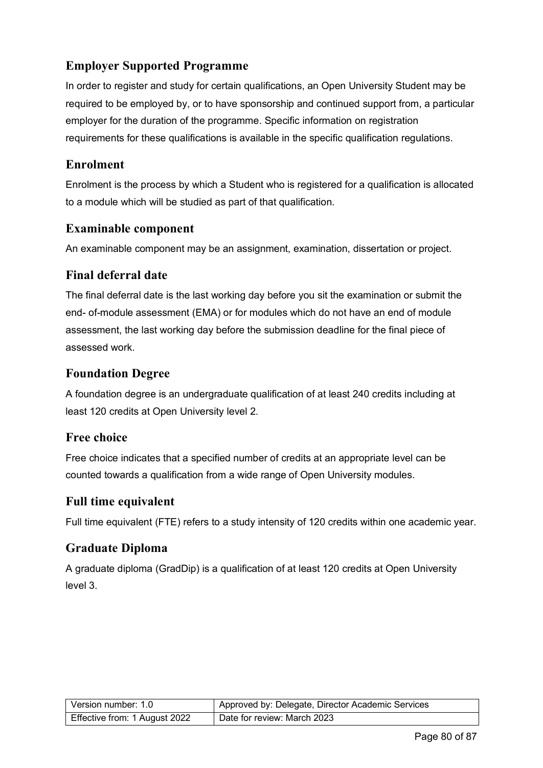## Employer Supported Programme

In order to register and study for certain qualifications, an Open University Student may be required to be employed by, or to have sponsorship and continued support from, a particular employer for the duration of the programme. Specific information on registration requirements for these qualifications is available in the specific qualification regulations.

## Enrolment

Enrolment is the process by which a Student who is registered for a qualification is allocated to a module which will be studied as part of that qualification.

## Examinable component

An examinable component may be an assignment, examination, dissertation or project.

## Final deferral date

The final deferral date is the last working day before you sit the examination or submit the end- of-module assessment (EMA) or for modules which do not have an end of module assessment, the last working day before the submission deadline for the final piece of assessed work.

## Foundation Degree

A foundation degree is an undergraduate qualification of at least 240 credits including at least 120 credits at Open University level 2.

## Free choice

Free choice indicates that a specified number of credits at an appropriate level can be counted towards a qualification from a wide range of Open University modules.

## Full time equivalent

Full time equivalent (FTE) refers to a study intensity of 120 credits within one academic year.

## Graduate Diploma

A graduate diploma (GradDip) is a qualification of at least 120 credits at Open University level 3.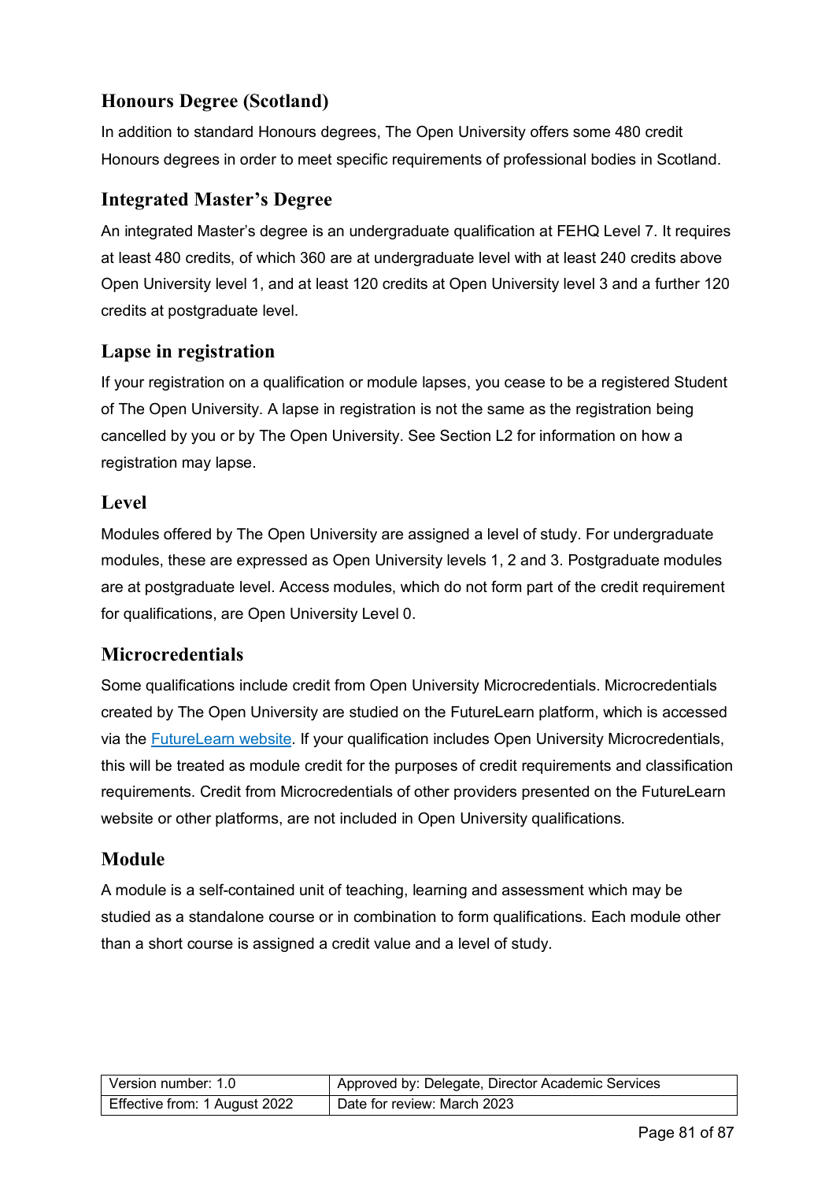## Honours Degree (Scotland)

In addition to standard Honours degrees, The Open University offers some 480 credit Honours degrees in order to meet specific requirements of professional bodies in Scotland.

## Integrated Master's Degree

An integrated Master's degree is an undergraduate qualification at FEHQ Level 7. It requires at least 480 credits, of which 360 are at undergraduate level with at least 240 credits above Open University level 1, and at least 120 credits at Open University level 3 and a further 120 credits at postgraduate level.

## Lapse in registration

If your registration on a qualification or module lapses, you cease to be a registered Student of The Open University. A lapse in registration is not the same as the registration being cancelled by you or by The Open University. See Section L2 for information on how a registration may lapse.

## Level

Modules offered by The Open University are assigned a level of study. For undergraduate modules, these are expressed as Open University levels 1, 2 and 3. Postgraduate modules are at postgraduate level. Access modules, which do not form part of the credit requirement for qualifications, are Open University Level 0.

## Microcredentials

Some qualifications include credit from Open University Microcredentials. Microcredentials created by The Open University are studied on the FutureLearn platform, which is accessed via the [FutureLearn website](). If your qualification includes Open University Microcredentials, this will be treated as module credit for the purposes of credit requirements and classification requirements. Credit from Microcredentials of other providers presented on the FutureLearn website or other platforms, are not included in Open University qualifications.

## Module

A module is a self-contained unit of teaching, learning and assessment which may be studied as a standalone course or in combination to form qualifications. Each module other than a short course is assigned a credit value and a level of study.

| Version number: 1.0 | Approved by: Delegate, Director Academic Services |
|---|---|
| Effective from: 1 August 2022 | Date for review: March 2023 |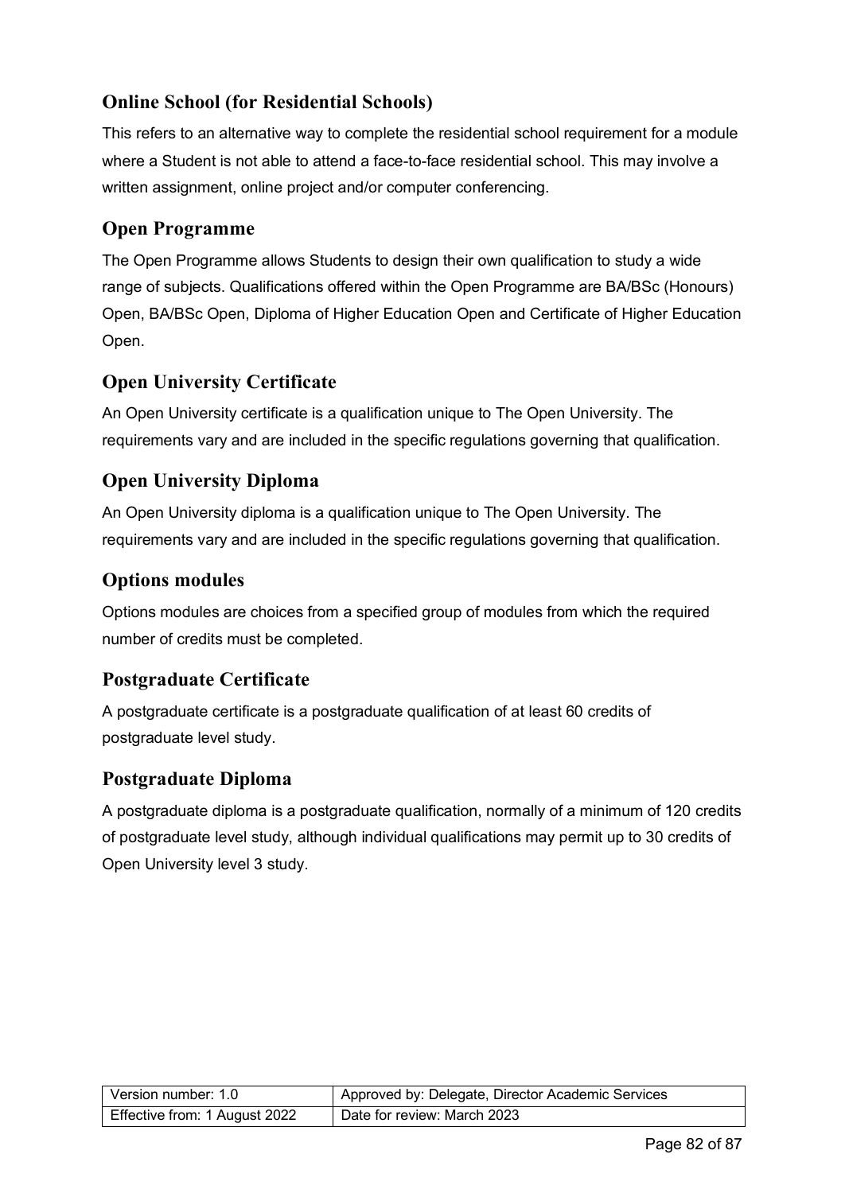## Online School (for Residential Schools)

This refers to an alternative way to complete the residential school requirement for a module where a Student is not able to attend a face-to-face residential school. This may involve a written assignment, online project and/or computer conferencing.

## Open Programme

The Open Programme allows Students to design their own qualification to study a wide range of subjects. Qualifications offered within the Open Programme are BA/BSc (Honours) Open, BA/BSc Open, Diploma of Higher Education Open and Certificate of Higher Education Open.

## Open University Certificate

An Open University certificate is a qualification unique to The Open University. The requirements vary and are included in the specific regulations governing that qualification.

## Open University Diploma

An Open University diploma is a qualification unique to The Open University. The requirements vary and are included in the specific regulations governing that qualification.

## Options modules

Options modules are choices from a specified group of modules from which the required number of credits must be completed.

## Postgraduate Certificate

A postgraduate certificate is a postgraduate qualification of at least 60 credits of postgraduate level study.

## Postgraduate Diploma

A postgraduate diploma is a postgraduate qualification, normally of a minimum of 120 credits of postgraduate level study, although individual qualifications may permit up to 30 credits of Open University level 3 study.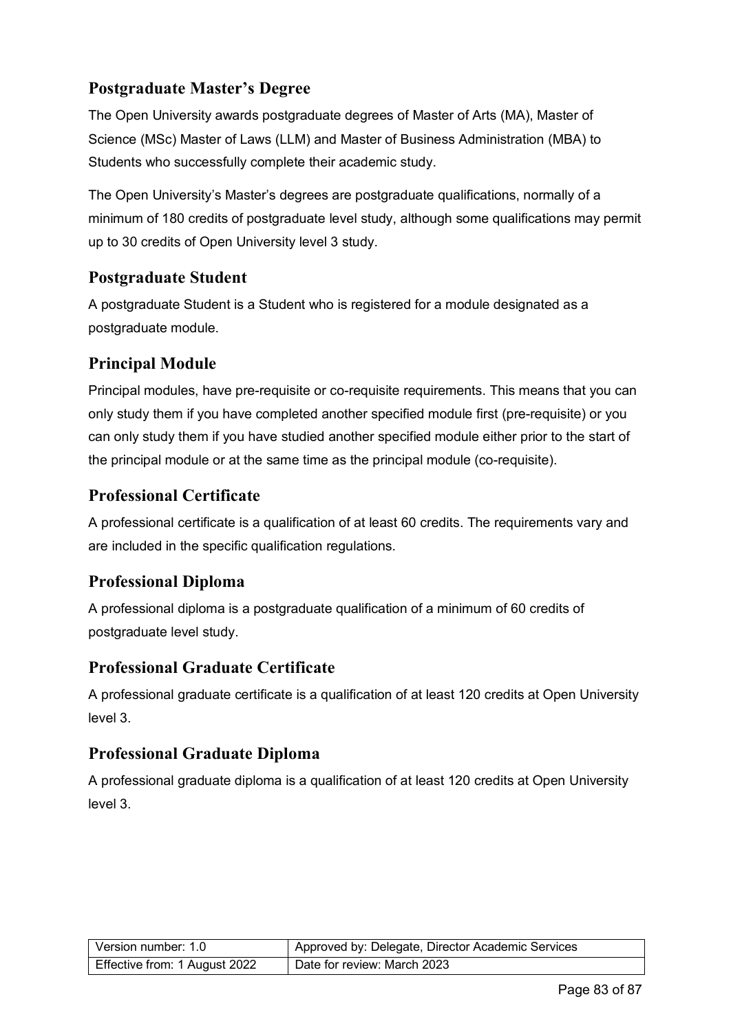## Postgraduate Master's Degree

The Open University awards postgraduate degrees of Master of Arts (MA), Master of Science (MSc) Master of Laws (LLM) and Master of Business Administration (MBA) to Students who successfully complete their academic study.

The Open University's Master's degrees are postgraduate qualifications, normally of a minimum of 180 credits of postgraduate level study, although some qualifications may permit up to 30 credits of Open University level 3 study.

## Postgraduate Student

A postgraduate Student is a Student who is registered for a module designated as a postgraduate module.

## Principal Module

Principal modules, have pre-requisite or co-requisite requirements. This means that you can only study them if you have completed another specified module first (pre-requisite) or you can only study them if you have studied another specified module either prior to the start of the principal module or at the same time as the principal module (co-requisite).

## Professional Certificate

A professional certificate is a qualification of at least 60 credits. The requirements vary and are included in the specific qualification regulations.

## Professional Diploma

A professional diploma is a postgraduate qualification of a minimum of 60 credits of postgraduate level study.

## Professional Graduate Certificate

A professional graduate certificate is a qualification of at least 120 credits at Open University level 3.

## Professional Graduate Diploma

A professional graduate diploma is a qualification of at least 120 credits at Open University level 3.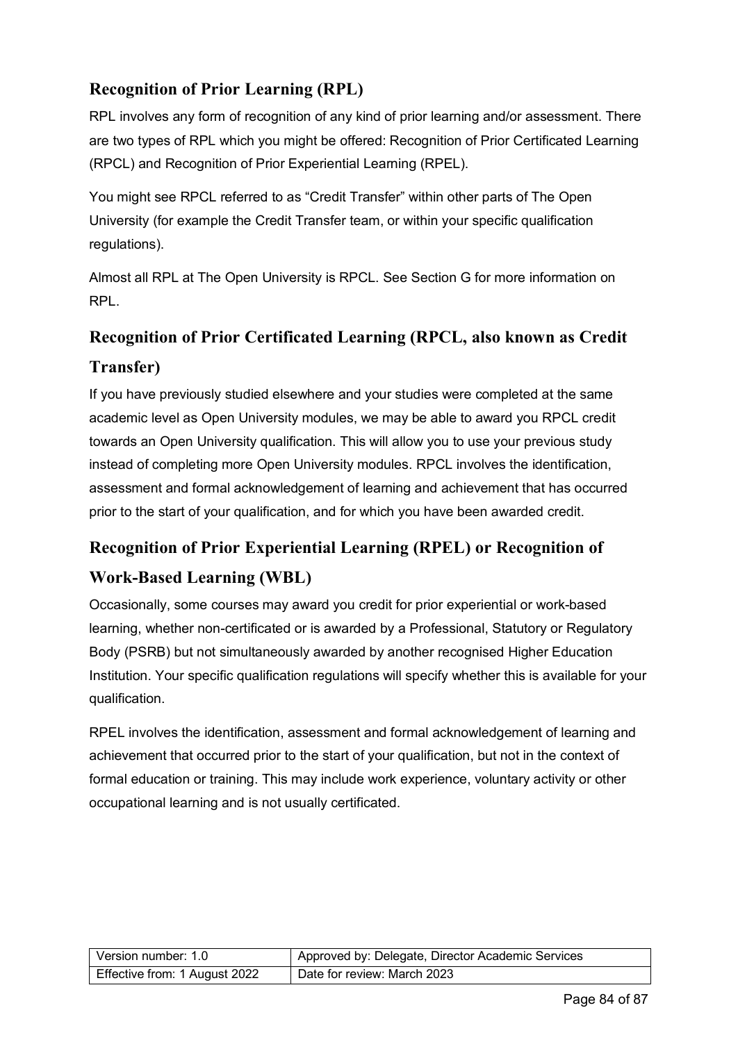## Recognition of Prior Learning (RPL)

RPL involves any form of recognition of any kind of prior learning and/or assessment. There are two types of RPL which you might be offered: Recognition of Prior Certificated Learning (RPCL) and Recognition of Prior Experiential Learning (RPEL).

You might see RPCL referred to as "Credit Transfer" within other parts of The Open University (for example the Credit Transfer team, or within your specific qualification regulations).

Almost all RPL at The Open University is RPCL. See Section G for more information on RPL.

## Recognition of Prior Certificated Learning (RPCL, also known as Credit Transfer)

If you have previously studied elsewhere and your studies were completed at the same academic level as Open University modules, we may be able to award you RPCL credit towards an Open University qualification. This will allow you to use your previous study instead of completing more Open University modules. RPCL involves the identification, assessment and formal acknowledgement of learning and achievement that has occurred prior to the start of your qualification, and for which you have been awarded credit.

## Recognition of Prior Experiential Learning (RPEL) or Recognition of Work-Based Learning (WBL)

Occasionally, some courses may award you credit for prior experiential or work-based learning, whether non-certificated or is awarded by a Professional, Statutory or Regulatory Body (PSRB) but not simultaneously awarded by another recognised Higher Education Institution. Your specific qualification regulations will specify whether this is available for your qualification.

RPEL involves the identification, assessment and formal acknowledgement of learning and achievement that occurred prior to the start of your qualification, but not in the context of formal education or training. This may include work experience, voluntary activity or other occupational learning and is not usually certificated.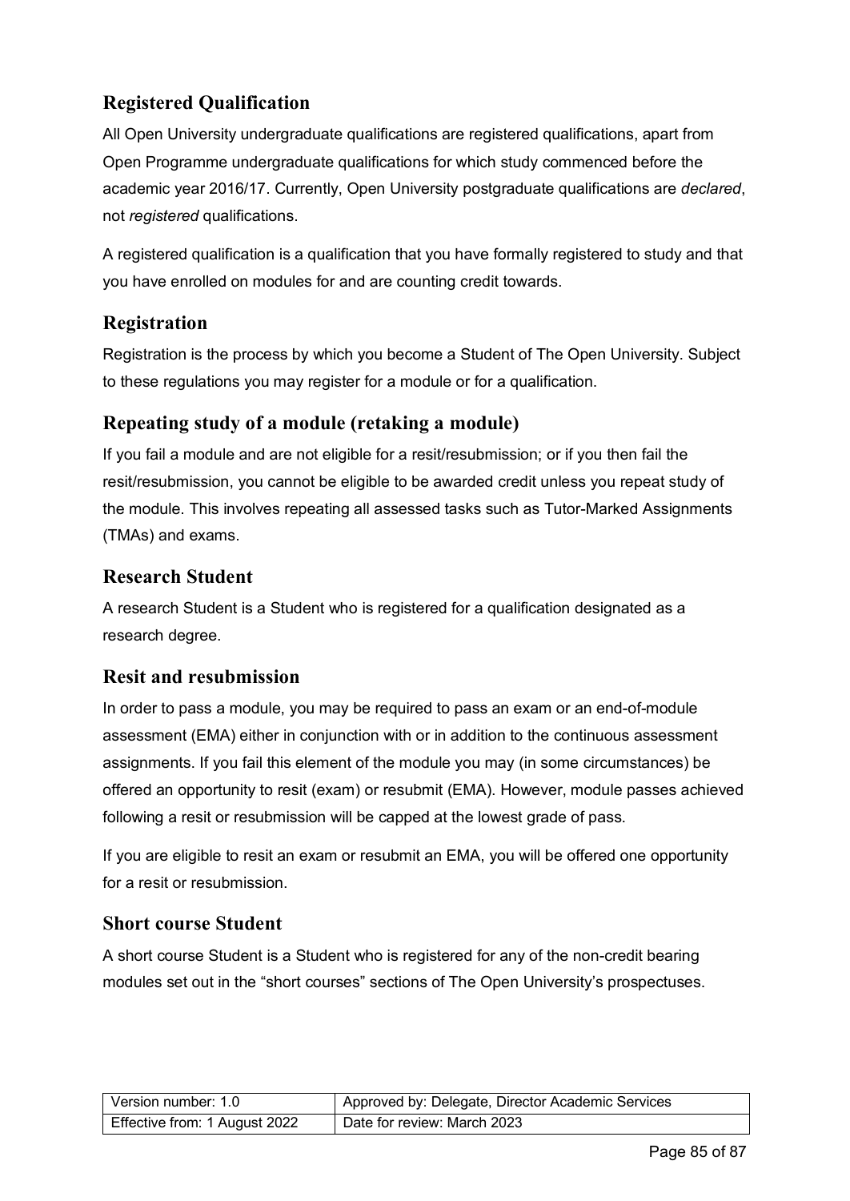## Registered Qualification

All Open University undergraduate qualifications are registered qualifications, apart from Open Programme undergraduate qualifications for which study commenced before the academic year 2016/17. Currently, Open University postgraduate qualifications are *declared*, not *registered* qualifications.

A registered qualification is a qualification that you have formally registered to study and that you have enrolled on modules for and are counting credit towards.

## Registration

Registration is the process by which you become a Student of The Open University. Subject to these regulations you may register for a module or for a qualification.

## Repeating study of a module (retaking a module)

If you fail a module and are not eligible for a resit/resubmission; or if you then fail the resit/resubmission, you cannot be eligible to be awarded credit unless you repeat study of the module. This involves repeating all assessed tasks such as Tutor-Marked Assignments (TMAs) and exams.

## Research Student

A research Student is a Student who is registered for a qualification designated as a research degree.

## Resit and resubmission

In order to pass a module, you may be required to pass an exam or an end-of-module assessment (EMA) either in conjunction with or in addition to the continuous assessment assignments. If you fail this element of the module you may (in some circumstances) be offered an opportunity to resit (exam) or resubmit (EMA). However, module passes achieved following a resit or resubmission will be capped at the lowest grade of pass.

If you are eligible to resit an exam or resubmit an EMA, you will be offered one opportunity for a resit or resubmission.

## Short course Student

A short course Student is a Student who is registered for any of the non-credit bearing modules set out in the "short courses" sections of The Open University's prospectuses.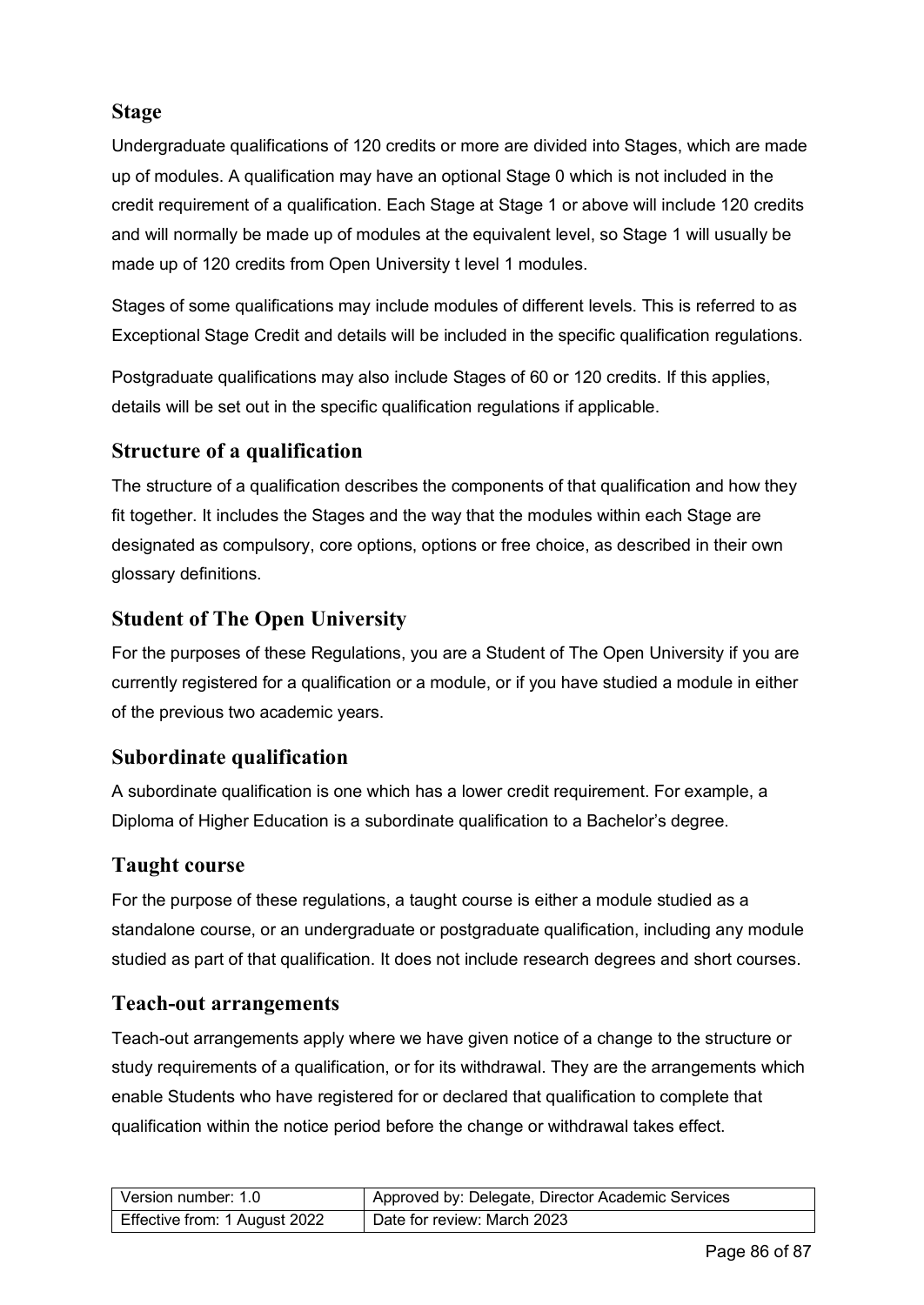## Stage

Undergraduate qualifications of 120 credits or more are divided into Stages, which are made up of modules. A qualification may have an optional Stage 0 which is not included in the credit requirement of a qualification. Each Stage at Stage 1 or above will include 120 credits and will normally be made up of modules at the equivalent level, so Stage 1 will usually be made up of 120 credits from Open University t level 1 modules.

Stages of some qualifications may include modules of different levels. This is referred to as Exceptional Stage Credit and details will be included in the specific qualification regulations.

Postgraduate qualifications may also include Stages of 60 or 120 credits. If this applies, details will be set out in the specific qualification regulations if applicable.

## Structure of a qualification

The structure of a qualification describes the components of that qualification and how they fit together. It includes the Stages and the way that the modules within each Stage are designated as compulsory, core options, options or free choice, as described in their own glossary definitions.

## Student of The Open University

For the purposes of these Regulations, you are a Student of The Open University if you are currently registered for a qualification or a module, or if you have studied a module in either of the previous two academic years.

## Subordinate qualification

A subordinate qualification is one which has a lower credit requirement. For example, a Diploma of Higher Education is a subordinate qualification to a Bachelor's degree.

## Taught course

For the purpose of these regulations, a taught course is either a module studied as a standalone course, or an undergraduate or postgraduate qualification, including any module studied as part of that qualification. It does not include research degrees and short courses.

## Teach-out arrangements

Teach-out arrangements apply where we have given notice of a change to the structure or study requirements of a qualification, or for its withdrawal. They are the arrangements which enable Students who have registered for or declared that qualification to complete that qualification within the notice period before the change or withdrawal takes effect.

| Version number: 1.0 | Approved by: Delegate, Director Academic Services |
|---|---|
| Effective from: 1 August 2022 | Date for review: March 2023 |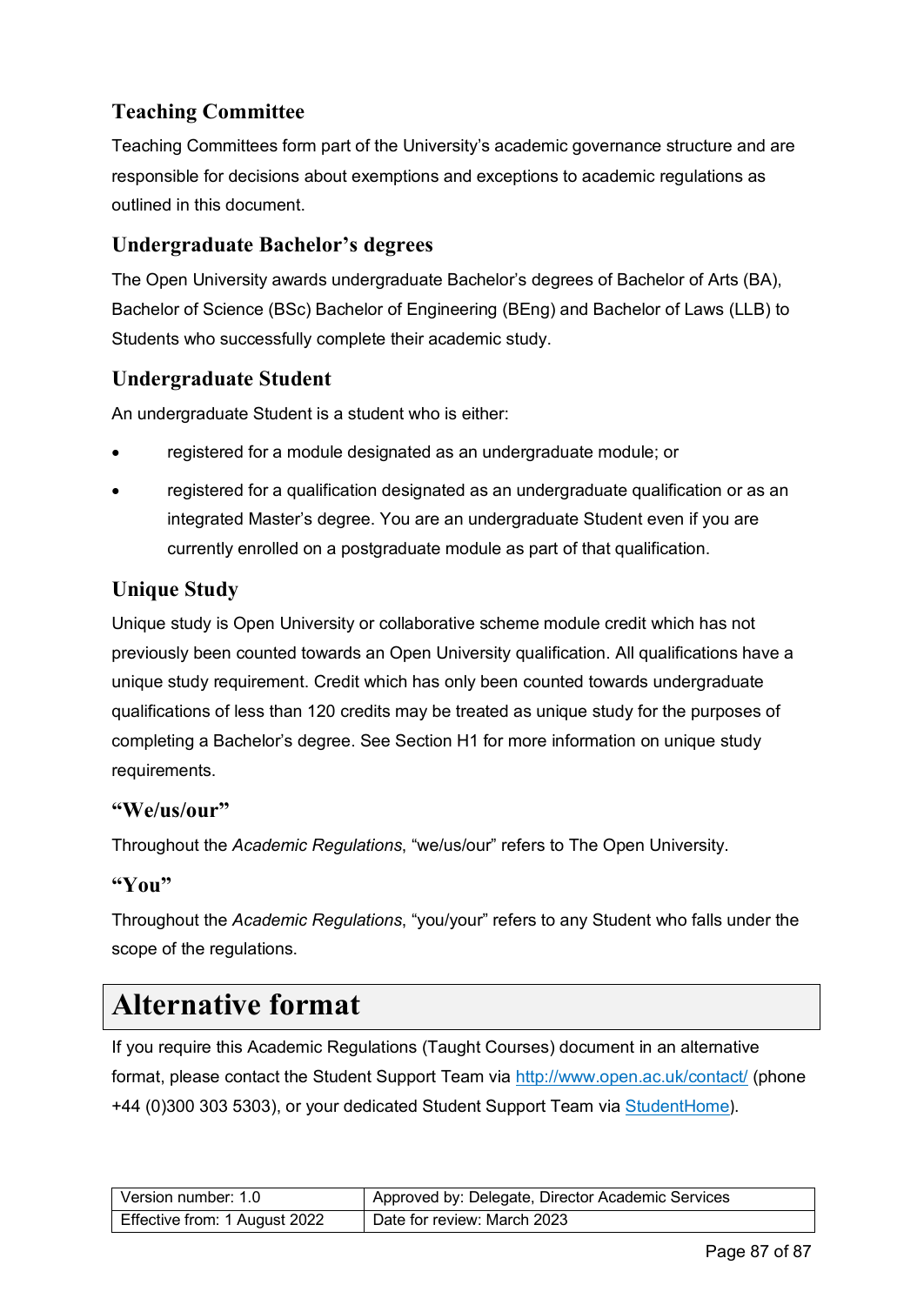### Teaching Committee

Teaching Committees form part of the University's academic governance structure and are responsible for decisions about exemptions and exceptions to academic regulations as outlined in this document.

### Undergraduate Bachelor's degrees

The Open University awards undergraduate Bachelor's degrees of Bachelor of Arts (BA), Bachelor of Science (BSc) Bachelor of Engineering (BEng) and Bachelor of Laws (LLB) to Students who successfully complete their academic study.

### Undergraduate Student

An undergraduate Student is a student who is either:

- registered for a module designated as an undergraduate module; or
- registered for a qualification designated as an undergraduate qualification or as an integrated Master's degree. You are an undergraduate Student even if you are currently enrolled on a postgraduate module as part of that qualification.

### Unique Study

Unique study is Open University or collaborative scheme module credit which has not previously been counted towards an Open University qualification. All qualifications have a unique study requirement. Credit which has only been counted towards undergraduate qualifications of less than 120 credits may be treated as unique study for the purposes of completing a Bachelor's degree. See Section H1 for more information on unique study requirements.

### "We/us/our"

Throughout the *Academic Regulations*, "we/us/our" refers to The Open University.

### "You"

Throughout the *Academic Regulations*, "you/your" refers to any Student who falls under the scope of the regulations.

# Alternative format

If you require this Academic Regulations (Taught Courses) document in an alternative format, please contact the Student Support Team via [http://www.open.ac.uk/contact/](http://www.open.ac.uk/contact/) (phone +44 (0)300 303 5303), or your dedicated Student Support Team via [StudentHome](StudentHome)).

| | |
|---|---|
| Version number: 1.0 | Approved by: Delegate, Director Academic Services |
| Effective from: 1 August 2022 | Date for review: March 2023 |